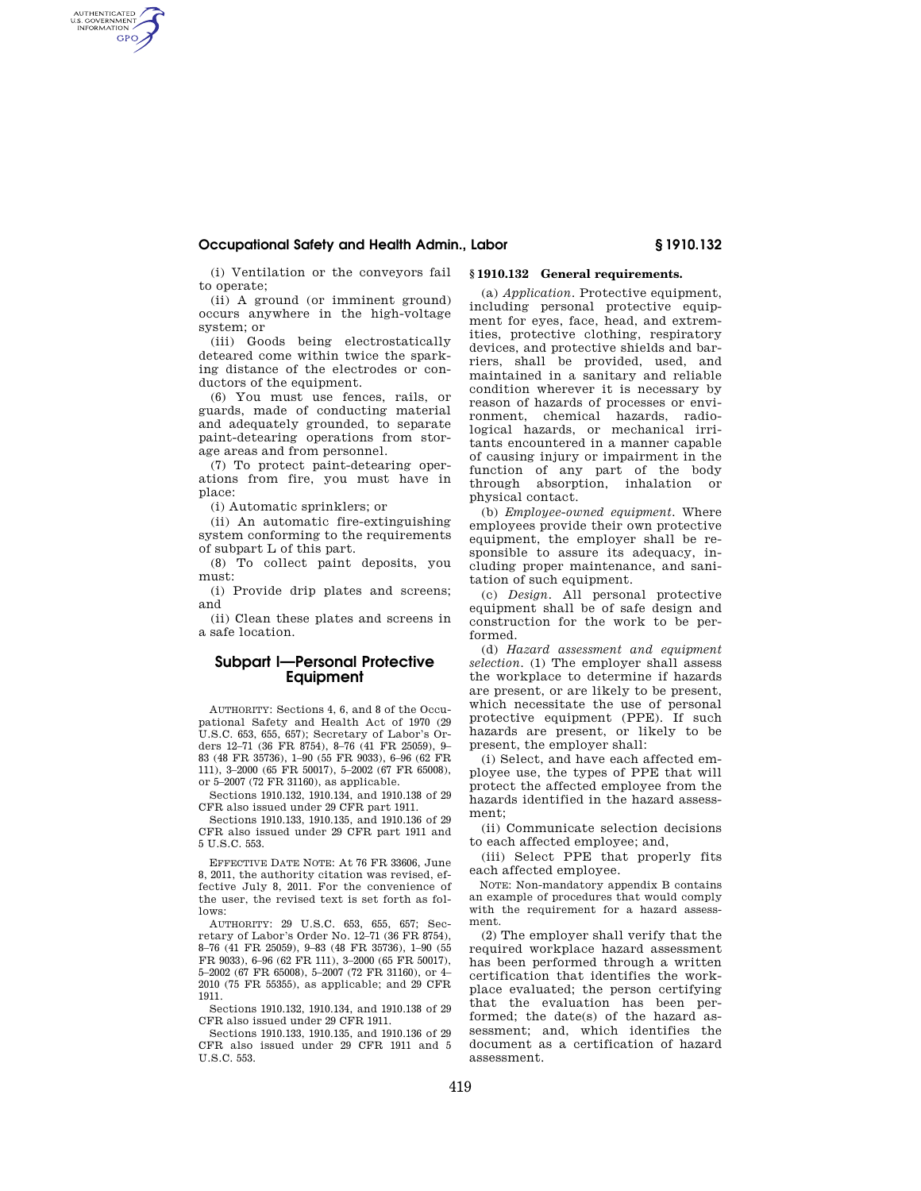(i) Ventilation or the conveyors fail to operate;

(ii) A ground (or imminent ground) occurs anywhere in the high-voltage system; or

(iii) Goods being electrostatically deteared come within twice the sparking distance of the electrodes or conductors of the equipment.

(6) You must use fences, rails, or guards, made of conducting material and adequately grounded, to separate paint-detearing operations from storage areas and from personnel.

(7) To protect paint-detearing operations from fire, you must have in place:

(i) Automatic sprinklers; or

(ii) An automatic fire-extinguishing system conforming to the requirements of subpart L of this part.

(8) To collect paint deposits, you must:

(i) Provide drip plates and screens; and

(ii) Clean these plates and screens in a safe location.

## Subpart I—Personal Protective Equipment

AUTHORITY: Sections 4, 6, and 8 of the Occupational Safety and Health Act of 1970 (29 U.S.C. 653, 655, 657); Secretary of Labor's Orders 12–71 (36 FR 8754), 8–76 (41 FR 25059), 9–83 (48 FR 35736), 1–90 (55 FR 9033), 6–96 (62 FR 111), 3–2000 (65 FR 50017), 5–2002 (67 FR 65008), or 5–2007 (72 FR 31160), as applicable.

Sections 1910.132, 1910.134, and 1910.138 of 29 CFR also issued under 29 CFR part 1911.

Sections 1910.133, 1910.135, and 1910.136 of 29 CFR also issued under 29 CFR part 1911 and 5 U.S.C. 553.

EFFECTIVE DATE NOTE: At 76 FR 33606, June 8, 2011, the authority citation was revised, effective July 8, 2011. For the convenience of the user, the revised text is set forth as follows:

AUTHORITY: 29 U.S.C. 653, 655, 657; Secretary of Labor's Order No. 12–71 (36 FR 8754), 8–76 (41 FR 25059), 9–83 (48 FR 35736), 1–90 (55 FR 9033), 6–96 (62 FR 111), 3–2000 (65 FR 50017), 5–2002 (67 FR 65008), 5–2007 (72 FR 31160), or 4–2010 (75 FR 55355), as applicable; and 29 CFR 1911.

Sections 1910.132, 1910.134, and 1910.138 of 29 CFR also issued under 29 CFR 1911.

Sections 1910.133, 1910.135, and 1910.136 of 29 CFR also issued under 29 CFR 1911 and 5 U.S.C. 553.

### § 1910.132 General requirements.

(a) *Application.* Protective equipment, including personal protective equipment for eyes, face, head, and extremities, protective clothing, respiratory devices, and protective shields and barriers, shall be provided, used, and maintained in a sanitary and reliable condition wherever it is necessary by reason of hazards of processes or environment, chemical hazards, radiological hazards, or mechanical irritants encountered in a manner capable of causing injury or impairment in the function of any part of the body through absorption, inhalation or physical contact.

(b) *Employee-owned equipment.* Where employees provide their own protective equipment, the employer shall be responsible to assure its adequacy, including proper maintenance, and sanitation of such equipment.

(c) *Design.* All personal protective equipment shall be of safe design and construction for the work to be performed.

(d) *Hazard assessment and equipment selection.* (1) The employer shall assess the workplace to determine if hazards are present, or are likely to be present, which necessitate the use of personal protective equipment (PPE). If such hazards are present, or likely to be present, the employer shall:

(i) Select, and have each affected employee use, the types of PPE that will protect the affected employee from the hazards identified in the hazard assessment;

(ii) Communicate selection decisions to each affected employee; and,

(iii) Select PPE that properly fits each affected employee.

NOTE: Non-mandatory appendix B contains an example of procedures that would comply with the requirement for a hazard assessment.

(2) The employer shall verify that the required workplace hazard assessment has been performed through a written certification that identifies the workplace evaluated; the person certifying that the evaluation has been performed; the date(s) of the hazard assessment; and, which identifies the document as a certification of hazard assessment.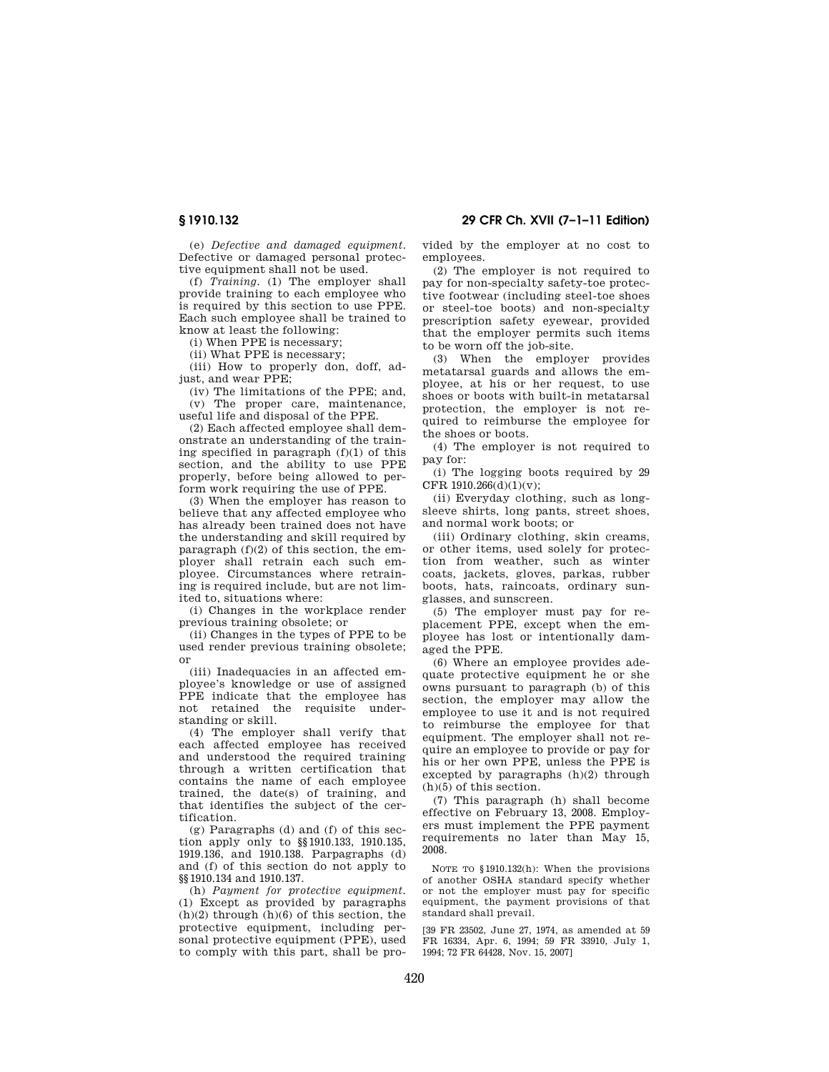(e) *Defective and damaged equipment.* Defective or damaged personal protective equipment shall not be used.

(f) *Training.* (1) The employer shall provide training to each employee who is required by this section to use PPE. Each such employee shall be trained to know at least the following:

(i) When PPE is necessary;

(ii) What PPE is necessary;

(iii) How to properly don, doff, adjust, and wear PPE;

(iv) The limitations of the PPE; and,

(v) The proper care, maintenance, useful life and disposal of the PPE.

(2) Each affected employee shall demonstrate an understanding of the training specified in paragraph (f)(1) of this section, and the ability to use PPE properly, before being allowed to perform work requiring the use of PPE.

(3) When the employer has reason to believe that any affected employee who has already been trained does not have the understanding and skill required by paragraph (f)(2) of this section, the employer shall retrain each such employee. Circumstances where retraining is required include, but are not limited to, situations where:

(i) Changes in the workplace render previous training obsolete; or

(ii) Changes in the types of PPE to be used render previous training obsolete; or

(iii) Inadequacies in an affected employee's knowledge or use of assigned PPE indicate that the employee has not retained the requisite understanding or skill.

(4) The employer shall verify that each affected employee has received and understood the required training through a written certification that contains the name of each employee trained, the date(s) of training, and that identifies the subject of the certification.

(g) Paragraphs (d) and (f) of this section apply only to §§1910.133, 1910.135, 1919.136, and 1910.138. Parpagraphs (d) and (f) of this section do not apply to §§1910.134 and 1910.137.

(h) *Payment for protective equipment.* (1) Except as provided by paragraphs (h)(2) through (h)(6) of this section, the protective equipment, including personal protective equipment (PPE), used to comply with this part, shall be provided by the employer at no cost to employees.

(2) The employer is not required to pay for non-specialty safety-toe protective footwear (including steel-toe shoes or steel-toe boots) and non-specialty prescription safety eyewear, provided that the employer permits such items to be worn off the job-site.

(3) When the employer provides metatarsal guards and allows the employee, at his or her request, to use shoes or boots with built-in metatarsal protection, the employer is not required to reimburse the employee for the shoes or boots.

(4) The employer is not required to pay for:

(i) The logging boots required by 29 CFR 1910.266(d)(1)(v);

(ii) Everyday clothing, such as long-sleeve shirts, long pants, street shoes, and normal work boots; or

(iii) Ordinary clothing, skin creams, or other items, used solely for protection from weather, such as winter coats, jackets, gloves, parkas, rubber boots, hats, raincoats, ordinary sunglasses, and sunscreen.

(5) The employer must pay for replacement PPE, except when the employee has lost or intentionally damaged the PPE.

(6) Where an employee provides adequate protective equipment he or she owns pursuant to paragraph (b) of this section, the employer may allow the employee to use it and is not required to reimburse the employee for that equipment. The employer shall not require an employee to provide or pay for his or her own PPE, unless the PPE is excepted by paragraphs (h)(2) through (h)(5) of this section.

(7) This paragraph (h) shall become effective on February 13, 2008. Employers must implement the PPE payment requirements no later than May 15, 2008.

NOTE TO §1910.132(h): When the provisions of another OSHA standard specify whether or not the employer must pay for specific equipment, the payment provisions of that standard shall prevail.

[39 FR 23502, June 27, 1974, as amended at 59 FR 16334, Apr. 6, 1994; 59 FR 33910, July 1, 1994; 72 FR 64428, Nov. 15, 2007]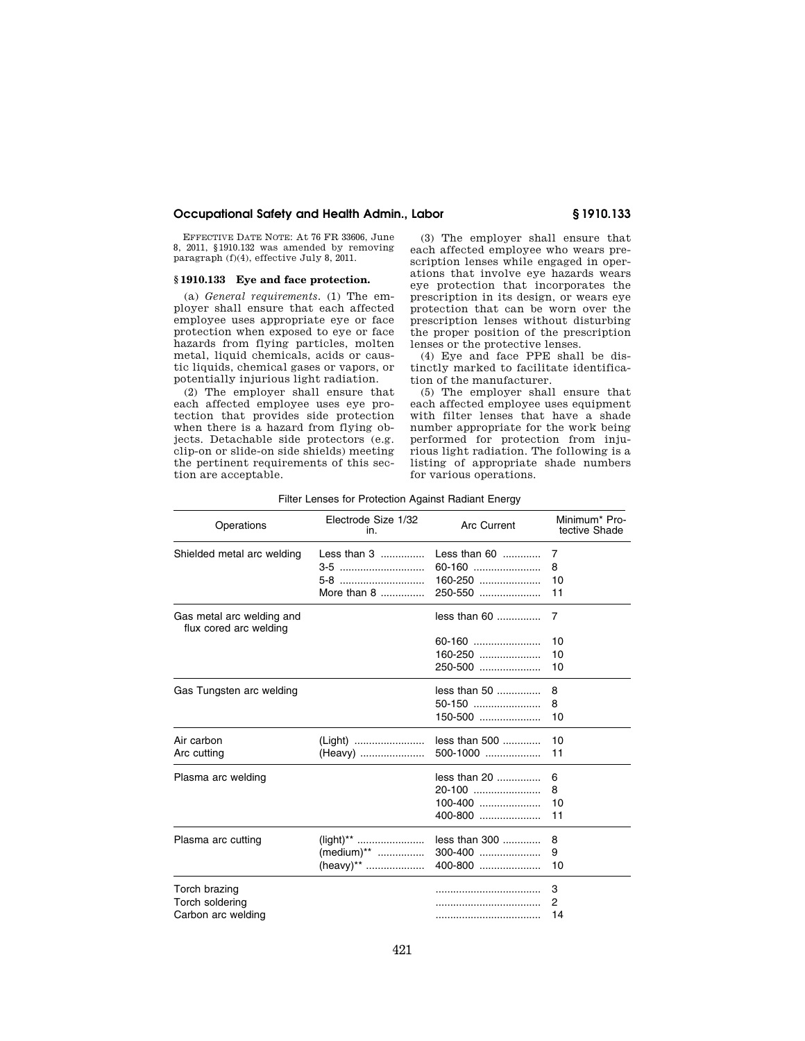EFFECTIVE DATE NOTE: At 76 FR 33606, June 8, 2011, §1910.132 was amended by removing paragraph (f)(4), effective July 8, 2011.

## § 1910.133 Eye and face protection.

(a) *General requirements.* (1) The employer shall ensure that each affected employee uses appropriate eye or face protection when exposed to eye or face hazards from flying particles, molten metal, liquid chemicals, acids or caustic liquids, chemical gases or vapors, or potentially injurious light radiation.

(2) The employer shall ensure that each affected employee uses eye protection that provides side protection when there is a hazard from flying objects. Detachable side protectors (e.g. clip-on or slide-on side shields) meeting the pertinent requirements of this section are acceptable.

(3) The employer shall ensure that each affected employee who wears prescription lenses while engaged in operations that involve eye hazards wears eye protection that incorporates the prescription in its design, or wears eye protection that can be worn over the prescription lenses without disturbing the proper position of the prescription lenses or the protective lenses.

(4) Eye and face PPE shall be distinctly marked to facilitate identification of the manufacturer.

(5) The employer shall ensure that each affected employee uses equipment with filter lenses that have a shade number appropriate for the work being performed for protection from injurious light radiation. The following is a listing of appropriate shade numbers for various operations.

Filter Lenses for Protection Against Radiant Energy

| Operations | Electrode Size 1/32 in. | Arc Current | Minimum* Protective Shade |
|---|---|---|---|
| Shielded metal arc welding | Less than 3 | Less than 60 | 7 |
| | 3-5 | 60-160 | 8 |
| | 5-8 | 160-250 | 10 |
| | More than 8 | 250-550 | 11 |
| Gas metal arc welding and flux cored arc welding | | less than 60 | 7 |
| | | 60-160 | 10 |
| | | 160-250 | 10 |
| | | 250-500 | 10 |
| Gas Tungsten arc welding | | less than 50 | 8 |
| | | 50-150 | 8 |
| | | 150-500 | 10 |
| Air carbon | (Light) | less than 500 | 10 |
| Arc cutting | (Heavy) | 500-1000 | 11 |
| Plasma arc welding | | less than 20 | 6 |
| | | 20-100 | 8 |
| | | 100-400 | 10 |
| | | 400-800 | 11 |
| Plasma arc cutting | (light)** | less than 300 | 8 |
| | (medium)** | 300-400 | 9 |
| | (heavy)** | 400-800 | 10 |
| Torch brazing | | | 3 |
| Torch soldering | | | 2 |
| Carbon arc welding | | | 14 |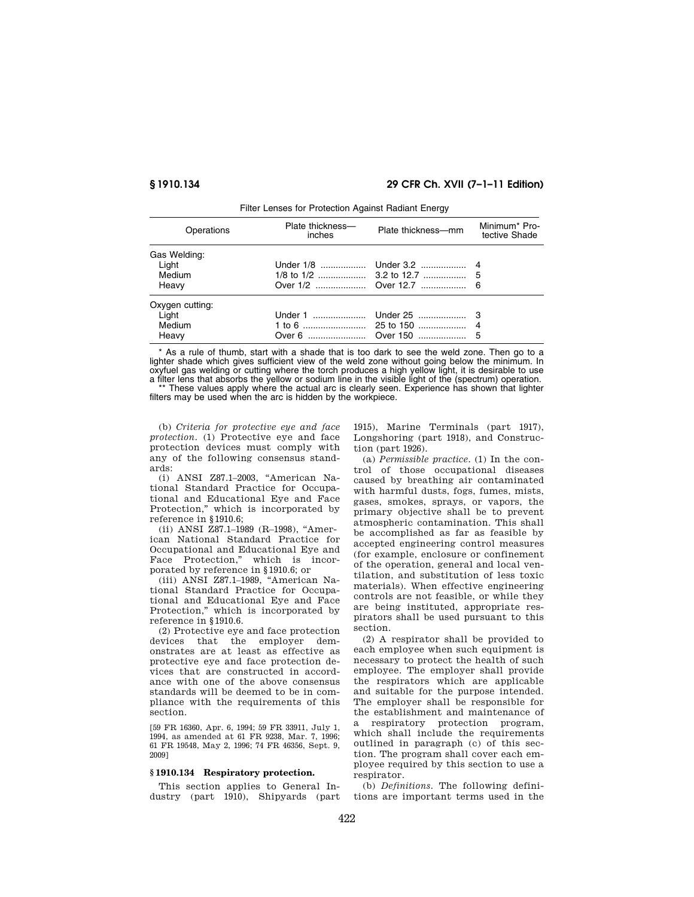Filter Lenses for Protection Against Radiant Energy

| Operations | Plate thickness—inches | Plate thickness—mm | Minimum* Protective Shade |
|---|---|---|---|
| Gas Welding: | | | |
| Light | Under 1/8 | Under 3.2 | 4 |
| Medium | 1/8 to 1/2 | 3.2 to 12.7 | 5 |
| Heavy | Over 1/2 | Over 12.7 | 6 |
| Oxygen cutting: | | | |
| Light | Under 1 | Under 25 | 3 |
| Medium | 1 to 6 | 25 to 150 | 4 |
| Heavy | Over 6 | Over 150 | 5 |

\* As a rule of thumb, start with a shade that is too dark to see the weld zone. Then go to a lighter shade which gives sufficient view of the weld zone without going below the minimum. In oxyfuel gas welding or cutting where the torch produces a high yellow light, it is desirable to use a filter lens that absorbs the yellow or sodium line in the visible light of the (spectrum) operation.

\*\* These values apply where the actual arc is clearly seen. Experience has shown that lighter filters may be used when the arc is hidden by the workpiece.

(b) *Criteria for protective eye and face protection.* (1) Protective eye and face protection devices must comply with any of the following consensus standards:

(i) ANSI Z87.1–2003, "American National Standard Practice for Occupational and Educational Eye and Face Protection," which is incorporated by reference in §1910.6;

(ii) ANSI Z87.1–1989 (R–1998), "American National Standard Practice for Occupational and Educational Eye and Face Protection," which is incorporated by reference in §1910.6; or

(iii) ANSI Z87.1–1989, "American National Standard Practice for Occupational and Educational Eye and Face Protection," which is incorporated by reference in §1910.6.

(2) Protective eye and face protection devices that the employer demonstrates are at least as effective as protective eye and face protection devices that are constructed in accordance with one of the above consensus standards will be deemed to be in compliance with the requirements of this section.

[59 FR 16360, Apr. 6, 1994; 59 FR 33911, July 1, 1994, as amended at 61 FR 9238, Mar. 7, 1996; 61 FR 19548, May 2, 1996; 74 FR 46356, Sept. 9, 2009]

## § 1910.134 Respiratory protection.

This section applies to General Industry (part 1910), Shipyards (part 1915), Marine Terminals (part 1917), Longshoring (part 1918), and Construction (part 1926).

(a) *Permissible practice.* (1) In the control of those occupational diseases caused by breathing air contaminated with harmful dusts, fogs, fumes, mists, gases, smokes, sprays, or vapors, the primary objective shall be to prevent atmospheric contamination. This shall be accomplished as far as feasible by accepted engineering control measures (for example, enclosure or confinement of the operation, general and local ventilation, and substitution of less toxic materials). When effective engineering controls are not feasible, or while they are being instituted, appropriate respirators shall be used pursuant to this section.

(2) A respirator shall be provided to each employee when such equipment is necessary to protect the health of such employee. The employer shall provide the respirators which are applicable and suitable for the purpose intended. The employer shall be responsible for the establishment and maintenance of a respiratory protection program, which shall include the requirements outlined in paragraph (c) of this section. The program shall cover each employee required by this section to use a respirator.

(b) *Definitions.* The following definitions are important terms used in the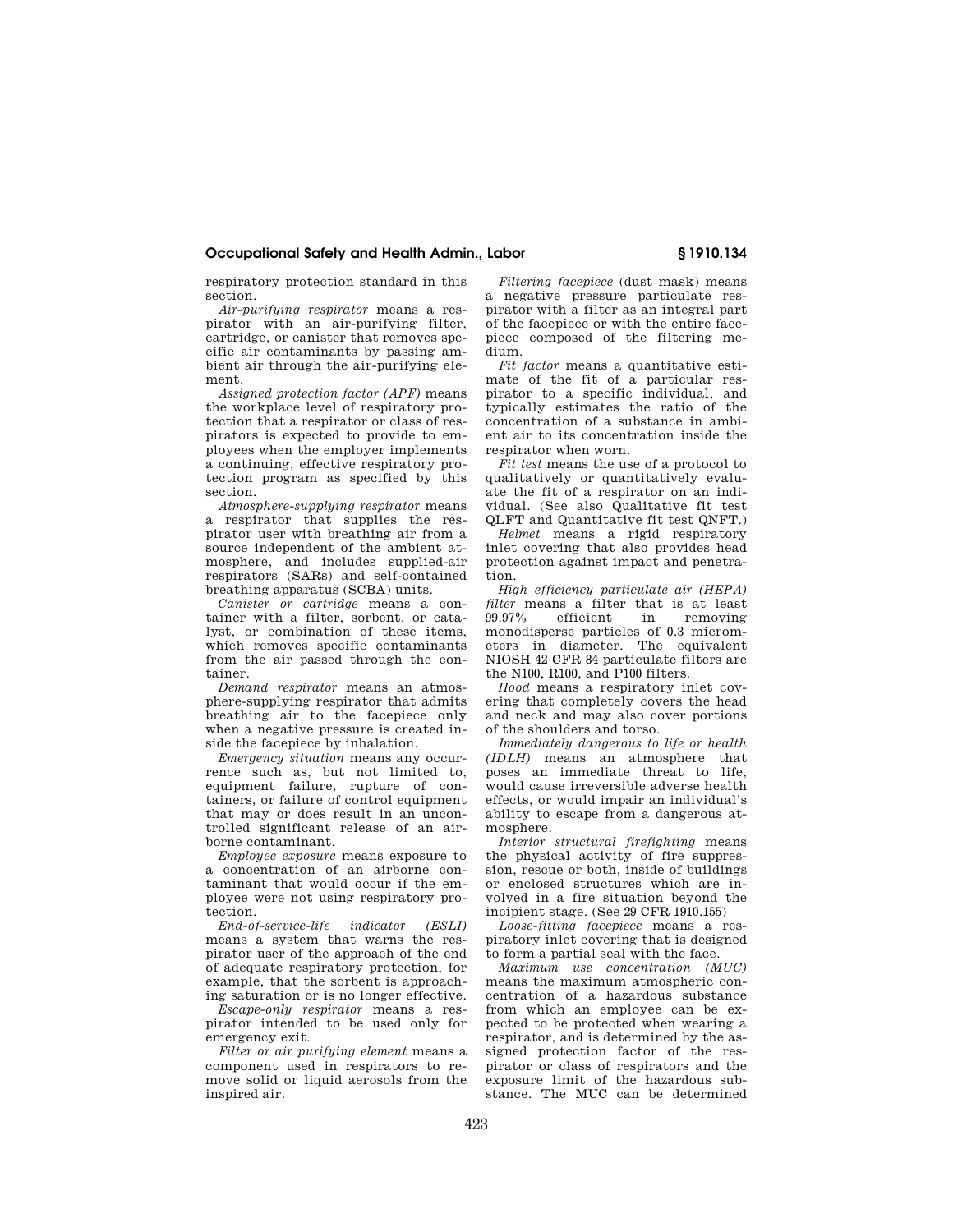respiratory protection standard in this section.

*Air-purifying respirator* means a respirator with an air-purifying filter, cartridge, or canister that removes specific air contaminants by passing ambient air through the air-purifying element.

*Assigned protection factor (APF)* means the workplace level of respiratory protection that a respirator or class of respirators is expected to provide to employees when the employer implements a continuing, effective respiratory protection program as specified by this section.

*Atmosphere-supplying respirator* means a respirator that supplies the respirator user with breathing air from a source independent of the ambient atmosphere, and includes supplied-air respirators (SARs) and self-contained breathing apparatus (SCBA) units.

*Canister or cartridge* means a container with a filter, sorbent, or catalyst, or combination of these items, which removes specific contaminants from the air passed through the container.

*Demand respirator* means an atmosphere-supplying respirator that admits breathing air to the facepiece only when a negative pressure is created inside the facepiece by inhalation.

*Emergency situation* means any occurrence such as, but not limited to, equipment failure, rupture of containers, or failure of control equipment that may or does result in an uncontrolled significant release of an airborne contaminant.

*Employee exposure* means exposure to a concentration of an airborne contaminant that would occur if the employee were not using respiratory protection.

*End-of-service-life indicator (ESLI)* means a system that warns the respirator user of the approach of the end of adequate respiratory protection, for example, that the sorbent is approaching saturation or is no longer effective.

*Escape-only respirator* means a respirator intended to be used only for emergency exit.

*Filter or air purifying element* means a component used in respirators to remove solid or liquid aerosols from the inspired air.

*Filtering facepiece* (dust mask) means a negative pressure particulate respirator with a filter as an integral part of the facepiece or with the entire facepiece composed of the filtering medium.

*Fit factor* means a quantitative estimate of the fit of a particular respirator to a specific individual, and typically estimates the ratio of the concentration of a substance in ambient air to its concentration inside the respirator when worn.

*Fit test* means the use of a protocol to qualitatively or quantitatively evaluate the fit of a respirator on an individual. (See also Qualitative fit test QLFT and Quantitative fit test QNFT.)

*Helmet* means a rigid respiratory inlet covering that also provides head protection against impact and penetration.

*High efficiency particulate air (HEPA) filter* means a filter that is at least 99.97% efficient in removing monodisperse particles of 0.3 micrometers in diameter. The equivalent NIOSH 42 CFR 84 particulate filters are the N100, R100, and P100 filters.

*Hood* means a respiratory inlet covering that completely covers the head and neck and may also cover portions of the shoulders and torso.

*Immediately dangerous to life or health (IDLH)* means an atmosphere that poses an immediate threat to life, would cause irreversible adverse health effects, or would impair an individual's ability to escape from a dangerous atmosphere.

*Interior structural firefighting* means the physical activity of fire suppression, rescue or both, inside of buildings or enclosed structures which are involved in a fire situation beyond the incipient stage. (See 29 CFR 1910.155)

*Loose-fitting facepiece* means a respiratory inlet covering that is designed to form a partial seal with the face.

*Maximum use concentration (MUC)* means the maximum atmospheric concentration of a hazardous substance from which an employee can be expected to be protected when wearing a respirator, and is determined by the assigned protection factor of the respirator or class of respirators and the exposure limit of the hazardous substance. The MUC can be determined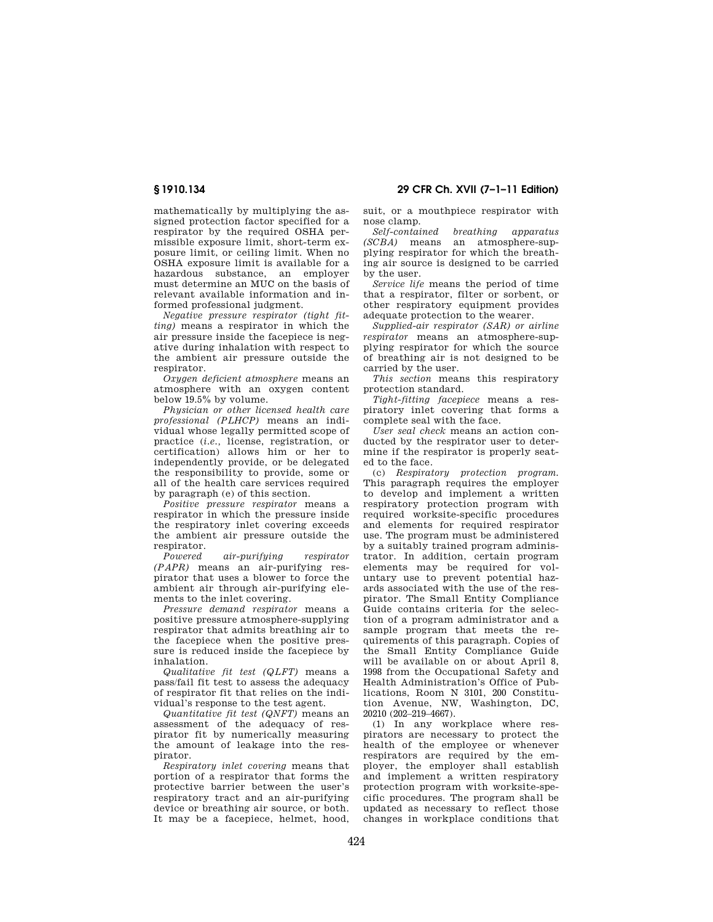mathematically by multiplying the assigned protection factor specified for a respirator by the required OSHA permissible exposure limit, short-term exposure limit, or ceiling limit. When no OSHA exposure limit is available for a hazardous substance, an employer must determine an MUC on the basis of relevant available information and informed professional judgment.

*Negative pressure respirator (tight fitting)* means a respirator in which the air pressure inside the facepiece is negative during inhalation with respect to the ambient air pressure outside the respirator.

*Oxygen deficient atmosphere* means an atmosphere with an oxygen content below 19.5% by volume.

*Physician or other licensed health care professional (PLHCP)* means an individual whose legally permitted scope of practice (*i.e.,* license, registration, or certification) allows him or her to independently provide, or be delegated the responsibility to provide, some or all of the health care services required by paragraph (e) of this section.

*Positive pressure respirator* means a respirator in which the pressure inside the respiratory inlet covering exceeds the ambient air pressure outside the respirator.

*Powered air-purifying respirator (PAPR)* means an air-purifying respirator that uses a blower to force the ambient air through air-purifying elements to the inlet covering.

*Pressure demand respirator* means a positive pressure atmosphere-supplying respirator that admits breathing air to the facepiece when the positive pressure is reduced inside the facepiece by inhalation.

*Qualitative fit test (QLFT)* means a pass/fail fit test to assess the adequacy of respirator fit that relies on the individual's response to the test agent.

*Quantitative fit test (QNFT)* means an assessment of the adequacy of respirator fit by numerically measuring the amount of leakage into the respirator.

*Respiratory inlet covering* means that portion of a respirator that forms the protective barrier between the user's respiratory tract and an air-purifying device or breathing air source, or both. It may be a facepiece, helmet, hood, suit, or a mouthpiece respirator with nose clamp.

*Self-contained breathing apparatus (SCBA)* means an atmosphere-supplying respirator for which the breathing air source is designed to be carried by the user.

*Service life* means the period of time that a respirator, filter or sorbent, or other respiratory equipment provides adequate protection to the wearer.

*Supplied-air respirator (SAR) or airline respirator* means an atmosphere-supplying respirator for which the source of breathing air is not designed to be carried by the user.

*This section* means this respiratory protection standard.

*Tight-fitting facepiece* means a respiratory inlet covering that forms a complete seal with the face.

*User seal check* means an action conducted by the respirator user to determine if the respirator is properly seated to the face.

(c) *Respiratory protection program.* This paragraph requires the employer to develop and implement a written respiratory protection program with required worksite-specific procedures and elements for required respirator use. The program must be administered by a suitably trained program administrator. In addition, certain program elements may be required for voluntary use to prevent potential hazards associated with the use of the respirator. The Small Entity Compliance Guide contains criteria for the selection of a program administrator and a sample program that meets the requirements of this paragraph. Copies of the Small Entity Compliance Guide will be available on or about April 8, 1998 from the Occupational Safety and Health Administration's Office of Publications, Room N 3101, 200 Constitution Avenue, NW, Washington, DC, 20210 (202–219–4667).

(1) In any workplace where respirators are necessary to protect the health of the employee or whenever respirators are required by the employer, the employer shall establish and implement a written respiratory protection program with worksite-specific procedures. The program shall be updated as necessary to reflect those changes in workplace conditions that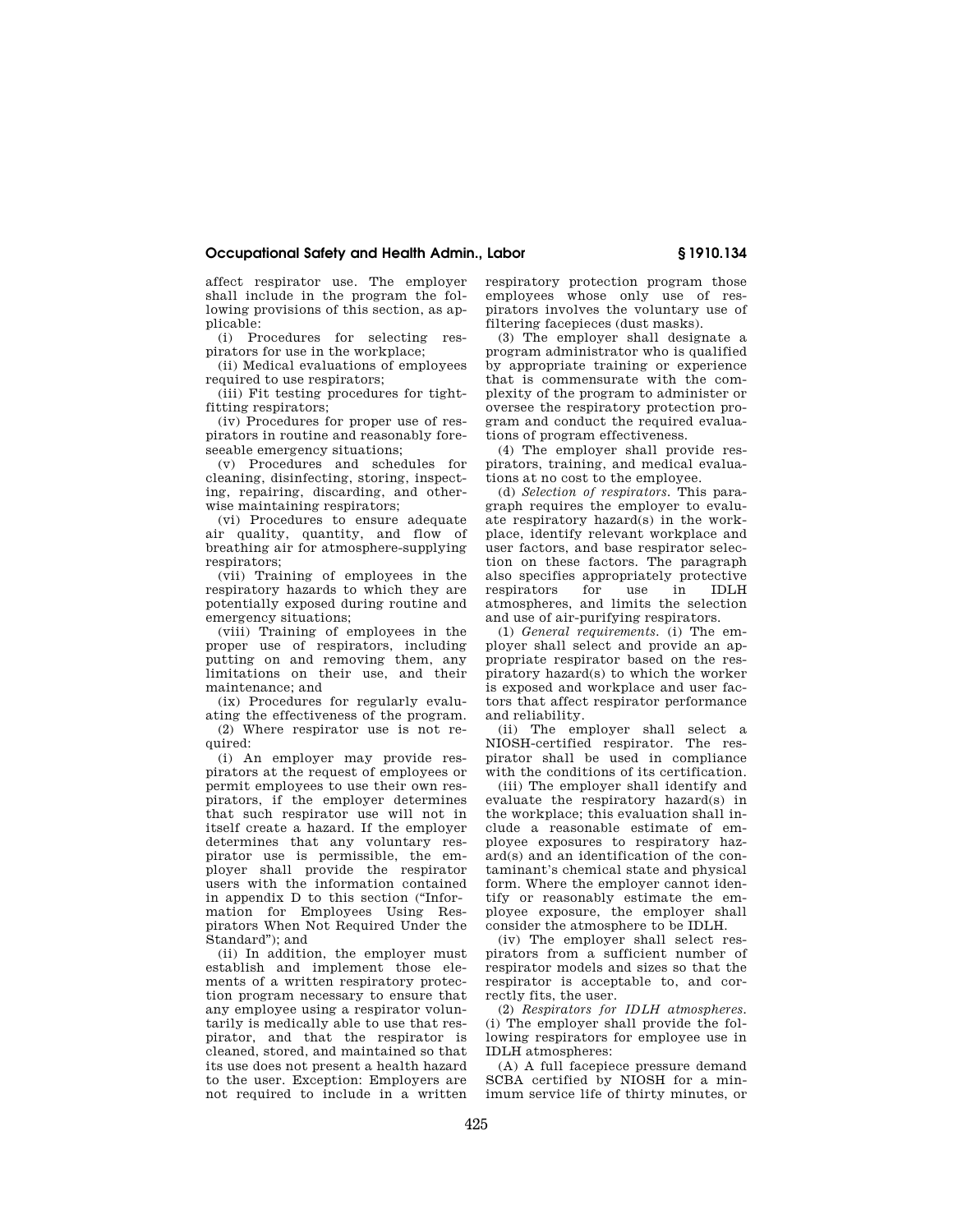affect respirator use. The employer shall include in the program the following provisions of this section, as applicable:

(i) Procedures for selecting respirators for use in the workplace;

(ii) Medical evaluations of employees required to use respirators;

(iii) Fit testing procedures for tight-fitting respirators;

(iv) Procedures for proper use of respirators in routine and reasonably foreseeable emergency situations;

(v) Procedures and schedules for cleaning, disinfecting, storing, inspecting, repairing, discarding, and otherwise maintaining respirators;

(vi) Procedures to ensure adequate air quality, quantity, and flow of breathing air for atmosphere-supplying respirators;

(vii) Training of employees in the respiratory hazards to which they are potentially exposed during routine and emergency situations;

(viii) Training of employees in the proper use of respirators, including putting on and removing them, any limitations on their use, and their maintenance; and

(ix) Procedures for regularly evaluating the effectiveness of the program.

(2) Where respirator use is not required:

(i) An employer may provide respirators at the request of employees or permit employees to use their own respirators, if the employer determines that such respirator use will not in itself create a hazard. If the employer determines that any voluntary respirator use is permissible, the employer shall provide the respirator users with the information contained in appendix D to this section ("Information for Employees Using Respirators When Not Required Under the Standard"); and

(ii) In addition, the employer must establish and implement those elements of a written respiratory protection program necessary to ensure that any employee using a respirator voluntarily is medically able to use that respirator, and that the respirator is cleaned, stored, and maintained so that its use does not present a health hazard to the user. Exception: Employers are not required to include in a written respiratory protection program those employees whose only use of respirators involves the voluntary use of filtering facepieces (dust masks).

(3) The employer shall designate a program administrator who is qualified by appropriate training or experience that is commensurate with the complexity of the program to administer or oversee the respiratory protection program and conduct the required evaluations of program effectiveness.

(4) The employer shall provide respirators, training, and medical evaluations at no cost to the employee.

(d) *Selection of respirators.* This paragraph requires the employer to evaluate respiratory hazard(s) in the workplace, identify relevant workplace and user factors, and base respirator selection on these factors. The paragraph also specifies appropriately protective respirators for use in IDLH atmospheres, and limits the selection and use of air-purifying respirators.

(1) *General requirements.* (i) The employer shall select and provide an appropriate respirator based on the respiratory hazard(s) to which the worker is exposed and workplace and user factors that affect respirator performance and reliability.

(ii) The employer shall select a NIOSH-certified respirator. The respirator shall be used in compliance with the conditions of its certification.

(iii) The employer shall identify and evaluate the respiratory hazard(s) in the workplace; this evaluation shall include a reasonable estimate of employee exposures to respiratory hazard(s) and an identification of the contaminant's chemical state and physical form. Where the employer cannot identify or reasonably estimate the employee exposure, the employer shall consider the atmosphere to be IDLH.

(iv) The employer shall select respirators from a sufficient number of respirator models and sizes so that the respirator is acceptable to, and correctly fits, the user.

(2) *Respirators for IDLH atmospheres.* (i) The employer shall provide the following respirators for employee use in IDLH atmospheres:

(A) A full facepiece pressure demand SCBA certified by NIOSH for a minimum service life of thirty minutes, or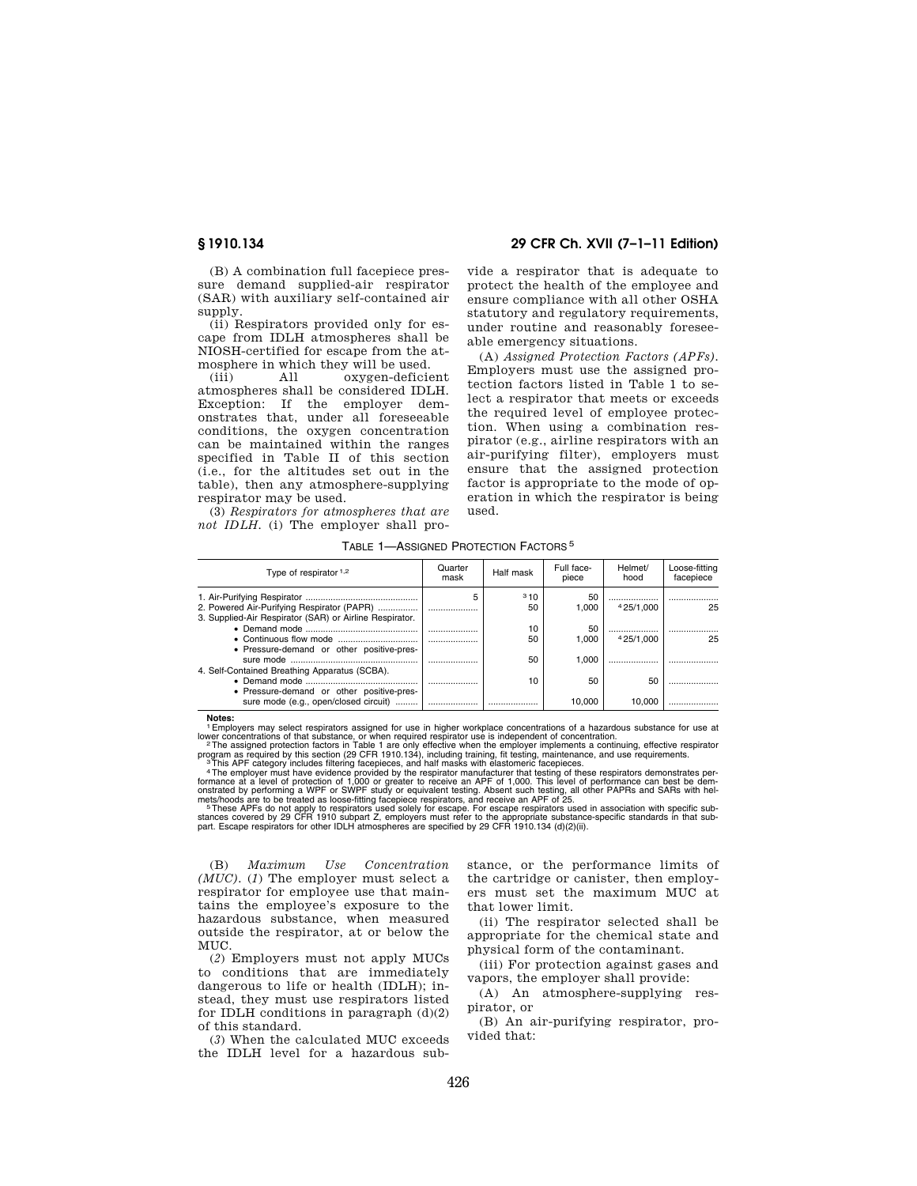(B) A combination full facepiece pressure demand supplied-air respirator (SAR) with auxiliary self-contained air supply.

(ii) Respirators provided only for escape from IDLH atmospheres shall be NIOSH-certified for escape from the atmosphere in which they will be used.

(iii) All oxygen-deficient atmospheres shall be considered IDLH. Exception: If the employer demonstrates that, under all foreseeable conditions, the oxygen concentration can be maintained within the ranges specified in Table II of this section (i.e., for the altitudes set out in the table), then any atmosphere-supplying respirator may be used.

(3) *Respirators for atmospheres that are not IDLH.* (i) The employer shall provide a respirator that is adequate to protect the health of the employee and ensure compliance with all other OSHA statutory and regulatory requirements, under routine and reasonably foreseeable emergency situations.

(A) *Assigned Protection Factors (APFs).* Employers must use the assigned protection factors listed in Table 1 to select a respirator that meets or exceeds the required level of employee protection. When using a combination respirator (e.g., airline respirators with an air-purifying filter), employers must ensure that the assigned protection factor is appropriate to the mode of operation in which the respirator is being used.

TABLE 1—ASSIGNED PROTECTION FACTORS [5]

| Type of respirator [1,2] | Quarter mask | Half mask | Full facepiece | Helmet/ hood | Loose-fitting facepiece |
|---|---|---|---|---|---|
| 1. Air-Purifying Respirator | 5 | [3] 10 | 50 | | |
| 2. Powered Air-Purifying Respirator (PAPR) | | 50 | 1,000 | [4] 25/1,000 | 25 |
| 3. Supplied-Air Respirator (SAR) or Airline Respirator. | | | | | |
| • Demand mode | | 10 | 50 | | |
| • Continuous flow mode | | 50 | 1,000 | [4] 25/1,000 | 25 |
| • Pressure-demand or other positive-pressure mode | | 50 | 1,000 | | |
| 4. Self-Contained Breathing Apparatus (SCBA). | | | | | |
| • Demand mode | | 10 | 50 | 50 | |
| • Pressure-demand or other positive-pressure mode (e.g., open/closed circuit) | | | 10,000 | 10,000 | |

**Notes:**

[1] Employers may select respirators assigned for use in higher workplace concentrations of a hazardous substance for use at lower concentrations of that substance, or when required respirator use is independent of concentration.

[2] The assigned protection factors in Table 1 are only effective when the employer implements a continuing, effective respirator program as required by this section (29 CFR 1910.134), including training, fit testing, maintenance, and use requirements.

[3] This APF category includes filtering facepieces, and half masks with elastomeric facepieces.

[4] The employer must have evidence provided by the respirator manufacturer that testing of these respirators demonstrates performance at a level of protection of 1,000 or greater to receive an APF of 1,000. This level of performance can best be demonstrated by performing a WPF or SWPF study or equivalent testing. Absent such testing, all other PAPRs and SARs with helmets/hoods are to be treated as loose-fitting facepiece respirators, and receive an APF of 25.

[5] These APFs do not apply to respirators used solely for escape. For escape respirators used in association with specific substances covered by 29 CFR 1910 subpart Z, employers must refer to the appropriate substance-specific standards in that subpart. Escape respirators for other IDLH atmospheres are specified by 29 CFR 1910.134 (d)(2)(ii).

(B) *Maximum Use Concentration (MUC).* (*1*) The employer must select a respirator for employee use that maintains the employee's exposure to the hazardous substance, when measured outside the respirator, at or below the MUC.

(*2*) Employers must not apply MUCs to conditions that are immediately dangerous to life or health (IDLH); instead, they must use respirators listed for IDLH conditions in paragraph (d)(2) of this standard.

(*3*) When the calculated MUC exceeds the IDLH level for a hazardous substance, or the performance limits of the cartridge or canister, then employers must set the maximum MUC at that lower limit.

(ii) The respirator selected shall be appropriate for the chemical state and physical form of the contaminant.

(iii) For protection against gases and vapors, the employer shall provide:

(A) An atmosphere-supplying respirator, or

(B) An air-purifying respirator, provided that: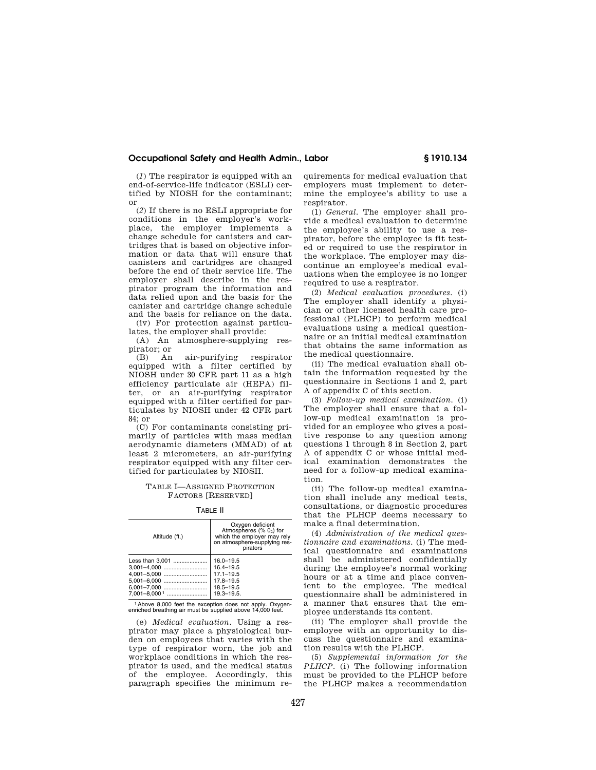(*1*) The respirator is equipped with an end-of-service-life indicator (ESLI) certified by NIOSH for the contaminant; or

(*2*) If there is no ESLI appropriate for conditions in the employer's workplace, the employer implements a change schedule for canisters and cartridges that is based on objective information or data that will ensure that canisters and cartridges are changed before the end of their service life. The employer shall describe in the respirator program the information and data relied upon and the basis for the canister and cartridge change schedule and the basis for reliance on the data.

(iv) For protection against particulates, the employer shall provide:

(A) An atmosphere-supplying respirator; or

(B) An air-purifying respirator equipped with a filter certified by NIOSH under 30 CFR part 11 as a high efficiency particulate air (HEPA) filter, or an air-purifying respirator equipped with a filter certified for particulates by NIOSH under 42 CFR part 84; or

(C) For contaminants consisting primarily of particles with mass median aerodynamic diameters (MMAD) of at least 2 micrometers, an air-purifying respirator equipped with any filter certified for particulates by NIOSH.

TABLE I—ASSIGNED PROTECTION FACTORS [RESERVED]

TABLE II

| Altitude (ft.) | Oxygen deficient Atmospheres (% $O_2$) for which the employer may rely on atmosphere-supplying respirators |
|---|---|
| Less than 3,001 | 16.0–19.5 |
| 3,001–4,000 | 16.4–19.5 |
| 4,001–5,000 | 17.1–19.5 |
| 5,001–6,000 | 17.8–19.5 |
| 6,001–7,000 | 18.5–19.5 |
| 7,001–8,000 [1] | 19.3–19.5. |

[1] Above 8,000 feet the exception does not apply. Oxygen-enriched breathing air must be supplied above 14,000 feet.

(e) *Medical evaluation.* Using a respirator may place a physiological burden on employees that varies with the type of respirator worn, the job and workplace conditions in which the respirator is used, and the medical status of the employee. Accordingly, this paragraph specifies the minimum requirements for medical evaluation that employers must implement to determine the employee's ability to use a respirator.

(1) *General.* The employer shall provide a medical evaluation to determine the employee's ability to use a respirator, before the employee is fit tested or required to use the respirator in the workplace. The employer may discontinue an employee's medical evaluations when the employee is no longer required to use a respirator.

(2) *Medical evaluation procedures.* (i) The employer shall identify a physician or other licensed health care professional (PLHCP) to perform medical evaluations using a medical questionnaire or an initial medical examination that obtains the same information as the medical questionnaire.

(ii) The medical evaluation shall obtain the information requested by the questionnaire in Sections 1 and 2, part A of appendix C of this section.

(3) *Follow-up medical examination.* (i) The employer shall ensure that a follow-up medical examination is provided for an employee who gives a positive response to any question among questions 1 through 8 in Section 2, part A of appendix C or whose initial medical examination demonstrates the need for a follow-up medical examination.

(ii) The follow-up medical examination shall include any medical tests, consultations, or diagnostic procedures that the PLHCP deems necessary to make a final determination.

(4) *Administration of the medical questionnaire and examinations.* (i) The medical questionnaire and examinations shall be administered confidentially during the employee's normal working hours or at a time and place convenient to the employee. The medical questionnaire shall be administered in a manner that ensures that the employee understands its content.

(ii) The employer shall provide the employee with an opportunity to discuss the questionnaire and examination results with the PLHCP.

(5) *Supplemental information for the PLHCP.* (i) The following information must be provided to the PLHCP before the PLHCP makes a recommendation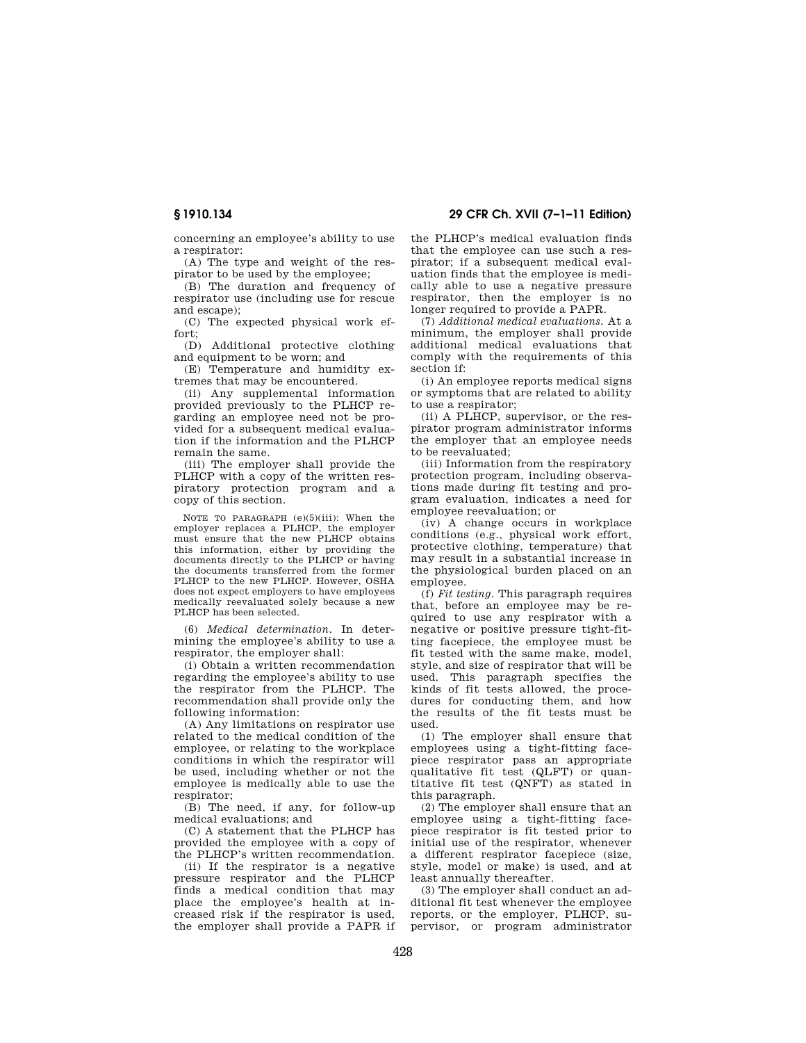concerning an employee's ability to use a respirator:

(A) The type and weight of the respirator to be used by the employee;

(B) The duration and frequency of respirator use (including use for rescue and escape);

(C) The expected physical work effort;

(D) Additional protective clothing and equipment to be worn; and

(E) Temperature and humidity extremes that may be encountered.

(ii) Any supplemental information provided previously to the PLHCP regarding an employee need not be provided for a subsequent medical evaluation if the information and the PLHCP remain the same.

(iii) The employer shall provide the PLHCP with a copy of the written respiratory protection program and a copy of this section.

NOTE TO PARAGRAPH (e)(5)(iii): When the employer replaces a PLHCP, the employer must ensure that the new PLHCP obtains this information, either by providing the documents directly to the PLHCP or having the documents transferred from the former PLHCP to the new PLHCP. However, OSHA does not expect employers to have employees medically reevaluated solely because a new PLHCP has been selected.

(6) *Medical determination.* In determining the employee's ability to use a respirator, the employer shall:

(i) Obtain a written recommendation regarding the employee's ability to use the respirator from the PLHCP. The recommendation shall provide only the following information:

(A) Any limitations on respirator use related to the medical condition of the employee, or relating to the workplace conditions in which the respirator will be used, including whether or not the employee is medically able to use the respirator;

(B) The need, if any, for follow-up medical evaluations; and

(C) A statement that the PLHCP has provided the employee with a copy of the PLHCP's written recommendation.

(ii) If the respirator is a negative pressure respirator and the PLHCP finds a medical condition that may place the employee's health at increased risk if the respirator is used, the employer shall provide a PAPR if the PLHCP's medical evaluation finds that the employee can use such a respirator; if a subsequent medical evaluation finds that the employee is medically able to use a negative pressure respirator, then the employer is no longer required to provide a PAPR.

(7) *Additional medical evaluations.* At a minimum, the employer shall provide additional medical evaluations that comply with the requirements of this section if:

(i) An employee reports medical signs or symptoms that are related to ability to use a respirator;

(ii) A PLHCP, supervisor, or the respirator program administrator informs the employer that an employee needs to be reevaluated;

(iii) Information from the respiratory protection program, including observations made during fit testing and program evaluation, indicates a need for employee reevaluation; or

(iv) A change occurs in workplace conditions (e.g., physical work effort, protective clothing, temperature) that may result in a substantial increase in the physiological burden placed on an employee.

(f) *Fit testing.* This paragraph requires that, before an employee may be required to use any respirator with a negative or positive pressure tight-fitting facepiece, the employee must be fit tested with the same make, model, style, and size of respirator that will be used. This paragraph specifies the kinds of fit tests allowed, the procedures for conducting them, and how the results of the fit tests must be used.

(1) The employer shall ensure that employees using a tight-fitting facepiece respirator pass an appropriate qualitative fit test (QLFT) or quantitative fit test (QNFT) as stated in this paragraph.

(2) The employer shall ensure that an employee using a tight-fitting facepiece respirator is fit tested prior to initial use of the respirator, whenever a different respirator facepiece (size, style, model or make) is used, and at least annually thereafter.

(3) The employer shall conduct an additional fit test whenever the employee reports, or the employer, PLHCP, supervisor, or program administrator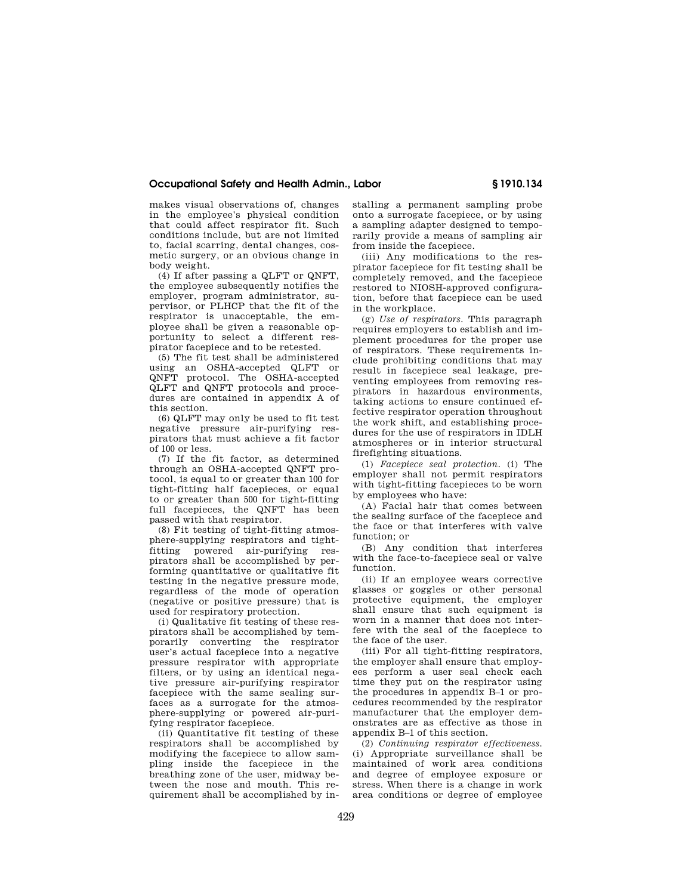makes visual observations of, changes in the employee's physical condition that could affect respirator fit. Such conditions include, but are not limited to, facial scarring, dental changes, cosmetic surgery, or an obvious change in body weight.

(4) If after passing a QLFT or QNFT, the employee subsequently notifies the employer, program administrator, supervisor, or PLHCP that the fit of the respirator is unacceptable, the employee shall be given a reasonable opportunity to select a different respirator facepiece and to be retested.

(5) The fit test shall be administered using an OSHA-accepted QLFT or QNFT protocol. The OSHA-accepted QLFT and QNFT protocols and procedures are contained in appendix A of this section.

(6) QLFT may only be used to fit test negative pressure air-purifying respirators that must achieve a fit factor of 100 or less.

(7) If the fit factor, as determined through an OSHA-accepted QNFT protocol, is equal to or greater than 100 for tight-fitting half facepieces, or equal to or greater than 500 for tight-fitting full facepieces, the QNFT has been passed with that respirator.

(8) Fit testing of tight-fitting atmosphere-supplying respirators and tight-fitting powered air-purifying respirators shall be accomplished by performing quantitative or qualitative fit testing in the negative pressure mode, regardless of the mode of operation (negative or positive pressure) that is used for respiratory protection.

(i) Qualitative fit testing of these respirators shall be accomplished by temporarily converting the respirator user's actual facepiece into a negative pressure respirator with appropriate filters, or by using an identical negative pressure air-purifying respirator facepiece with the same sealing surfaces as a surrogate for the atmosphere-supplying or powered air-purifying respirator facepiece.

(ii) Quantitative fit testing of these respirators shall be accomplished by modifying the facepiece to allow sampling inside the facepiece in the breathing zone of the user, midway between the nose and mouth. This requirement shall be accomplished by installing a permanent sampling probe onto a surrogate facepiece, or by using a sampling adapter designed to temporarily provide a means of sampling air from inside the facepiece.

(iii) Any modifications to the respirator facepiece for fit testing shall be completely removed, and the facepiece restored to NIOSH-approved configuration, before that facepiece can be used in the workplace.

(g) *Use of respirators.* This paragraph requires employers to establish and implement procedures for the proper use of respirators. These requirements include prohibiting conditions that may result in facepiece seal leakage, preventing employees from removing respirators in hazardous environments, taking actions to ensure continued effective respirator operation throughout the work shift, and establishing procedures for the use of respirators in IDLH atmospheres or in interior structural firefighting situations.

(1) *Facepiece seal protection.* (i) The employer shall not permit respirators with tight-fitting facepieces to be worn by employees who have:

(A) Facial hair that comes between the sealing surface of the facepiece and the face or that interferes with valve function; or

(B) Any condition that interferes with the face-to-facepiece seal or valve function.

(ii) If an employee wears corrective glasses or goggles or other personal protective equipment, the employer shall ensure that such equipment is worn in a manner that does not interfere with the seal of the facepiece to the face of the user.

(iii) For all tight-fitting respirators, the employer shall ensure that employees perform a user seal check each time they put on the respirator using the procedures in appendix B–1 or procedures recommended by the respirator manufacturer that the employer demonstrates are as effective as those in appendix B–1 of this section.

(2) *Continuing respirator effectiveness.* (i) Appropriate surveillance shall be maintained of work area conditions and degree of employee exposure or stress. When there is a change in work area conditions or degree of employee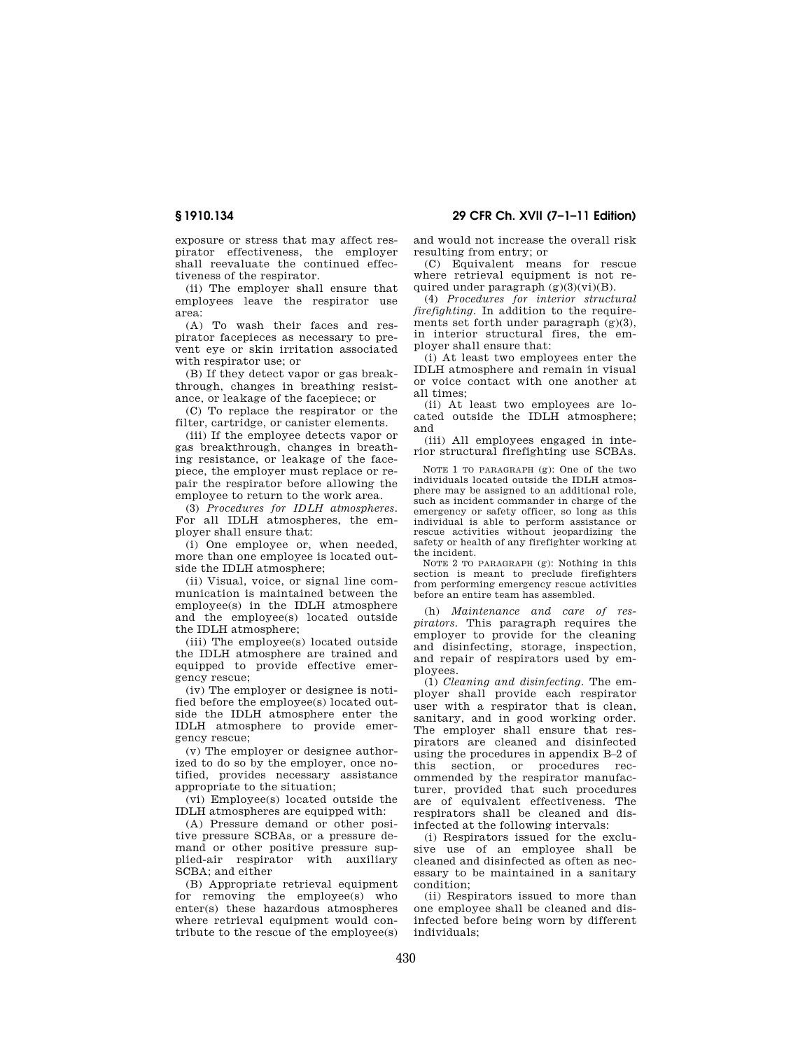exposure or stress that may affect respirator effectiveness, the employer shall reevaluate the continued effectiveness of the respirator.

(ii) The employer shall ensure that employees leave the respirator use area:

(A) To wash their faces and respirator facepieces as necessary to prevent eye or skin irritation associated with respirator use; or

(B) If they detect vapor or gas breakthrough, changes in breathing resistance, or leakage of the facepiece; or

(C) To replace the respirator or the filter, cartridge, or canister elements.

(iii) If the employee detects vapor or gas breakthrough, changes in breathing resistance, or leakage of the facepiece, the employer must replace or repair the respirator before allowing the employee to return to the work area.

(3) *Procedures for IDLH atmospheres.* For all IDLH atmospheres, the employer shall ensure that:

(i) One employee or, when needed, more than one employee is located outside the IDLH atmosphere;

(ii) Visual, voice, or signal line communication is maintained between the employee(s) in the IDLH atmosphere and the employee(s) located outside the IDLH atmosphere;

(iii) The employee(s) located outside the IDLH atmosphere are trained and equipped to provide effective emergency rescue;

(iv) The employer or designee is notified before the employee(s) located outside the IDLH atmosphere enter the IDLH atmosphere to provide emergency rescue;

(v) The employer or designee authorized to do so by the employer, once notified, provides necessary assistance appropriate to the situation;

(vi) Employee(s) located outside the IDLH atmospheres are equipped with:

(A) Pressure demand or other positive pressure SCBAs, or a pressure demand or other positive pressure supplied-air respirator with auxiliary SCBA; and either

(B) Appropriate retrieval equipment for removing the employee(s) who enter(s) these hazardous atmospheres where retrieval equipment would contribute to the rescue of the employee(s) and would not increase the overall risk resulting from entry; or

(C) Equivalent means for rescue where retrieval equipment is not required under paragraph (g)(3)(vi)(B).

(4) *Procedures for interior structural firefighting.* In addition to the requirements set forth under paragraph (g)(3), in interior structural fires, the employer shall ensure that:

(i) At least two employees enter the IDLH atmosphere and remain in visual or voice contact with one another at all times;

(ii) At least two employees are located outside the IDLH atmosphere; and

(iii) All employees engaged in interior structural firefighting use SCBAs.

NOTE 1 TO PARAGRAPH (g): One of the two individuals located outside the IDLH atmosphere may be assigned to an additional role, such as incident commander in charge of the emergency or safety officer, so long as this individual is able to perform assistance or rescue activities without jeopardizing the safety or health of any firefighter working at the incident.

NOTE 2 TO PARAGRAPH (g): Nothing in this section is meant to preclude firefighters from performing emergency rescue activities before an entire team has assembled.

(h) *Maintenance and care of respirators.* This paragraph requires the employer to provide for the cleaning and disinfecting, storage, inspection, and repair of respirators used by employees.

(1) *Cleaning and disinfecting.* The employer shall provide each respirator user with a respirator that is clean, sanitary, and in good working order. The employer shall ensure that respirators are cleaned and disinfected using the procedures in appendix B–2 of this section, or procedures recommended by the respirator manufacturer, provided that such procedures are of equivalent effectiveness. The respirators shall be cleaned and disinfected at the following intervals:

(i) Respirators issued for the exclusive use of an employee shall be cleaned and disinfected as often as necessary to be maintained in a sanitary condition;

(ii) Respirators issued to more than one employee shall be cleaned and disinfected before being worn by different individuals;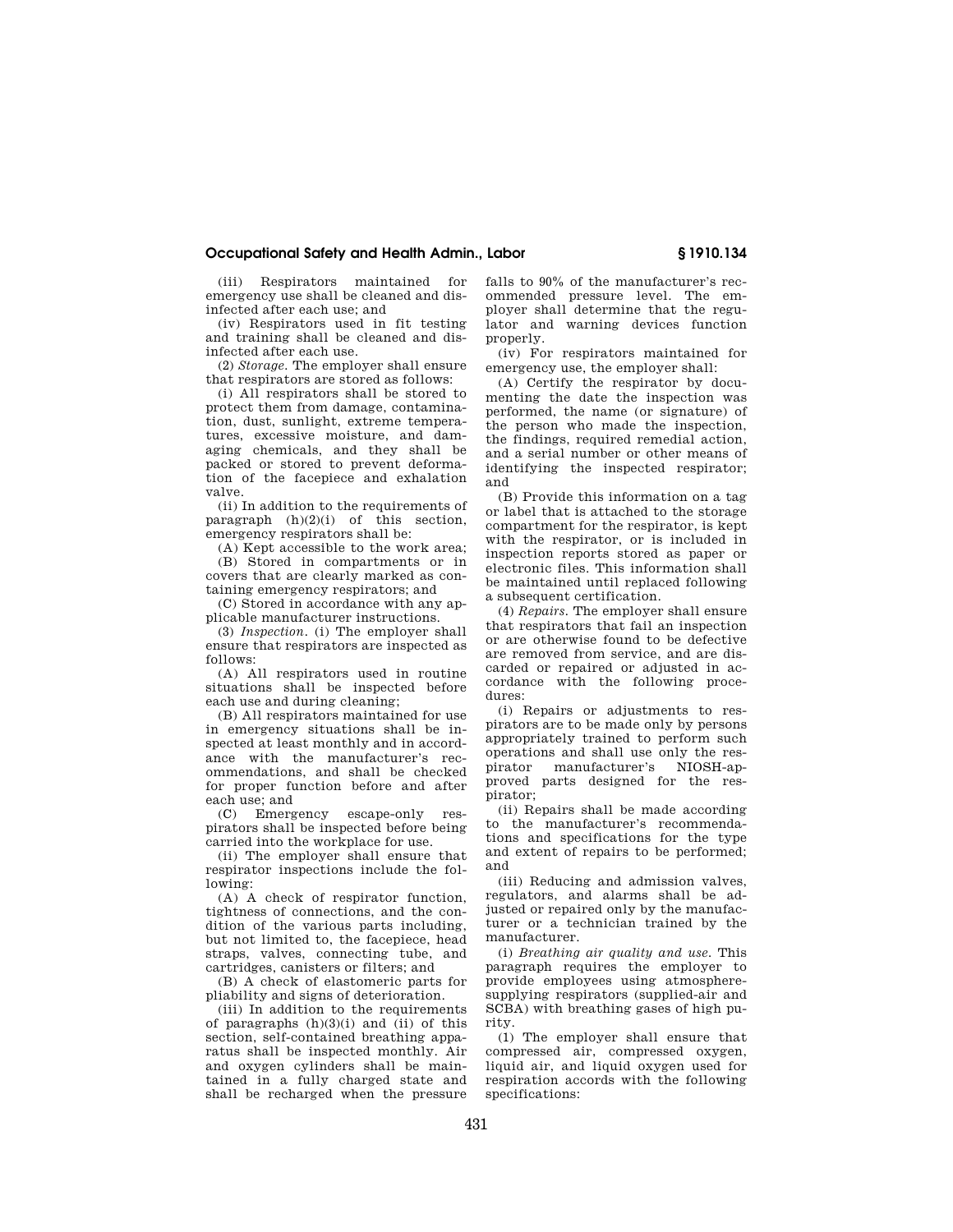(iii) Respirators maintained for emergency use shall be cleaned and disinfected after each use; and

(iv) Respirators used in fit testing and training shall be cleaned and disinfected after each use.

(2) *Storage.* The employer shall ensure that respirators are stored as follows:

(i) All respirators shall be stored to protect them from damage, contamination, dust, sunlight, extreme temperatures, excessive moisture, and damaging chemicals, and they shall be packed or stored to prevent deformation of the facepiece and exhalation valve.

(ii) In addition to the requirements of paragraph (h)(2)(i) of this section, emergency respirators shall be:

(A) Kept accessible to the work area;

(B) Stored in compartments or in covers that are clearly marked as containing emergency respirators; and

(C) Stored in accordance with any applicable manufacturer instructions.

(3) *Inspection.* (i) The employer shall ensure that respirators are inspected as follows:

(A) All respirators used in routine situations shall be inspected before each use and during cleaning;

(B) All respirators maintained for use in emergency situations shall be inspected at least monthly and in accordance with the manufacturer's recommendations, and shall be checked for proper function before and after each use; and

(C) Emergency escape-only respirators shall be inspected before being carried into the workplace for use.

(ii) The employer shall ensure that respirator inspections include the following:

(A) A check of respirator function, tightness of connections, and the condition of the various parts including, but not limited to, the facepiece, head straps, valves, connecting tube, and cartridges, canisters or filters; and

(B) A check of elastomeric parts for pliability and signs of deterioration.

(iii) In addition to the requirements of paragraphs (h)(3)(i) and (ii) of this section, self-contained breathing apparatus shall be inspected monthly. Air and oxygen cylinders shall be maintained in a fully charged state and shall be recharged when the pressure falls to 90% of the manufacturer's recommended pressure level. The employer shall determine that the regulator and warning devices function properly.

(iv) For respirators maintained for emergency use, the employer shall:

(A) Certify the respirator by documenting the date the inspection was performed, the name (or signature) of the person who made the inspection, the findings, required remedial action, and a serial number or other means of identifying the inspected respirator; and

(B) Provide this information on a tag or label that is attached to the storage compartment for the respirator, is kept with the respirator, or is included in inspection reports stored as paper or electronic files. This information shall be maintained until replaced following a subsequent certification.

(4) *Repairs.* The employer shall ensure that respirators that fail an inspection or are otherwise found to be defective are removed from service, and are discarded or repaired or adjusted in accordance with the following procedures:

(i) Repairs or adjustments to respirators are to be made only by persons appropriately trained to perform such operations and shall use only the respirator manufacturer's NIOSH-approved parts designed for the respirator;

(ii) Repairs shall be made according to the manufacturer's recommendations and specifications for the type and extent of repairs to be performed; and

(iii) Reducing and admission valves, regulators, and alarms shall be adjusted or repaired only by the manufacturer or a technician trained by the manufacturer.

(i) *Breathing air quality and use.* This paragraph requires the employer to provide employees using atmosphere-supplying respirators (supplied-air and SCBA) with breathing gases of high purity.

(1) The employer shall ensure that compressed air, compressed oxygen, liquid air, and liquid oxygen used for respiration accords with the following specifications: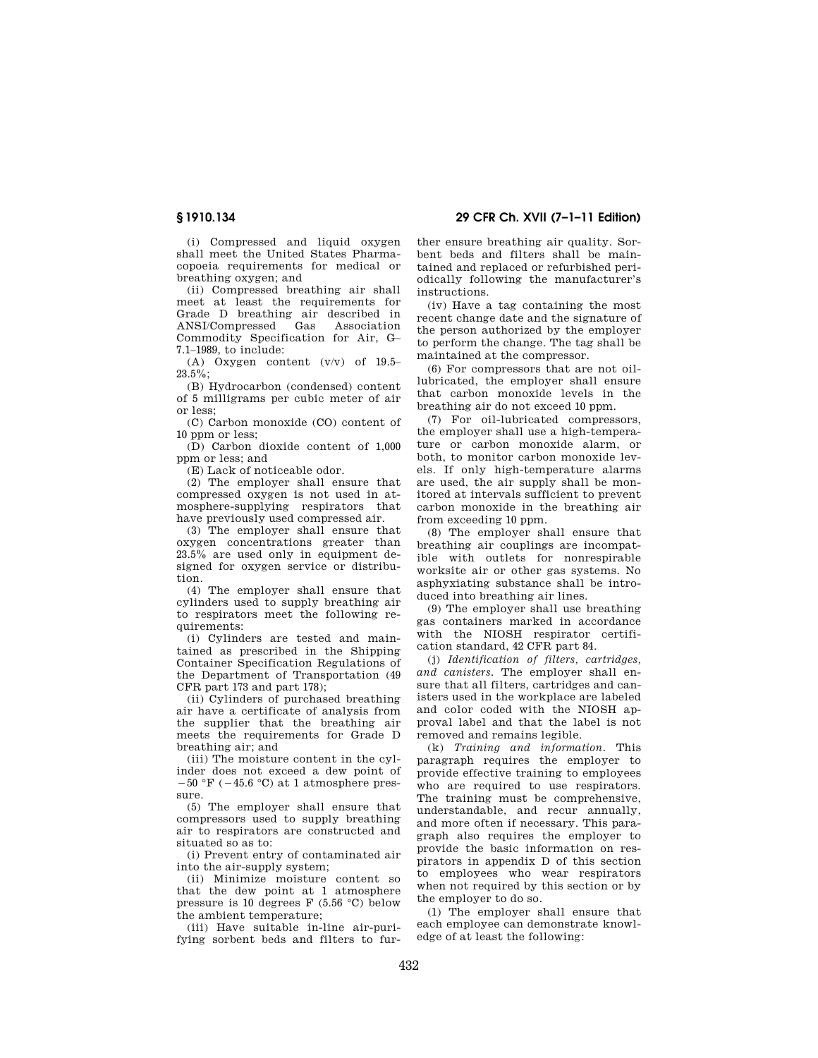(i) Compressed and liquid oxygen shall meet the United States Pharmacopoeia requirements for medical or breathing oxygen; and

(ii) Compressed breathing air shall meet at least the requirements for Grade D breathing air described in ANSI/Compressed Gas Association Commodity Specification for Air, G–7.1–1989, to include:

(A) Oxygen content (v/v) of 19.5–23.5%;

(B) Hydrocarbon (condensed) content of 5 milligrams per cubic meter of air or less;

(C) Carbon monoxide (CO) content of 10 ppm or less;

(D) Carbon dioxide content of 1,000 ppm or less; and

(E) Lack of noticeable odor.

(2) The employer shall ensure that compressed oxygen is not used in atmosphere-supplying respirators that have previously used compressed air.

(3) The employer shall ensure that oxygen concentrations greater than 23.5% are used only in equipment designed for oxygen service or distribution.

(4) The employer shall ensure that cylinders used to supply breathing air to respirators meet the following requirements:

(i) Cylinders are tested and maintained as prescribed in the Shipping Container Specification Regulations of the Department of Transportation (49 CFR part 173 and part 178);

(ii) Cylinders of purchased breathing air have a certificate of analysis from the supplier that the breathing air meets the requirements for Grade D breathing air; and

(iii) The moisture content in the cylinder does not exceed a dew point of −50 °F (−45.6 °C) at 1 atmosphere pressure.

(5) The employer shall ensure that compressors used to supply breathing air to respirators are constructed and situated so as to:

(i) Prevent entry of contaminated air into the air-supply system;

(ii) Minimize moisture content so that the dew point at 1 atmosphere pressure is 10 degrees F (5.56 °C) below the ambient temperature;

(iii) Have suitable in-line air-purifying sorbent beds and filters to further ensure breathing air quality. Sorbent beds and filters shall be maintained and replaced or refurbished periodically following the manufacturer's instructions.

(iv) Have a tag containing the most recent change date and the signature of the person authorized by the employer to perform the change. The tag shall be maintained at the compressor.

(6) For compressors that are not oil-lubricated, the employer shall ensure that carbon monoxide levels in the breathing air do not exceed 10 ppm.

(7) For oil-lubricated compressors, the employer shall use a high-temperature or carbon monoxide alarm, or both, to monitor carbon monoxide levels. If only high-temperature alarms are used, the air supply shall be monitored at intervals sufficient to prevent carbon monoxide in the breathing air from exceeding 10 ppm.

(8) The employer shall ensure that breathing air couplings are incompatible with outlets for nonrespirable worksite air or other gas systems. No asphyxiating substance shall be introduced into breathing air lines.

(9) The employer shall use breathing gas containers marked in accordance with the NIOSH respirator certification standard, 42 CFR part 84.

(j) *Identification of filters, cartridges, and canisters.* The employer shall ensure that all filters, cartridges and canisters used in the workplace are labeled and color coded with the NIOSH approval label and that the label is not removed and remains legible.

(k) *Training and information.* This paragraph requires the employer to provide effective training to employees who are required to use respirators. The training must be comprehensive, understandable, and recur annually, and more often if necessary. This paragraph also requires the employer to provide the basic information on respirators in appendix D of this section to employees who wear respirators when not required by this section or by the employer to do so.

(1) The employer shall ensure that each employee can demonstrate knowledge of at least the following: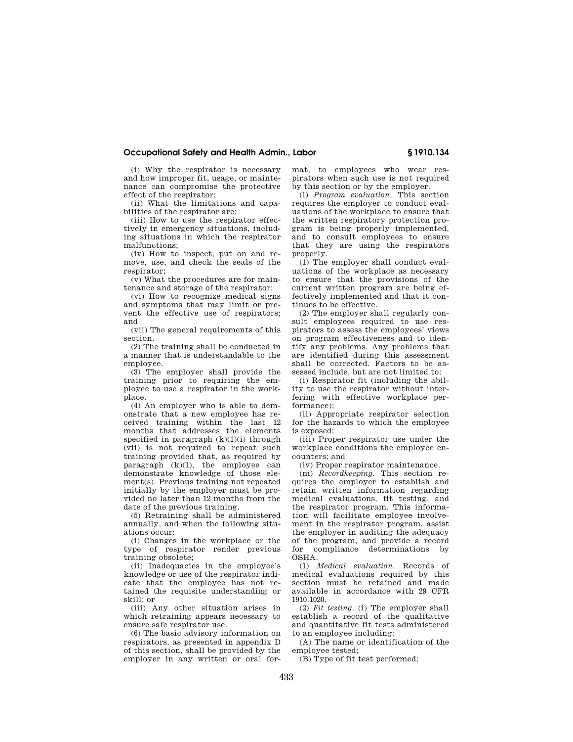(i) Why the respirator is necessary and how improper fit, usage, or maintenance can compromise the protective effect of the respirator;

(ii) What the limitations and capabilities of the respirator are;

(iii) How to use the respirator effectively in emergency situations, including situations in which the respirator malfunctions;

(iv) How to inspect, put on and remove, use, and check the seals of the respirator;

(v) What the procedures are for maintenance and storage of the respirator;

(vi) How to recognize medical signs and symptoms that may limit or prevent the effective use of respirators; and

(vii) The general requirements of this section.

(2) The training shall be conducted in a manner that is understandable to the employee.

(3) The employer shall provide the training prior to requiring the employee to use a respirator in the workplace.

(4) An employer who is able to demonstrate that a new employee has received training within the last 12 months that addresses the elements specified in paragraph (k)(1)(i) through (vii) is not required to repeat such training provided that, as required by paragraph (k)(1), the employee can demonstrate knowledge of those element(s). Previous training not repeated initially by the employer must be provided no later than 12 months from the date of the previous training.

(5) Retraining shall be administered annually, and when the following situations occur:

(i) Changes in the workplace or the type of respirator render previous training obsolete;

(ii) Inadequacies in the employee's knowledge or use of the respirator indicate that the employee has not retained the requisite understanding or skill; or

(iii) Any other situation arises in which retraining appears necessary to ensure safe respirator use.

(6) The basic advisory information on respirators, as presented in appendix D of this section, shall be provided by the employer in any written or oral format, to employees who wear respirators when such use is not required by this section or by the employer.

(l) *Program evaluation.* This section requires the employer to conduct evaluations of the workplace to ensure that the written respiratory protection program is being properly implemented, and to consult employees to ensure that they are using the respirators properly.

(1) The employer shall conduct evaluations of the workplace as necessary to ensure that the provisions of the current written program are being effectively implemented and that it continues to be effective.

(2) The employer shall regularly consult employees required to use respirators to assess the employees' views on program effectiveness and to identify any problems. Any problems that are identified during this assessment shall be corrected. Factors to be assessed include, but are not limited to:

(i) Respirator fit (including the ability to use the respirator without interfering with effective workplace performance);

(ii) Appropriate respirator selection for the hazards to which the employee is exposed;

(iii) Proper respirator use under the workplace conditions the employee encounters; and

(iv) Proper respirator maintenance.

(m) *Recordkeeping.* This section requires the employer to establish and retain written information regarding medical evaluations, fit testing, and the respirator program. This information will facilitate employee involvement in the respirator program, assist the employer in auditing the adequacy of the program, and provide a record for compliance determinations by OSHA.

(1) *Medical evaluation.* Records of medical evaluations required by this section must be retained and made available in accordance with 29 CFR 1910.1020.

(2) *Fit testing.* (i) The employer shall establish a record of the qualitative and quantitative fit tests administered to an employee including:

(A) The name or identification of the employee tested;

(B) Type of fit test performed;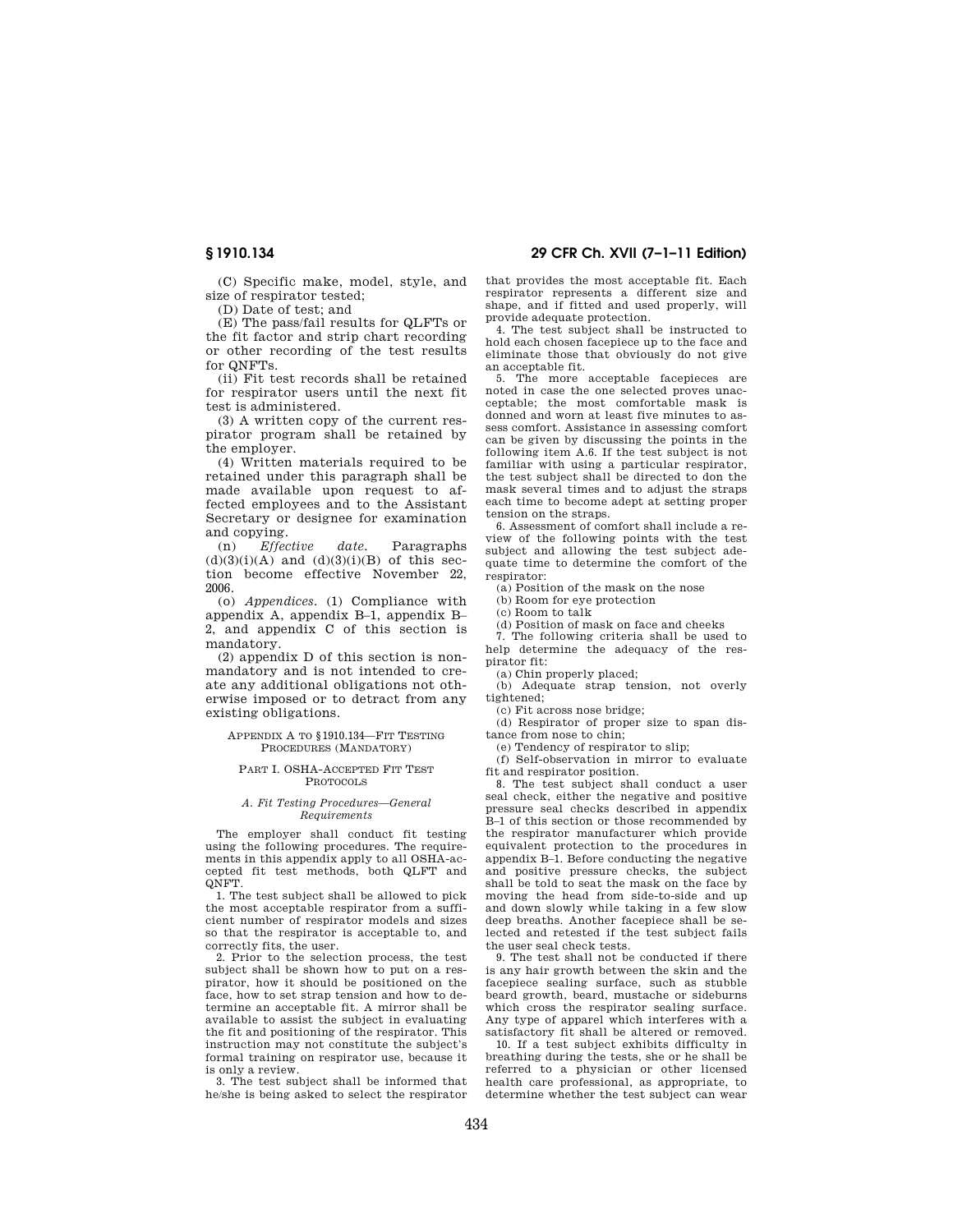(C) Specific make, model, style, and size of respirator tested;

(D) Date of test; and

(E) The pass/fail results for QLFTs or the fit factor and strip chart recording or other recording of the test results for QNFTs.

(ii) Fit test records shall be retained for respirator users until the next fit test is administered.

(3) A written copy of the current respirator program shall be retained by the employer.

(4) Written materials required to be retained under this paragraph shall be made available upon request to affected employees and to the Assistant Secretary or designee for examination and copying.

(n) *Effective date*. Paragraphs (d)(3)(i)(A) and (d)(3)(i)(B) of this section become effective November 22, 2006.

(o) *Appendices*. (1) Compliance with appendix A, appendix B–1, appendix B–2, and appendix C of this section is mandatory.

(2) appendix D of this section is non-mandatory and is not intended to create any additional obligations not otherwise imposed or to detract from any existing obligations.

## APPENDIX A TO §1910.134—FIT TESTING PROCEDURES (MANDATORY)

### PART I. OSHA-ACCEPTED FIT TEST PROTOCOLS

#### *A. Fit Testing Procedures—General Requirements*

The employer shall conduct fit testing using the following procedures. The requirements in this appendix apply to all OSHA-accepted fit test methods, both QLFT and QNFT.

1. The test subject shall be allowed to pick the most acceptable respirator from a sufficient number of respirator models and sizes so that the respirator is acceptable to, and correctly fits, the user.

2. Prior to the selection process, the test subject shall be shown how to put on a respirator, how it should be positioned on the face, how to set strap tension and how to determine an acceptable fit. A mirror shall be available to assist the subject in evaluating the fit and positioning of the respirator. This instruction may not constitute the subject's formal training on respirator use, because it is only a review.

3. The test subject shall be informed that he/she is being asked to select the respirator that provides the most acceptable fit. Each respirator represents a different size and shape, and if fitted and used properly, will provide adequate protection.

4. The test subject shall be instructed to hold each chosen facepiece up to the face and eliminate those that obviously do not give an acceptable fit.

5. The more acceptable facepieces are noted in case the one selected proves unacceptable; the most comfortable mask is donned and worn at least five minutes to assess comfort. Assistance in assessing comfort can be given by discussing the points in the following item A.6. If the test subject is not familiar with using a particular respirator, the test subject shall be directed to don the mask several times and to adjust the straps each time to become adept at setting proper tension on the straps.

6. Assessment of comfort shall include a review of the following points with the test subject and allowing the test subject adequate time to determine the comfort of the respirator:

(a) Position of the mask on the nose

(b) Room for eye protection

(c) Room to talk

(d) Position of mask on face and cheeks

7. The following criteria shall be used to help determine the adequacy of the respirator fit:

(a) Chin properly placed;

(b) Adequate strap tension, not overly tightened;

(c) Fit across nose bridge;

(d) Respirator of proper size to span distance from nose to chin;

(e) Tendency of respirator to slip;

(f) Self-observation in mirror to evaluate fit and respirator position.

8. The test subject shall conduct a user seal check, either the negative and positive pressure seal checks described in appendix B–1 of this section or those recommended by the respirator manufacturer which provide equivalent protection to the procedures in appendix B–1. Before conducting the negative and positive pressure checks, the subject shall be told to seat the mask on the face by moving the head from side-to-side and up and down slowly while taking in a few slow deep breaths. Another facepiece shall be selected and retested if the test subject fails the user seal check tests.

9. The test shall not be conducted if there is any hair growth between the skin and the facepiece sealing surface, such as stubble beard growth, beard, mustache or sideburns which cross the respirator sealing surface. Any type of apparel which interferes with a satisfactory fit shall be altered or removed.

10. If a test subject exhibits difficulty in breathing during the tests, she or he shall be referred to a physician or other licensed health care professional, as appropriate, to determine whether the test subject can wear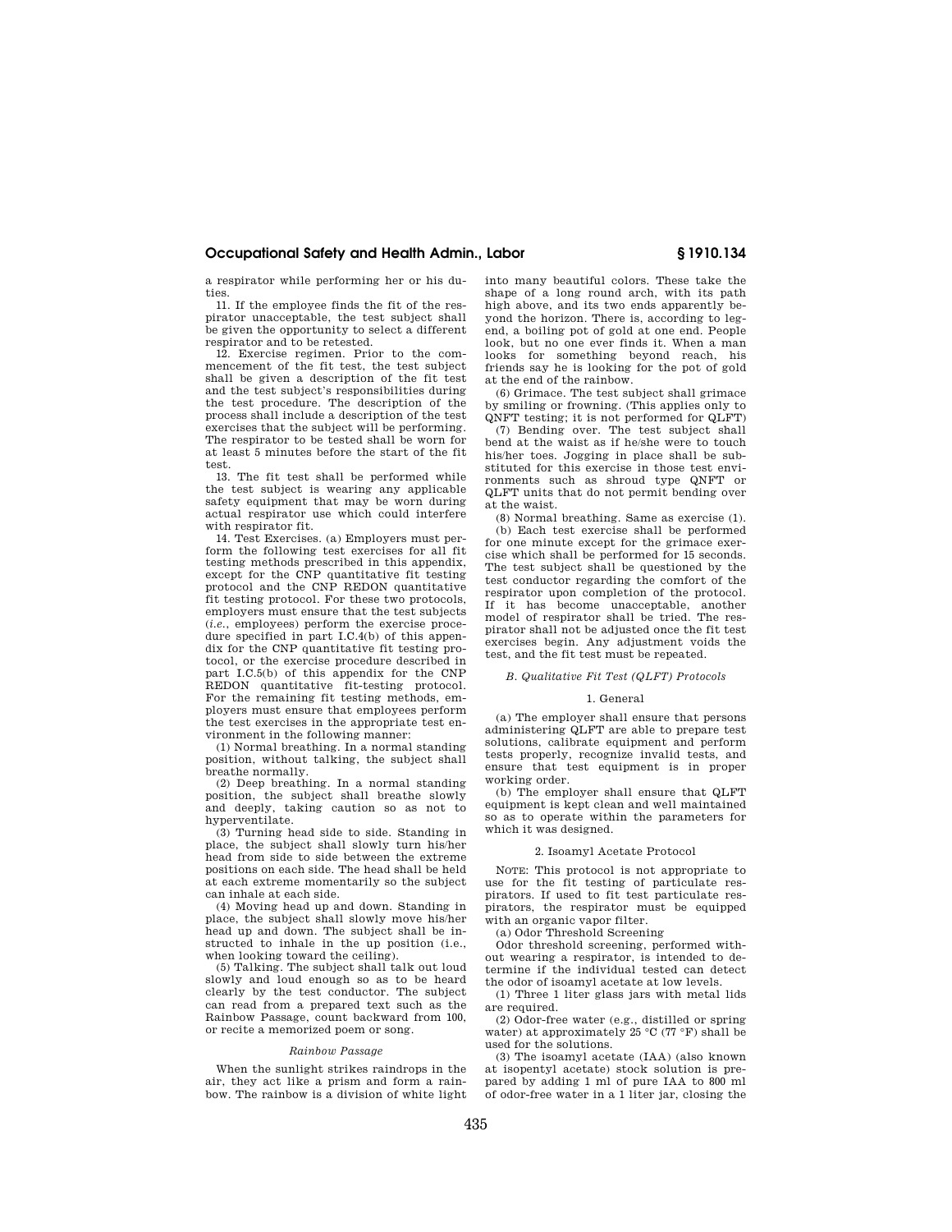a respirator while performing her or his duties.

11. If the employee finds the fit of the respirator unacceptable, the test subject shall be given the opportunity to select a different respirator and to be retested.

12. Exercise regimen. Prior to the commencement of the fit test, the test subject shall be given a description of the fit test and the test subject's responsibilities during the test procedure. The description of the process shall include a description of the test exercises that the subject will be performing. The respirator to be tested shall be worn for at least 5 minutes before the start of the fit test.

13. The fit test shall be performed while the test subject is wearing any applicable safety equipment that may be worn during actual respirator use which could interfere with respirator fit.

14. Test Exercises. (a) Employers must perform the following test exercises for all fit testing methods prescribed in this appendix, except for the CNP quantitative fit testing protocol and the CNP REDON quantitative fit testing protocol. For these two protocols, employers must ensure that the test subjects (*i.e.*, employees) perform the exercise procedure specified in part I.C.4(b) of this appendix for the CNP quantitative fit testing protocol, or the exercise procedure described in part I.C.5(b) of this appendix for the CNP REDON quantitative fit-testing protocol. For the remaining fit testing methods, employers must ensure that employees perform the test exercises in the appropriate test environment in the following manner:

(1) Normal breathing. In a normal standing position, without talking, the subject shall breathe normally.

(2) Deep breathing. In a normal standing position, the subject shall breathe slowly and deeply, taking caution so as not to hyperventilate.

(3) Turning head side to side. Standing in place, the subject shall slowly turn his/her head from side to side between the extreme positions on each side. The head shall be held at each extreme momentarily so the subject can inhale at each side.

(4) Moving head up and down. Standing in place, the subject shall slowly move his/her head up and down. The subject shall be instructed to inhale in the up position (i.e., when looking toward the ceiling).

(5) Talking. The subject shall talk out loud slowly and loud enough so as to be heard clearly by the test conductor. The subject can read from a prepared text such as the Rainbow Passage, count backward from 100, or recite a memorized poem or song.

*Rainbow Passage*

When the sunlight strikes raindrops in the air, they act like a prism and form a rainbow. The rainbow is a division of white light into many beautiful colors. These take the shape of a long round arch, with its path high above, and its two ends apparently beyond the horizon. There is, according to legend, a boiling pot of gold at one end. People look, but no one ever finds it. When a man looks for something beyond reach, his friends say he is looking for the pot of gold at the end of the rainbow.

(6) Grimace. The test subject shall grimace by smiling or frowning. (This applies only to QNFT testing; it is not performed for QLFT)

(7) Bending over. The test subject shall bend at the waist as if he/she were to touch his/her toes. Jogging in place shall be substituted for this exercise in those test environments such as shroud type QNFT or QLFT units that do not permit bending over at the waist.

(8) Normal breathing. Same as exercise (1).

(b) Each test exercise shall be performed for one minute except for the grimace exercise which shall be performed for 15 seconds. The test subject shall be questioned by the test conductor regarding the comfort of the respirator upon completion of the protocol. If it has become unacceptable, another model of respirator shall be tried. The respirator shall not be adjusted once the fit test exercises begin. Any adjustment voids the test, and the fit test must be repeated.

### *B. Qualitative Fit Test (QLFT) Protocols*

#### 1. General

(a) The employer shall ensure that persons administering QLFT are able to prepare test solutions, calibrate equipment and perform tests properly, recognize invalid tests, and ensure that test equipment is in proper working order.

(b) The employer shall ensure that QLFT equipment is kept clean and well maintained so as to operate within the parameters for which it was designed.

#### 2. Isoamyl Acetate Protocol

NOTE: This protocol is not appropriate to use for the fit testing of particulate respirators. If used to fit test particulate respirators, the respirator must be equipped with an organic vapor filter.

(a) Odor Threshold Screening

Odor threshold screening, performed without wearing a respirator, is intended to determine if the individual tested can detect the odor of isoamyl acetate at low levels.

(1) Three 1 liter glass jars with metal lids are required.

(2) Odor-free water (e.g., distilled or spring water) at approximately 25 °C (77 °F) shall be used for the solutions.

(3) The isoamyl acetate (IAA) (also known at isopentyl acetate) stock solution is prepared by adding 1 ml of pure IAA to 800 ml of odor-free water in a 1 liter jar, closing the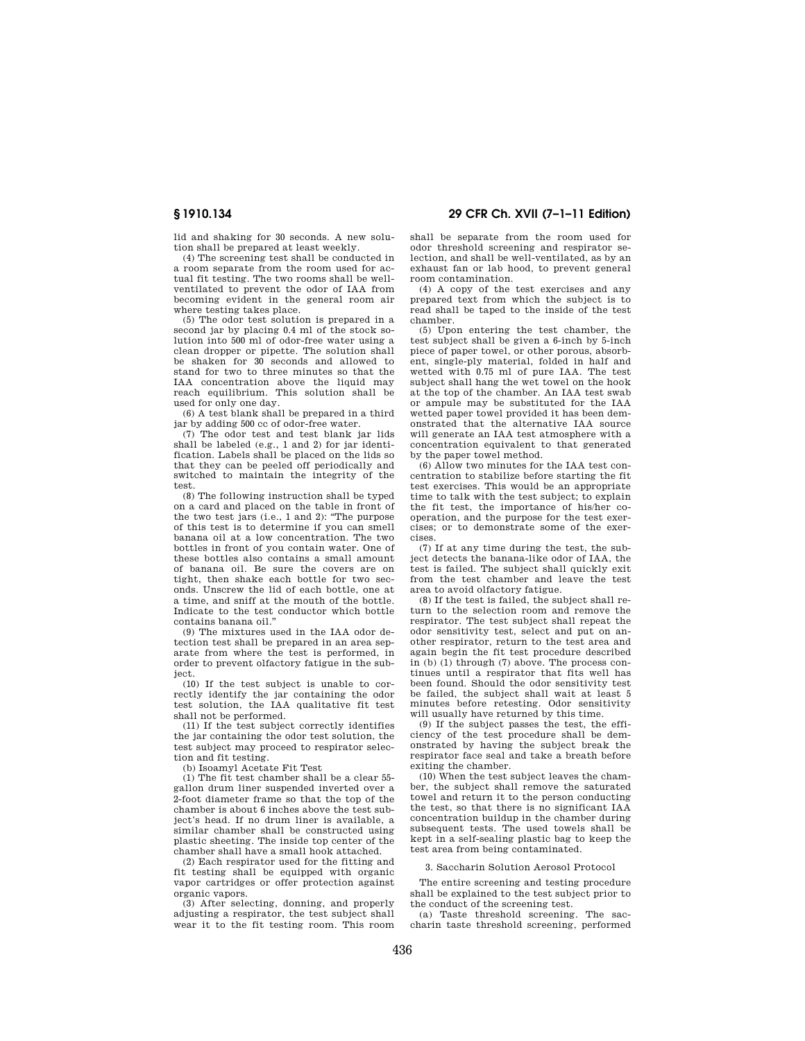lid and shaking for 30 seconds. A new solution shall be prepared at least weekly.

(4) The screening test shall be conducted in a room separate from the room used for actual fit testing. The two rooms shall be well-ventilated to prevent the odor of IAA from becoming evident in the general room air where testing takes place.

(5) The odor test solution is prepared in a second jar by placing 0.4 ml of the stock solution into 500 ml of odor-free water using a clean dropper or pipette. The solution shall be shaken for 30 seconds and allowed to stand for two to three minutes so that the IAA concentration above the liquid may reach equilibrium. This solution shall be used for only one day.

(6) A test blank shall be prepared in a third jar by adding 500 cc of odor-free water.

(7) The odor test and test blank jar lids shall be labeled (e.g., 1 and 2) for jar identification. Labels shall be placed on the lids so that they can be peeled off periodically and switched to maintain the integrity of the test.

(8) The following instruction shall be typed on a card and placed on the table in front of the two test jars (i.e., 1 and 2): "The purpose of this test is to determine if you can smell banana oil at a low concentration. The two bottles in front of you contain water. One of these bottles also contains a small amount of banana oil. Be sure the covers are on tight, then shake each bottle for two seconds. Unscrew the lid of each bottle, one at a time, and sniff at the mouth of the bottle. Indicate to the test conductor which bottle contains banana oil."

(9) The mixtures used in the IAA odor detection test shall be prepared in an area separate from where the test is performed, in order to prevent olfactory fatigue in the subject.

(10) If the test subject is unable to correctly identify the jar containing the odor test solution, the IAA qualitative fit test shall not be performed.

(11) If the test subject correctly identifies the jar containing the odor test solution, the test subject may proceed to respirator selection and fit testing.

(b) Isoamyl Acetate Fit Test

(1) The fit test chamber shall be a clear 55-gallon drum liner suspended inverted over a 2-foot diameter frame so that the top of the chamber is about 6 inches above the test subject's head. If no drum liner is available, a similar chamber shall be constructed using plastic sheeting. The inside top center of the chamber shall have a small hook attached.

(2) Each respirator used for the fitting and fit testing shall be equipped with organic vapor cartridges or offer protection against organic vapors.

(3) After selecting, donning, and properly adjusting a respirator, the test subject shall wear it to the fit testing room. This room shall be separate from the room used for odor threshold screening and respirator selection, and shall be well-ventilated, as by an exhaust fan or lab hood, to prevent general room contamination.

(4) A copy of the test exercises and any prepared text from which the subject is to read shall be taped to the inside of the test chamber.

(5) Upon entering the test chamber, the test subject shall be given a 6-inch by 5-inch piece of paper towel, or other porous, absorbent, single-ply material, folded in half and wetted with 0.75 ml of pure IAA. The test subject shall hang the wet towel on the hook at the top of the chamber. An IAA test swab or ampule may be substituted for the IAA wetted paper towel provided it has been demonstrated that the alternative IAA source will generate an IAA test atmosphere with a concentration equivalent to that generated by the paper towel method.

(6) Allow two minutes for the IAA test concentration to stabilize before starting the fit test exercises. This would be an appropriate time to talk with the test subject; to explain the fit test, the importance of his/her cooperation, and the purpose for the test exercises; or to demonstrate some of the exercises.

(7) If at any time during the test, the subject detects the banana-like odor of IAA, the test is failed. The subject shall quickly exit from the test chamber and leave the test area to avoid olfactory fatigue.

(8) If the test is failed, the subject shall return to the selection room and remove the respirator. The test subject shall repeat the odor sensitivity test, select and put on another respirator, return to the test area and again begin the fit test procedure described in (b) (1) through (7) above. The process continues until a respirator that fits well has been found. Should the odor sensitivity test be failed, the subject shall wait at least 5 minutes before retesting. Odor sensitivity will usually have returned by this time.

(9) If the subject passes the test, the efficiency of the test procedure shall be demonstrated by having the subject break the respirator face seal and take a breath before exiting the chamber.

(10) When the test subject leaves the chamber, the subject shall remove the saturated towel and return it to the person conducting the test, so that there is no significant IAA concentration buildup in the chamber during subsequent tests. The used towels shall be kept in a self-sealing plastic bag to keep the test area from being contaminated.

3. Saccharin Solution Aerosol Protocol

The entire screening and testing procedure shall be explained to the test subject prior to the conduct of the screening test.

(a) Taste threshold screening. The saccharin taste threshold screening, performed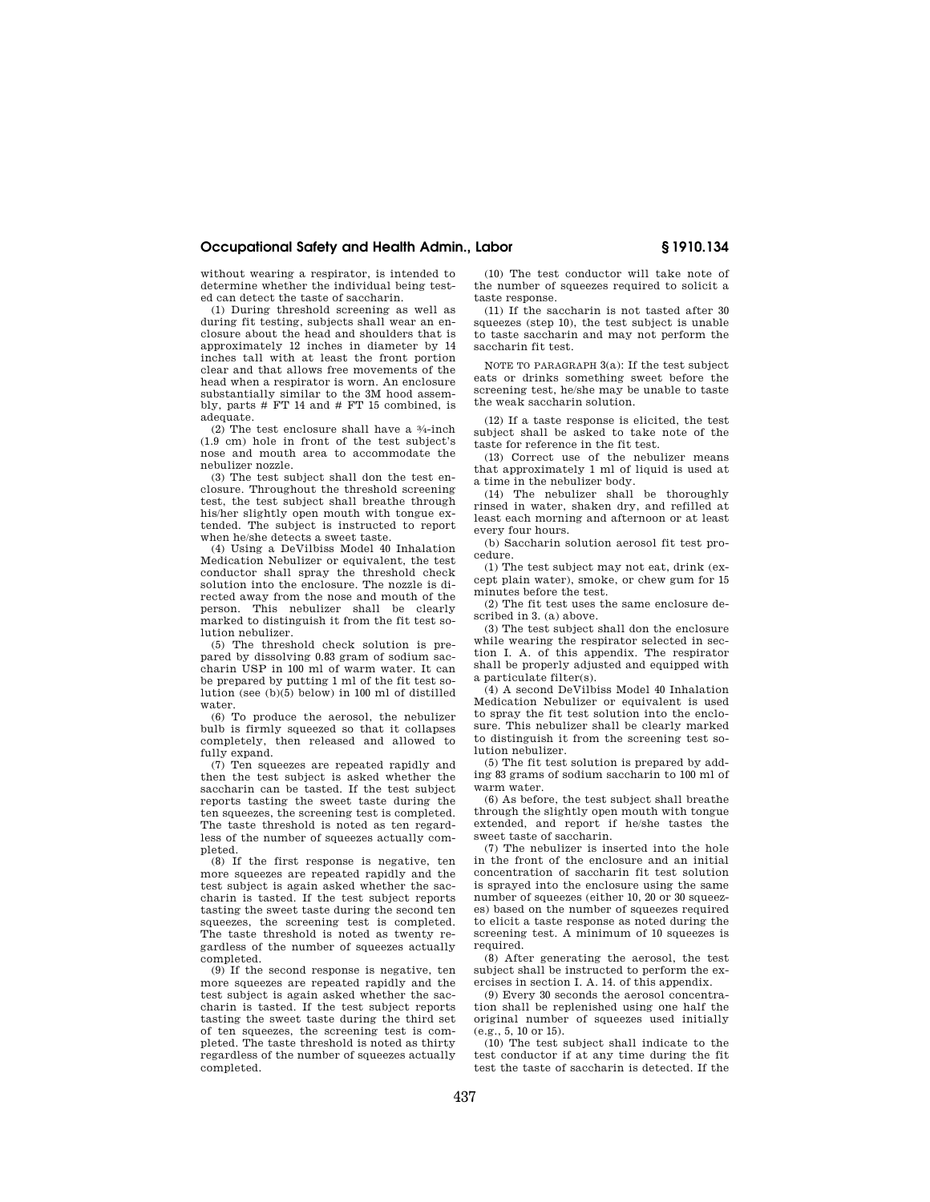without wearing a respirator, is intended to determine whether the individual being tested can detect the taste of saccharin.

(1) During threshold screening as well as during fit testing, subjects shall wear an enclosure about the head and shoulders that is approximately 12 inches in diameter by 14 inches tall with at least the front portion clear and that allows free movements of the head when a respirator is worn. An enclosure substantially similar to the 3M hood assembly, parts # FT 14 and # FT 15 combined, is adequate.

(2) The test enclosure shall have a ¾-inch (1.9 cm) hole in front of the test subject's nose and mouth area to accommodate the nebulizer nozzle.

(3) The test subject shall don the test enclosure. Throughout the threshold screening test, the test subject shall breathe through his/her slightly open mouth with tongue extended. The subject is instructed to report when he/she detects a sweet taste.

(4) Using a DeVilbiss Model 40 Inhalation Medication Nebulizer or equivalent, the test conductor shall spray the threshold check solution into the enclosure. The nozzle is directed away from the nose and mouth of the person. This nebulizer shall be clearly marked to distinguish it from the fit test solution nebulizer.

(5) The threshold check solution is prepared by dissolving 0.83 gram of sodium saccharin USP in 100 ml of warm water. It can be prepared by putting 1 ml of the fit test solution (see (b)(5) below) in 100 ml of distilled water.

(6) To produce the aerosol, the nebulizer bulb is firmly squeezed so that it collapses completely, then released and allowed to fully expand.

(7) Ten squeezes are repeated rapidly and then the test subject is asked whether the saccharin can be tasted. If the test subject reports tasting the sweet taste during the ten squeezes, the screening test is completed. The taste threshold is noted as ten regardless of the number of squeezes actually completed.

(8) If the first response is negative, ten more squeezes are repeated rapidly and the test subject is again asked whether the saccharin is tasted. If the test subject reports tasting the sweet taste during the second ten squeezes, the screening test is completed. The taste threshold is noted as twenty regardless of the number of squeezes actually completed.

(9) If the second response is negative, ten more squeezes are repeated rapidly and the test subject is again asked whether the saccharin is tasted. If the test subject reports tasting the sweet taste during the third set of ten squeezes, the screening test is completed. The taste threshold is noted as thirty regardless of the number of squeezes actually completed.

(10) The test conductor will take note of the number of squeezes required to solicit a taste response.

(11) If the saccharin is not tasted after 30 squeezes (step 10), the test subject is unable to taste saccharin and may not perform the saccharin fit test.

NOTE TO PARAGRAPH 3(a): If the test subject eats or drinks something sweet before the screening test, he/she may be unable to taste the weak saccharin solution.

(12) If a taste response is elicited, the test subject shall be asked to take note of the taste for reference in the fit test.

(13) Correct use of the nebulizer means that approximately 1 ml of liquid is used at a time in the nebulizer body.

(14) The nebulizer shall be thoroughly rinsed in water, shaken dry, and refilled at least each morning and afternoon or at least every four hours.

(b) Saccharin solution aerosol fit test procedure.

(1) The test subject may not eat, drink (except plain water), smoke, or chew gum for 15 minutes before the test.

(2) The fit test uses the same enclosure described in 3. (a) above.

(3) The test subject shall don the enclosure while wearing the respirator selected in section I. A. of this appendix. The respirator shall be properly adjusted and equipped with a particulate filter(s).

(4) A second DeVilbiss Model 40 Inhalation Medication Nebulizer or equivalent is used to spray the fit test solution into the enclosure. This nebulizer shall be clearly marked to distinguish it from the screening test solution nebulizer.

(5) The fit test solution is prepared by adding 83 grams of sodium saccharin to 100 ml of warm water.

(6) As before, the test subject shall breathe through the slightly open mouth with tongue extended, and report if he/she tastes the sweet taste of saccharin.

(7) The nebulizer is inserted into the hole in the front of the enclosure and an initial concentration of saccharin fit test solution is sprayed into the enclosure using the same number of squeezes (either 10, 20 or 30 squeezes) based on the number of squeezes required to elicit a taste response as noted during the screening test. A minimum of 10 squeezes is required.

(8) After generating the aerosol, the test subject shall be instructed to perform the exercises in section I. A. 14. of this appendix.

(9) Every 30 seconds the aerosol concentration shall be replenished using one half the original number of squeezes used initially (e.g., 5, 10 or 15).

(10) The test subject shall indicate to the test conductor if at any time during the fit test the taste of saccharin is detected. If the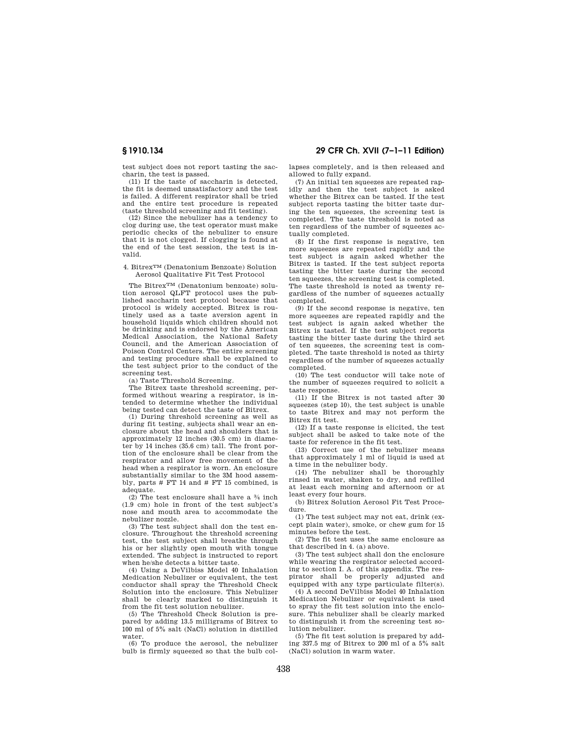test subject does not report tasting the saccharin, the test is passed.

(11) If the taste of saccharin is detected, the fit is deemed unsatisfactory and the test is failed. A different respirator shall be tried and the entire test procedure is repeated (taste threshold screening and fit testing).

(12) Since the nebulizer has a tendency to clog during use, the test operator must make periodic checks of the nebulizer to ensure that it is not clogged. If clogging is found at the end of the test session, the test is invalid.

#### 4. Bitrex™ (Denatonium Benzoate) Solution Aerosol Qualitative Fit Test Protocol

The Bitrex™ (Denatonium benzoate) solution aerosol QLFT protocol uses the published saccharin test protocol because that protocol is widely accepted. Bitrex is routinely used as a taste aversion agent in household liquids which children should not be drinking and is endorsed by the American Medical Association, the National Safety Council, and the American Association of Poison Control Centers. The entire screening and testing procedure shall be explained to the test subject prior to the conduct of the screening test.

(a) Taste Threshold Screening.

The Bitrex taste threshold screening, performed without wearing a respirator, is intended to determine whether the individual being tested can detect the taste of Bitrex.

(1) During threshold screening as well as during fit testing, subjects shall wear an enclosure about the head and shoulders that is approximately 12 inches (30.5 cm) in diameter by 14 inches (35.6 cm) tall. The front portion of the enclosure shall be clear from the respirator and allow free movement of the head when a respirator is worn. An enclosure substantially similar to the 3M hood assembly, parts # FT 14 and # FT 15 combined, is adequate.

(2) The test enclosure shall have a ¾ inch (1.9 cm) hole in front of the test subject's nose and mouth area to accommodate the nebulizer nozzle.

(3) The test subject shall don the test enclosure. Throughout the threshold screening test, the test subject shall breathe through his or her slightly open mouth with tongue extended. The subject is instructed to report when he/she detects a bitter taste.

(4) Using a DeVilbiss Model 40 Inhalation Medication Nebulizer or equivalent, the test conductor shall spray the Threshold Check Solution into the enclosure. This Nebulizer shall be clearly marked to distinguish it from the fit test solution nebulizer.

(5) The Threshold Check Solution is prepared by adding 13.5 milligrams of Bitrex to 100 ml of 5% salt (NaCl) solution in distilled water.

(6) To produce the aerosol, the nebulizer bulb is firmly squeezed so that the bulb collapses completely, and is then released and allowed to fully expand.

(7) An initial ten squeezes are repeated rapidly and then the test subject is asked whether the Bitrex can be tasted. If the test subject reports tasting the bitter taste during the ten squeezes, the screening test is completed. The taste threshold is noted as ten regardless of the number of squeezes actually completed.

(8) If the first response is negative, ten more squeezes are repeated rapidly and the test subject is again asked whether the Bitrex is tasted. If the test subject reports tasting the bitter taste during the second ten squeezes, the screening test is completed. The taste threshold is noted as twenty regardless of the number of squeezes actually completed.

(9) If the second response is negative, ten more squeezes are repeated rapidly and the test subject is again asked whether the Bitrex is tasted. If the test subject reports tasting the bitter taste during the third set of ten squeezes, the screening test is completed. The taste threshold is noted as thirty regardless of the number of squeezes actually completed.

(10) The test conductor will take note of the number of squeezes required to solicit a taste response.

(11) If the Bitrex is not tasted after 30 squeezes (step 10), the test subject is unable to taste Bitrex and may not perform the Bitrex fit test.

(12) If a taste response is elicited, the test subject shall be asked to take note of the taste for reference in the fit test.

(13) Correct use of the nebulizer means that approximately 1 ml of liquid is used at a time in the nebulizer body.

(14) The nebulizer shall be thoroughly rinsed in water, shaken to dry, and refilled at least each morning and afternoon or at least every four hours.

(b) Bitrex Solution Aerosol Fit Test Procedure.

(1) The test subject may not eat, drink (except plain water), smoke, or chew gum for 15 minutes before the test.

(2) The fit test uses the same enclosure as that described in 4. (a) above.

(3) The test subject shall don the enclosure while wearing the respirator selected according to section I. A. of this appendix. The respirator shall be properly adjusted and equipped with any type particulate filter(s).

(4) A second DeVilbiss Model 40 Inhalation Medication Nebulizer or equivalent is used to spray the fit test solution into the enclosure. This nebulizer shall be clearly marked to distinguish it from the screening test solution nebulizer.

(5) The fit test solution is prepared by adding 337.5 mg of Bitrex to 200 ml of a 5% salt (NaCl) solution in warm water.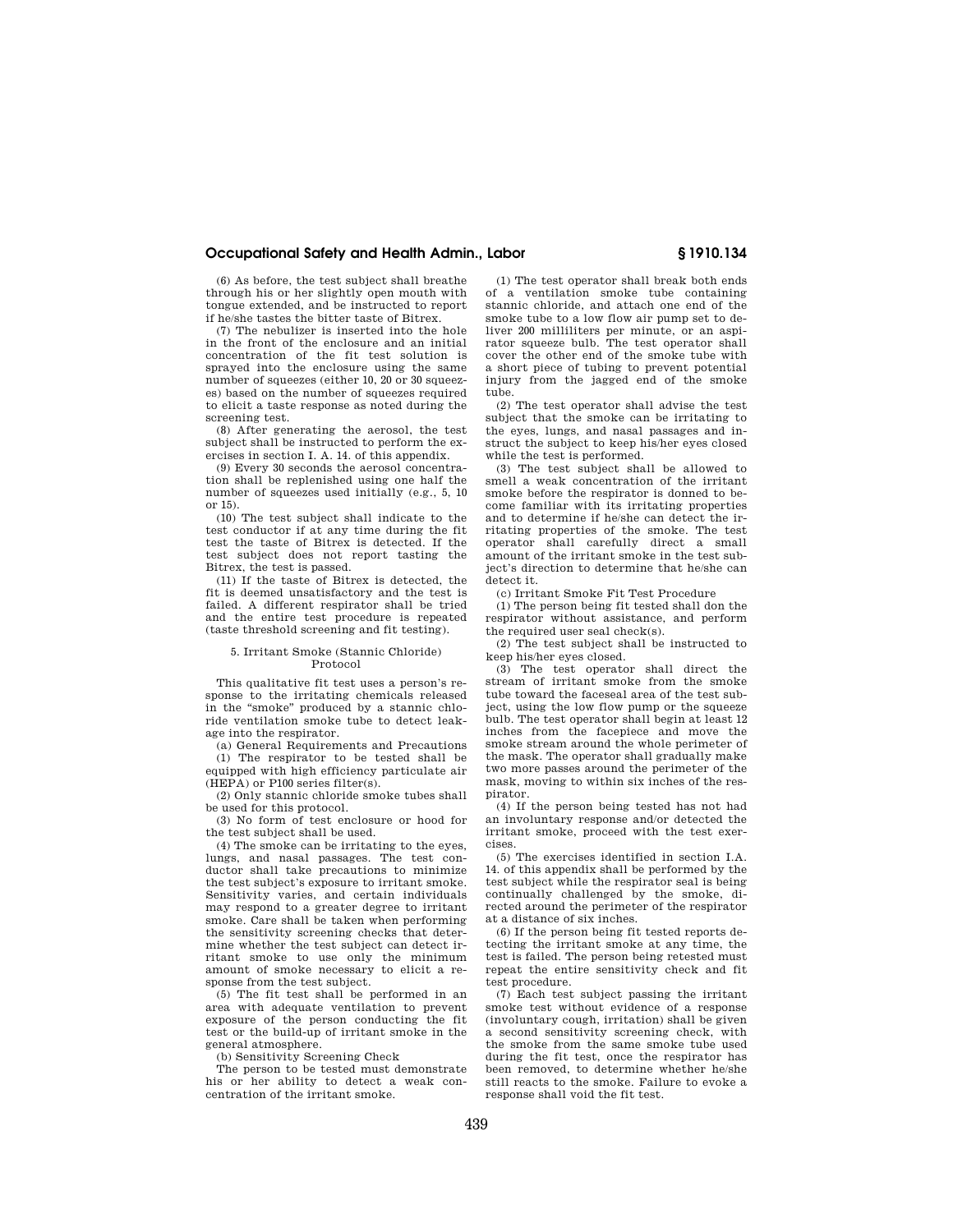(6) As before, the test subject shall breathe through his or her slightly open mouth with tongue extended, and be instructed to report if he/she tastes the bitter taste of Bitrex.

(7) The nebulizer is inserted into the hole in the front of the enclosure and an initial concentration of the fit test solution is sprayed into the enclosure using the same number of squeezes (either 10, 20 or 30 squeezes) based on the number of squeezes required to elicit a taste response as noted during the screening test.

(8) After generating the aerosol, the test subject shall be instructed to perform the exercises in section I. A. 14. of this appendix.

(9) Every 30 seconds the aerosol concentration shall be replenished using one half the number of squeezes used initially (e.g., 5, 10 or 15).

(10) The test subject shall indicate to the test conductor if at any time during the fit test the taste of Bitrex is detected. If the test subject does not report tasting the Bitrex, the test is passed.

(11) If the taste of Bitrex is detected, the fit is deemed unsatisfactory and the test is failed. A different respirator shall be tried and the entire test procedure is repeated (taste threshold screening and fit testing).

5. Irritant Smoke (Stannic Chloride) Protocol

This qualitative fit test uses a person's response to the irritating chemicals released in the "smoke" produced by a stannic chloride ventilation smoke tube to detect leakage into the respirator.

(a) General Requirements and Precautions

(1) The respirator to be tested shall be equipped with high efficiency particulate air (HEPA) or P100 series filter(s).

(2) Only stannic chloride smoke tubes shall be used for this protocol.

(3) No form of test enclosure or hood for the test subject shall be used.

(4) The smoke can be irritating to the eyes, lungs, and nasal passages. The test conductor shall take precautions to minimize the test subject's exposure to irritant smoke. Sensitivity varies, and certain individuals may respond to a greater degree to irritant smoke. Care shall be taken when performing the sensitivity screening checks that determine whether the test subject can detect irritant smoke to use only the minimum amount of smoke necessary to elicit a response from the test subject.

(5) The fit test shall be performed in an area with adequate ventilation to prevent exposure of the person conducting the fit test or the build-up of irritant smoke in the general atmosphere.

(b) Sensitivity Screening Check

The person to be tested must demonstrate his or her ability to detect a weak concentration of the irritant smoke.

(1) The test operator shall break both ends of a ventilation smoke tube containing stannic chloride, and attach one end of the smoke tube to a low flow air pump set to deliver 200 milliliters per minute, or an aspirator squeeze bulb. The test operator shall cover the other end of the smoke tube with a short piece of tubing to prevent potential injury from the jagged end of the smoke tube.

(2) The test operator shall advise the test subject that the smoke can be irritating to the eyes, lungs, and nasal passages and instruct the subject to keep his/her eyes closed while the test is performed.

(3) The test subject shall be allowed to smell a weak concentration of the irritant smoke before the respirator is donned to become familiar with its irritating properties and to determine if he/she can detect the irritating properties of the smoke. The test operator shall carefully direct a small amount of the irritant smoke in the test subject's direction to determine that he/she can detect it.

(c) Irritant Smoke Fit Test Procedure

(1) The person being fit tested shall don the respirator without assistance, and perform the required user seal check(s).

(2) The test subject shall be instructed to keep his/her eyes closed.

(3) The test operator shall direct the stream of irritant smoke from the smoke tube toward the faceseal area of the test subject, using the low flow pump or the squeeze bulb. The test operator shall begin at least 12 inches from the facepiece and move the smoke stream around the whole perimeter of the mask. The operator shall gradually make two more passes around the perimeter of the mask, moving to within six inches of the respirator.

(4) If the person being tested has not had an involuntary response and/or detected the irritant smoke, proceed with the test exercises.

(5) The exercises identified in section I.A. 14. of this appendix shall be performed by the test subject while the respirator seal is being continually challenged by the smoke, directed around the perimeter of the respirator at a distance of six inches.

(6) If the person being fit tested reports detecting the irritant smoke at any time, the test is failed. The person being retested must repeat the entire sensitivity check and fit test procedure.

(7) Each test subject passing the irritant smoke test without evidence of a response (involuntary cough, irritation) shall be given a second sensitivity screening check, with the smoke from the same smoke tube used during the fit test, once the respirator has been removed, to determine whether he/she still reacts to the smoke. Failure to evoke a response shall void the fit test.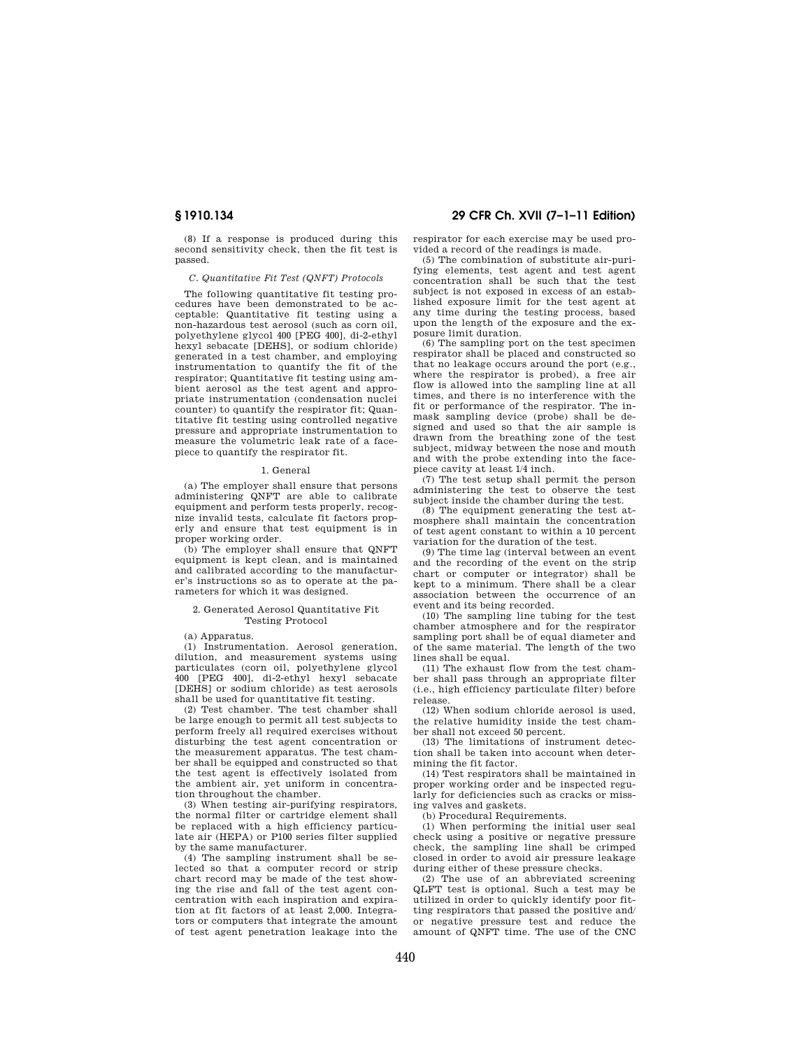(8) If a response is produced during this second sensitivity check, then the fit test is passed.

### *C. Quantitative Fit Test (QNFT) Protocols*

The following quantitative fit testing procedures have been demonstrated to be acceptable: Quantitative fit testing using a non-hazardous test aerosol (such as corn oil, polyethylene glycol 400 [PEG 400], di-2-ethyl hexyl sebacate [DEHS], or sodium chloride) generated in a test chamber, and employing instrumentation to quantify the fit of the respirator; Quantitative fit testing using ambient aerosol as the test agent and appropriate instrumentation (condensation nuclei counter) to quantify the respirator fit; Quantitative fit testing using controlled negative pressure and appropriate instrumentation to measure the volumetric leak rate of a facepiece to quantify the respirator fit.

#### 1. General

(a) The employer shall ensure that persons administering QNFT are able to calibrate equipment and perform tests properly, recognize invalid tests, calculate fit factors properly and ensure that test equipment is in proper working order.

(b) The employer shall ensure that QNFT equipment is kept clean, and is maintained and calibrated according to the manufacturer's instructions so as to operate at the parameters for which it was designed.

#### 2. Generated Aerosol Quantitative Fit Testing Protocol

(a) Apparatus.

(1) Instrumentation. Aerosol generation, dilution, and measurement systems using particulates (corn oil, polyethylene glycol 400 [PEG 400], di-2-ethyl hexyl sebacate [DEHS] or sodium chloride) as test aerosols shall be used for quantitative fit testing.

(2) Test chamber. The test chamber shall be large enough to permit all test subjects to perform freely all required exercises without disturbing the test agent concentration or the measurement apparatus. The test chamber shall be equipped and constructed so that the test agent is effectively isolated from the ambient air, yet uniform in concentration throughout the chamber.

(3) When testing air-purifying respirators, the normal filter or cartridge element shall be replaced with a high efficiency particulate air (HEPA) or P100 series filter supplied by the same manufacturer.

(4) The sampling instrument shall be selected so that a computer record or strip chart record may be made of the test showing the rise and fall of the test agent concentration with each inspiration and expiration at fit factors of at least 2,000. Integrators or computers that integrate the amount of test agent penetration leakage into the respirator for each exercise may be used provided a record of the readings is made.

(5) The combination of substitute air-purifying elements, test agent and test agent concentration shall be such that the test subject is not exposed in excess of an established exposure limit for the test agent at any time during the testing process, based upon the length of the exposure and the exposure limit duration.

(6) The sampling port on the test specimen respirator shall be placed and constructed so that no leakage occurs around the port (e.g., where the respirator is probed), a free air flow is allowed into the sampling line at all times, and there is no interference with the fit or performance of the respirator. The in-mask sampling device (probe) shall be designed and used so that the air sample is drawn from the breathing zone of the test subject, midway between the nose and mouth and with the probe extending into the facepiece cavity at least 1/4 inch.

(7) The test setup shall permit the person administering the test to observe the test subject inside the chamber during the test.

(8) The equipment generating the test atmosphere shall maintain the concentration of test agent constant to within a 10 percent variation for the duration of the test.

(9) The time lag (interval between an event and the recording of the event on the strip chart or computer or integrator) shall be kept to a minimum. There shall be a clear association between the occurrence of an event and its being recorded.

(10) The sampling line tubing for the test chamber atmosphere and for the respirator sampling port shall be of equal diameter and of the same material. The length of the two lines shall be equal.

(11) The exhaust flow from the test chamber shall pass through an appropriate filter (i.e., high efficiency particulate filter) before release.

(12) When sodium chloride aerosol is used, the relative humidity inside the test chamber shall not exceed 50 percent.

(13) The limitations of instrument detection shall be taken into account when determining the fit factor.

(14) Test respirators shall be maintained in proper working order and be inspected regularly for deficiencies such as cracks or missing valves and gaskets.

(b) Procedural Requirements.

(1) When performing the initial user seal check using a positive or negative pressure check, the sampling line shall be crimped closed in order to avoid air pressure leakage during either of these pressure checks.

(2) The use of an abbreviated screening QLFT test is optional. Such a test may be utilized in order to quickly identify poor fitting respirators that passed the positive and/or negative pressure test and reduce the amount of QNFT time. The use of the CNC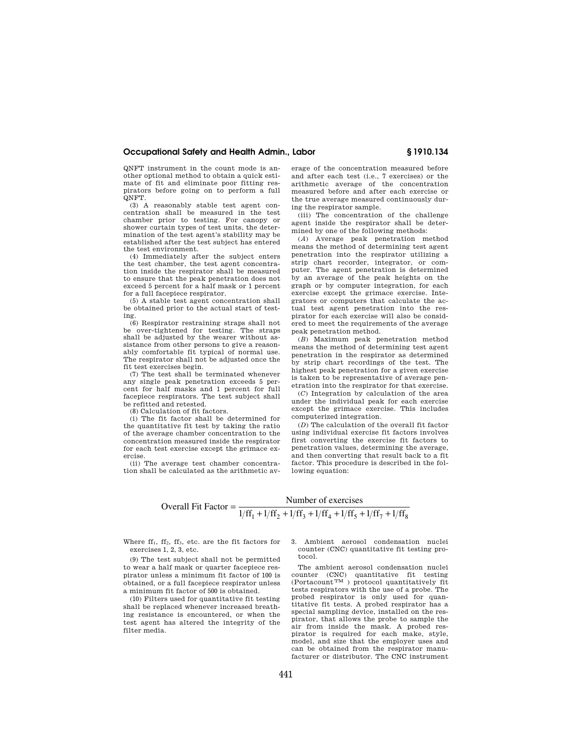QNFT instrument in the count mode is another optional method to obtain a quick estimate of fit and eliminate poor fitting respirators before going on to perform a full QNFT.

(3) A reasonably stable test agent concentration shall be measured in the test chamber prior to testing. For canopy or shower curtain types of test units, the determination of the test agent's stability may be established after the test subject has entered the test environment.

(4) Immediately after the subject enters the test chamber, the test agent concentration inside the respirator shall be measured to ensure that the peak penetration does not exceed 5 percent for a half mask or 1 percent for a full facepiece respirator.

(5) A stable test agent concentration shall be obtained prior to the actual start of testing.

(6) Respirator restraining straps shall not be over-tightened for testing. The straps shall be adjusted by the wearer without assistance from other persons to give a reasonably comfortable fit typical of normal use. The respirator shall not be adjusted once the fit test exercises begin.

(7) The test shall be terminated whenever any single peak penetration exceeds 5 percent for half masks and 1 percent for full facepiece respirators. The test subject shall be refitted and retested.

(8) Calculation of fit factors.

(i) The fit factor shall be determined for the quantitative fit test by taking the ratio of the average chamber concentration to the concentration measured inside the respirator for each test exercise except the grimace exercise.

(ii) The average test chamber concentration shall be calculated as the arithmetic average of the concentration measured before and after each test (i.e., 7 exercises) or the arithmetic average of the concentration measured before and after each exercise or the true average measured continuously during the respirator sample.

(iii) The concentration of the challenge agent inside the respirator shall be determined by one of the following methods:

(*A*) Average peak penetration method means the method of determining test agent penetration into the respirator utilizing a strip chart recorder, integrator, or computer. The agent penetration is determined by an average of the peak heights on the graph or by computer integration, for each exercise except the grimace exercise. Integrators or computers that calculate the actual test agent penetration into the respirator for each exercise will also be considered to meet the requirements of the average peak penetration method.

(*B*) Maximum peak penetration method means the method of determining test agent penetration in the respirator as determined by strip chart recordings of the test. The highest peak penetration for a given exercise is taken to be representative of average penetration into the respirator for that exercise.

(*C*) Integration by calculation of the area under the individual peak for each exercise except the grimace exercise. This includes computerized integration.

(*D*) The calculation of the overall fit factor using individual exercise fit factors involves first converting the exercise fit factors to penetration values, determining the average, and then converting that result back to a fit factor. This procedure is described in the following equation:

$$\text{Overall Fit Factor} = \frac{\text{Number of exercises}}{1/\text{ff}_1 + 1/\text{ff}_2 + 1/\text{ff}_3 + 1/\text{ff}_4 + 1/\text{ff}_5 + 1/\text{ff}_7 + 1/\text{ff}_8}$$

Where $\text{ff}_1$, $\text{ff}_2$, $\text{ff}_3$, etc. are the fit factors for exercises 1, 2, 3, etc.

(9) The test subject shall not be permitted to wear a half mask or quarter facepiece respirator unless a minimum fit factor of 100 is obtained, or a full facepiece respirator unless a minimum fit factor of 500 is obtained.

(10) Filters used for quantitative fit testing shall be replaced whenever increased breathing resistance is encountered, or when the test agent has altered the integrity of the filter media.

3. Ambient aerosol condensation nuclei counter (CNC) quantitative fit testing protocol.

The ambient aerosol condensation nuclei counter (CNC) quantitative fit testing (Portacount™ ) protocol quantitatively fit tests respirators with the use of a probe. The probed respirator is only used for quantitative fit tests. A probed respirator has a special sampling device, installed on the respirator, that allows the probe to sample the air from inside the mask. A probed respirator is required for each make, style, model, and size that the employer uses and can be obtained from the respirator manufacturer or distributor. The CNC instrument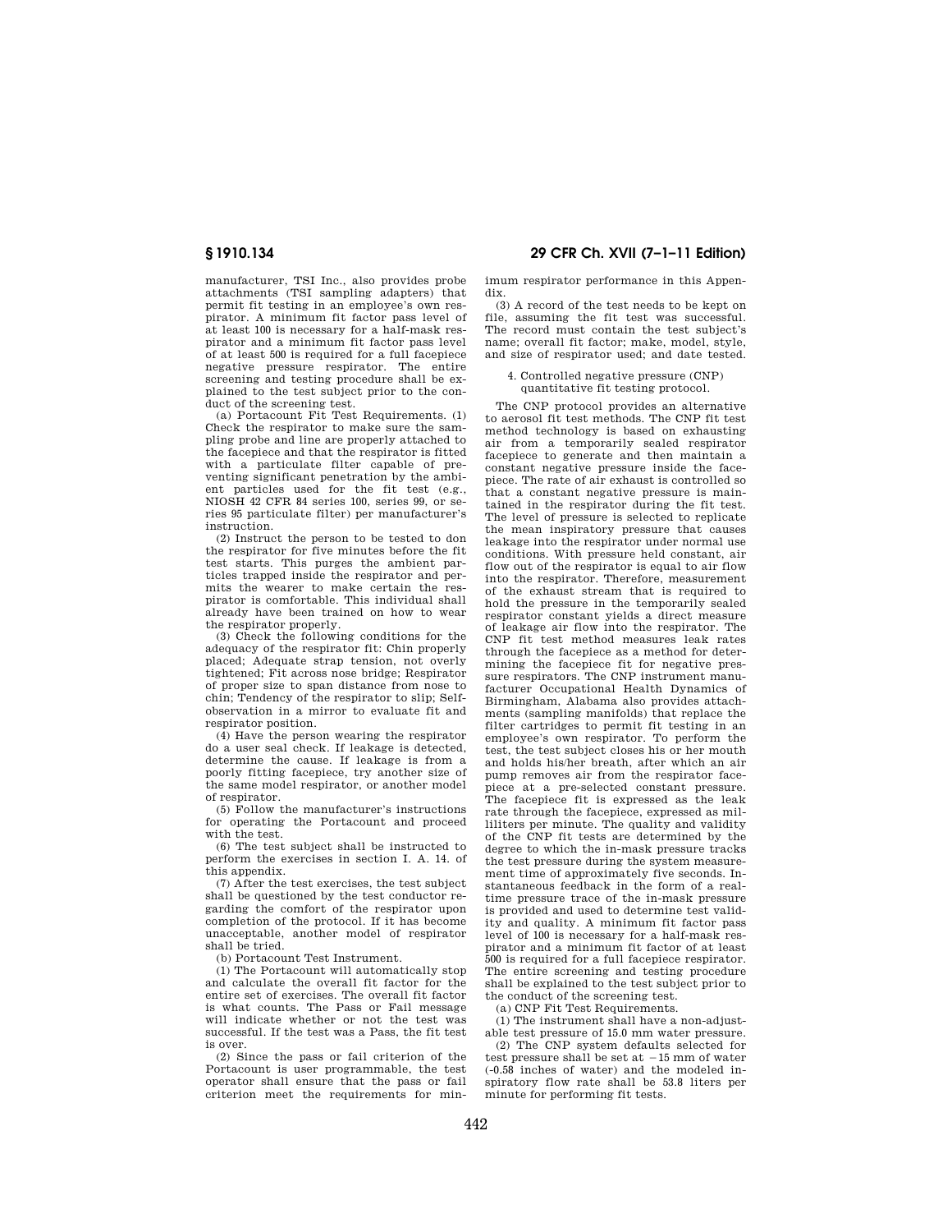manufacturer, TSI Inc., also provides probe attachments (TSI sampling adapters) that permit fit testing in an employee's own respirator. A minimum fit factor pass level of at least 100 is necessary for a half-mask respirator and a minimum fit factor pass level of at least 500 is required for a full facepiece negative pressure respirator. The entire screening and testing procedure shall be explained to the test subject prior to the conduct of the screening test.

(a) Portacount Fit Test Requirements. (1) Check the respirator to make sure the sampling probe and line are properly attached to the facepiece and that the respirator is fitted with a particulate filter capable of preventing significant penetration by the ambient particles used for the fit test (e.g., NIOSH 42 CFR 84 series 100, series 99, or series 95 particulate filter) per manufacturer's instruction.

(2) Instruct the person to be tested to don the respirator for five minutes before the fit test starts. This purges the ambient particles trapped inside the respirator and permits the wearer to make certain the respirator is comfortable. This individual shall already have been trained on how to wear the respirator properly.

(3) Check the following conditions for the adequacy of the respirator fit: Chin properly placed; Adequate strap tension, not overly tightened; Fit across nose bridge; Respirator of proper size to span distance from nose to chin; Tendency of the respirator to slip; Self-observation in a mirror to evaluate fit and respirator position.

(4) Have the person wearing the respirator do a user seal check. If leakage is detected, determine the cause. If leakage is from a poorly fitting facepiece, try another size of the same model respirator, or another model of respirator.

(5) Follow the manufacturer's instructions for operating the Portacount and proceed with the test.

(6) The test subject shall be instructed to perform the exercises in section I. A. 14. of this appendix.

(7) After the test exercises, the test subject shall be questioned by the test conductor regarding the comfort of the respirator upon completion of the protocol. If it has become unacceptable, another model of respirator shall be tried.

(b) Portacount Test Instrument.

(1) The Portacount will automatically stop and calculate the overall fit factor for the entire set of exercises. The overall fit factor is what counts. The Pass or Fail message will indicate whether or not the test was successful. If the test was a Pass, the fit test is over.

(2) Since the pass or fail criterion of the Portacount is user programmable, the test operator shall ensure that the pass or fail criterion meet the requirements for minimum respirator performance in this Appendix.

(3) A record of the test needs to be kept on file, assuming the fit test was successful. The record must contain the test subject's name; overall fit factor; make, model, style, and size of respirator used; and date tested.

4. Controlled negative pressure (CNP) quantitative fit testing protocol.

The CNP protocol provides an alternative to aerosol fit test methods. The CNP fit test method technology is based on exhausting air from a temporarily sealed respirator facepiece to generate and then maintain a constant negative pressure inside the facepiece. The rate of air exhaust is controlled so that a constant negative pressure is maintained in the respirator during the fit test. The level of pressure is selected to replicate the mean inspiratory pressure that causes leakage into the respirator under normal use conditions. With pressure held constant, air flow out of the respirator is equal to air flow into the respirator. Therefore, measurement of the exhaust stream that is required to hold the pressure in the temporarily sealed respirator constant yields a direct measure of leakage air flow into the respirator. The CNP fit test method measures leak rates through the facepiece as a method for determining the facepiece fit for negative pressure respirators. The CNP instrument manufacturer Occupational Health Dynamics of Birmingham, Alabama also provides attachments (sampling manifolds) that replace the filter cartridges to permit fit testing in an employee's own respirator. To perform the test, the test subject closes his or her mouth and holds his/her breath, after which an air pump removes air from the respirator facepiece at a pre-selected constant pressure. The facepiece fit is expressed as the leak rate through the facepiece, expressed as milliliters per minute. The quality and validity of the CNP fit tests are determined by the degree to which the in-mask pressure tracks the test pressure during the system measurement time of approximately five seconds. Instantaneous feedback in the form of a real-time pressure trace of the in-mask pressure is provided and used to determine test validity and quality. A minimum fit factor pass level of 100 is necessary for a half-mask respirator and a minimum fit factor of at least 500 is required for a full facepiece respirator. The entire screening and testing procedure shall be explained to the test subject prior to the conduct of the screening test.

(a) CNP Fit Test Requirements.

(1) The instrument shall have a non-adjustable test pressure of 15.0 mm water pressure.

(2) The CNP system defaults selected for test pressure shall be set at −15 mm of water (-0.58 inches of water) and the modeled inspiratory flow rate shall be 53.8 liters per minute for performing fit tests.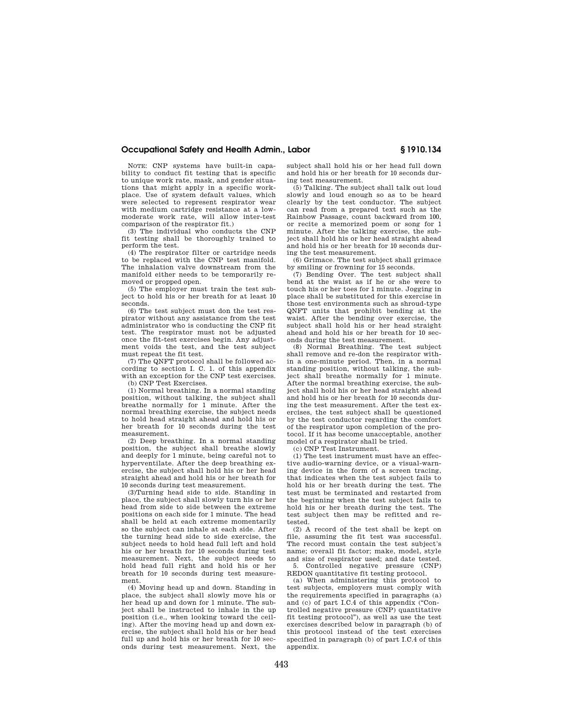NOTE: CNP systems have built-in capability to conduct fit testing that is specific to unique work rate, mask, and gender situations that might apply in a specific workplace. Use of system default values, which were selected to represent respirator wear with medium cartridge resistance at a low-moderate work rate, will allow inter-test comparison of the respirator fit.)

(3) The individual who conducts the CNP fit testing shall be thoroughly trained to perform the test.

(4) The respirator filter or cartridge needs to be replaced with the CNP test manifold. The inhalation valve downstream from the manifold either needs to be temporarily removed or propped open.

(5) The employer must train the test subject to hold his or her breath for at least 10 seconds.

(6) The test subject must don the test respirator without any assistance from the test administrator who is conducting the CNP fit test. The respirator must not be adjusted once the fit-test exercises begin. Any adjustment voids the test, and the test subject must repeat the fit test.

(7) The QNFT protocol shall be followed according to section I. C. 1. of this appendix with an exception for the CNP test exercises.

(b) CNP Test Exercises.

(1) Normal breathing. In a normal standing position, without talking, the subject shall breathe normally for 1 minute. After the normal breathing exercise, the subject needs to hold head straight ahead and hold his or her breath for 10 seconds during the test measurement.

(2) Deep breathing. In a normal standing position, the subject shall breathe slowly and deeply for 1 minute, being careful not to hyperventilate. After the deep breathing exercise, the subject shall hold his or her head straight ahead and hold his or her breath for 10 seconds during test measurement.

(3)Turning head side to side. Standing in place, the subject shall slowly turn his or her head from side to side between the extreme positions on each side for 1 minute. The head shall be held at each extreme momentarily so the subject can inhale at each side. After the turning head side to side exercise, the subject needs to hold head full left and hold his or her breath for 10 seconds during test measurement. Next, the subject needs to hold head full right and hold his or her breath for 10 seconds during test measurement.

(4) Moving head up and down. Standing in place, the subject shall slowly move his or her head up and down for 1 minute. The subject shall be instructed to inhale in the up position (i.e., when looking toward the ceiling). After the moving head up and down exercise, the subject shall hold his or her head full up and hold his or her breath for 10 seconds during test measurement. Next, the subject shall hold his or her head full down and hold his or her breath for 10 seconds during test measurement.

(5) Talking. The subject shall talk out loud slowly and loud enough so as to be heard clearly by the test conductor. The subject can read from a prepared text such as the Rainbow Passage, count backward from 100, or recite a memorized poem or song for 1 minute. After the talking exercise, the subject shall hold his or her head straight ahead and hold his or her breath for 10 seconds during the test measurement.

(6) Grimace. The test subject shall grimace by smiling or frowning for 15 seconds.

(7) Bending Over. The test subject shall bend at the waist as if he or she were to touch his or her toes for 1 minute. Jogging in place shall be substituted for this exercise in those test environments such as shroud-type QNFT units that prohibit bending at the waist. After the bending over exercise, the subject shall hold his or her head straight ahead and hold his or her breath for 10 seconds during the test measurement.

(8) Normal Breathing. The test subject shall remove and re-don the respirator within a one-minute period. Then, in a normal standing position, without talking, the subject shall breathe normally for 1 minute. After the normal breathing exercise, the subject shall hold his or her head straight ahead and hold his or her breath for 10 seconds during the test measurement. After the test exercises, the test subject shall be questioned by the test conductor regarding the comfort of the respirator upon completion of the protocol. If it has become unacceptable, another model of a respirator shall be tried.

(c) CNP Test Instrument.

(1) The test instrument must have an effective audio-warning device, or a visual-warning device in the form of a screen tracing, that indicates when the test subject fails to hold his or her breath during the test. The test must be terminated and restarted from the beginning when the test subject fails to hold his or her breath during the test. The test subject then may be refitted and retested.

(2) A record of the test shall be kept on file, assuming the fit test was successful. The record must contain the test subject's name; overall fit factor; make, model, style and size of respirator used; and date tested.

5. Controlled negative pressure (CNP) REDON quantitative fit testing protocol.

(a) When administering this protocol to test subjects, employers must comply with the requirements specified in paragraphs (a) and (c) of part I.C.4 of this appendix ("Controlled negative pressure (CNP) quantitative fit testing protocol"), as well as use the test exercises described below in paragraph (b) of this protocol instead of the test exercises specified in paragraph (b) of part I.C.4 of this appendix.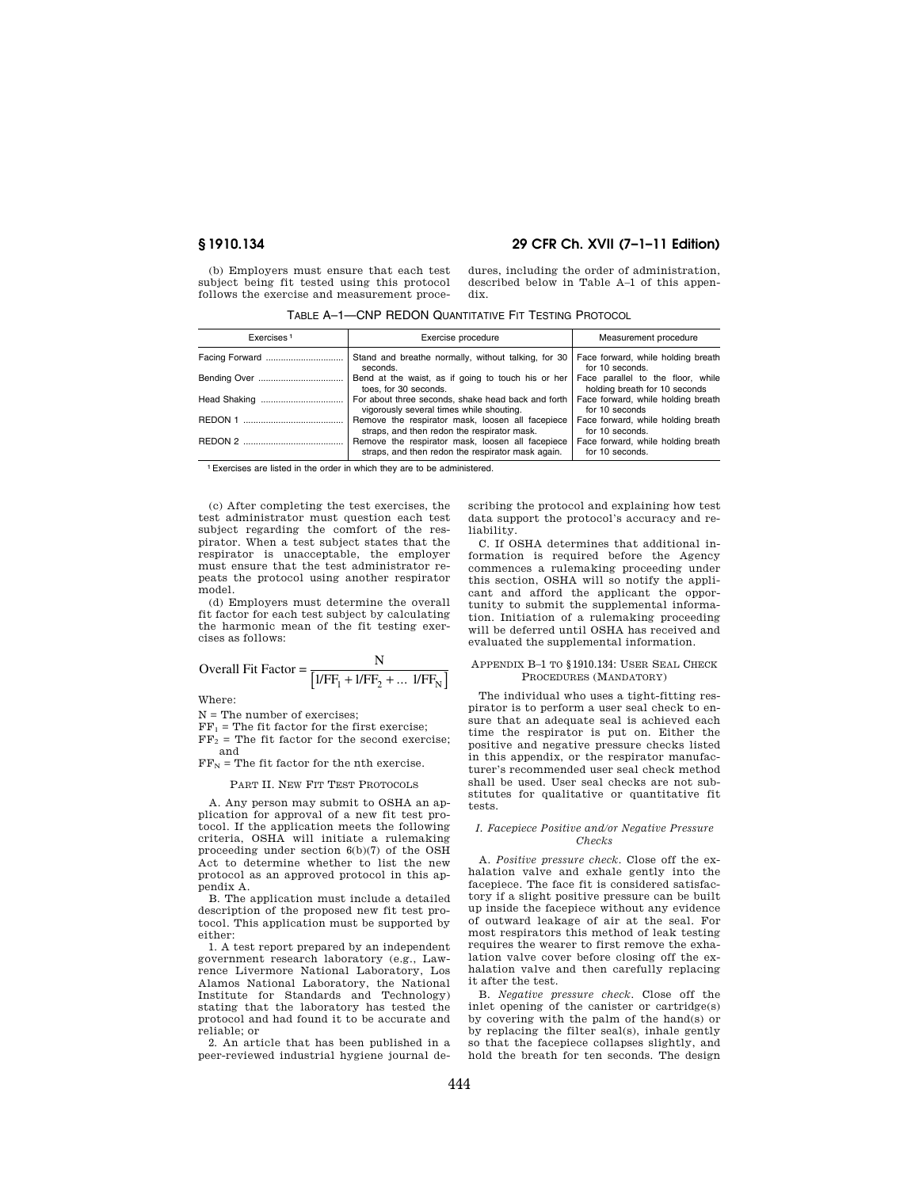(b) Employers must ensure that each test subject being fit tested using this protocol follows the exercise and measurement procedures, including the order of administration, described below in Table A–1 of this appendix.

TABLE A–1—CNP REDON QUANTITATIVE FIT TESTING PROTOCOL

| Exercises [1] | Exercise procedure | Measurement procedure |
| --- | --- | --- |
| Facing Forward | Stand and breathe normally, without talking, for 30 seconds. | Face forward, while holding breath for 10 seconds. |
| Bending Over | Bend at the waist, as if going to touch his or her toes, for 30 seconds. | Face parallel to the floor, while holding breath for 10 seconds |
| Head Shaking | For about three seconds, shake head back and forth vigorously several times while shouting. | Face forward, while holding breath for 10 seconds |
| REDON 1 | Remove the respirator mask, loosen all facepiece straps, and then redon the respirator mask. | Face forward, while holding breath for 10 seconds. |
| REDON 2 | Remove the respirator mask, loosen all facepiece straps, and then redon the respirator mask again. | Face forward, while holding breath for 10 seconds. |

[1] Exercises are listed in the order in which they are to be administered.

(c) After completing the test exercises, the test administrator must question each test subject regarding the comfort of the respirator. When a test subject states that the respirator is unacceptable, the employer must ensure that the test administrator repeats the protocol using another respirator model.

(d) Employers must determine the overall fit factor for each test subject by calculating the harmonic mean of the fit testing exercises as follows:

$$\text{Overall Fit Factor} = \frac{N}{\left[1/FF_1 + 1/FF_2 + \ldots\ 1/FF_N\right]}$$

Where:

N = The number of exercises;

$FF_1$ = The fit factor for the first exercise;

$FF_2$ = The fit factor for the second exercise; and

$FF_N$ = The fit factor for the nth exercise.

PART II. NEW FIT TEST PROTOCOLS

A. Any person may submit to OSHA an application for approval of a new fit test protocol. If the application meets the following criteria, OSHA will initiate a rulemaking proceeding under section 6(b)(7) of the OSH Act to determine whether to list the new protocol as an approved protocol in this appendix A.

B. The application must include a detailed description of the proposed new fit test protocol. This application must be supported by either:

1. A test report prepared by an independent government research laboratory (e.g., Lawrence Livermore National Laboratory, Los Alamos National Laboratory, the National Institute for Standards and Technology) stating that the laboratory has tested the protocol and had found it to be accurate and reliable; or

2. An article that has been published in a peer-reviewed industrial hygiene journal describing the protocol and explaining how test data support the protocol's accuracy and reliability.

C. If OSHA determines that additional information is required before the Agency commences a rulemaking proceeding under this section, OSHA will so notify the applicant and afford the applicant the opportunity to submit the supplemental information. Initiation of a rulemaking proceeding will be deferred until OSHA has received and evaluated the supplemental information.

APPENDIX B–1 TO §1910.134: USER SEAL CHECK PROCEDURES (MANDATORY)

The individual who uses a tight-fitting respirator is to perform a user seal check to ensure that an adequate seal is achieved each time the respirator is put on. Either the positive and negative pressure checks listed in this appendix, or the respirator manufacturer's recommended user seal check method shall be used. User seal checks are not substitutes for qualitative or quantitative fit tests.

*I. Facepiece Positive and/or Negative Pressure Checks*

A. *Positive pressure check.* Close off the exhalation valve and exhale gently into the facepiece. The face fit is considered satisfactory if a slight positive pressure can be built up inside the facepiece without any evidence of outward leakage of air at the seal. For most respirators this method of leak testing requires the wearer to first remove the exhalation valve cover before closing off the exhalation valve and then carefully replacing it after the test.

B. *Negative pressure check.* Close off the inlet opening of the canister or cartridge(s) by covering with the palm of the hand(s) or by replacing the filter seal(s), inhale gently so that the facepiece collapses slightly, and hold the breath for ten seconds. The design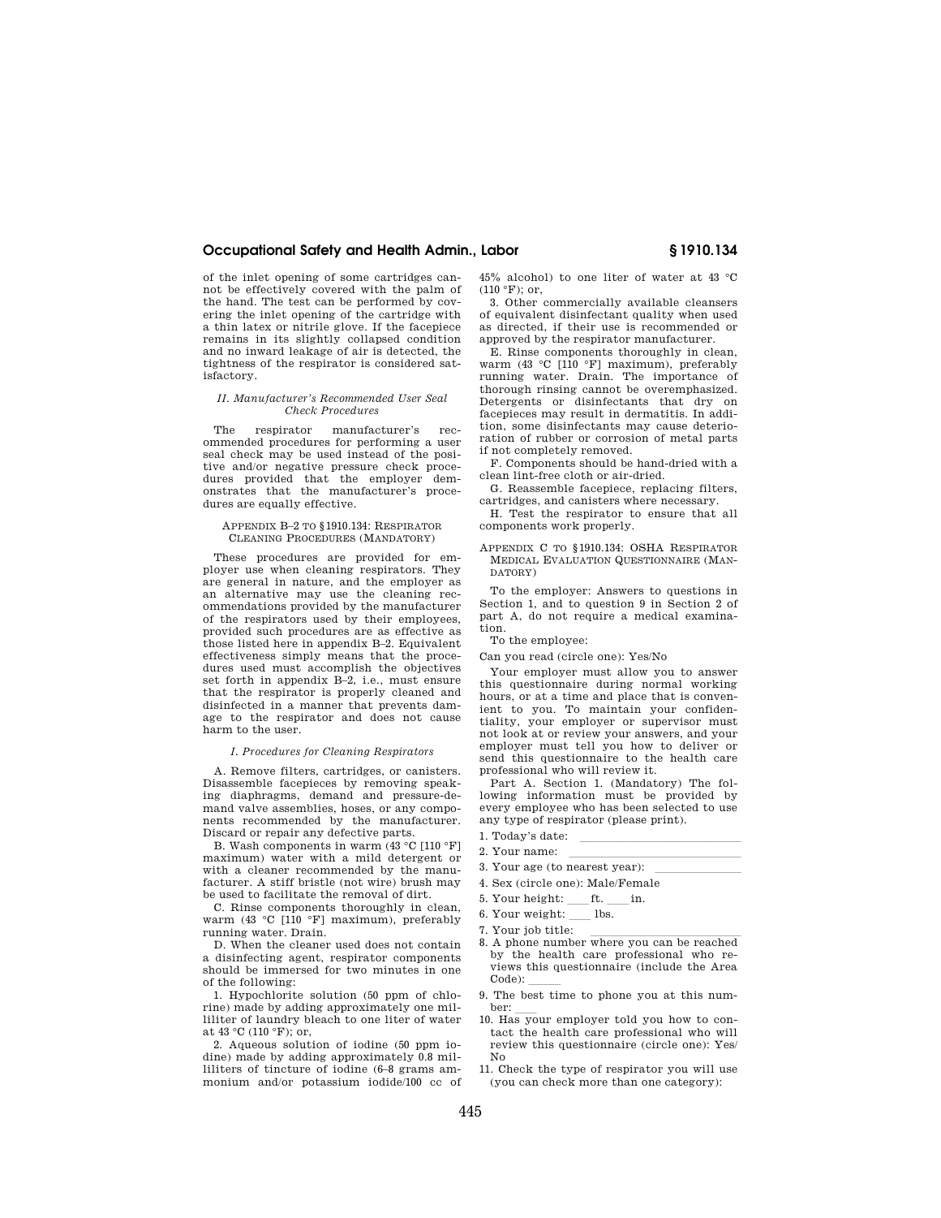of the inlet opening of some cartridges cannot be effectively covered with the palm of the hand. The test can be performed by covering the inlet opening of the cartridge with a thin latex or nitrile glove. If the facepiece remains in its slightly collapsed condition and no inward leakage of air is detected, the tightness of the respirator is considered satisfactory.

*II. Manufacturer's Recommended User Seal Check Procedures*

The respirator manufacturer's recommended procedures for performing a user seal check may be used instead of the positive and/or negative pressure check procedures provided that the employer demonstrates that the manufacturer's procedures are equally effective.

### APPENDIX B–2 TO § 1910.134: RESPIRATOR CLEANING PROCEDURES (MANDATORY)

These procedures are provided for employer use when cleaning respirators. They are general in nature, and the employer as an alternative may use the cleaning recommendations provided by the manufacturer of the respirators used by their employees, provided such procedures are as effective as those listed here in appendix B–2. Equivalent effectiveness simply means that the procedures used must accomplish the objectives set forth in appendix B–2, i.e., must ensure that the respirator is properly cleaned and disinfected in a manner that prevents damage to the respirator and does not cause harm to the user.

*I. Procedures for Cleaning Respirators*

A. Remove filters, cartridges, or canisters. Disassemble facepieces by removing speaking diaphragms, demand and pressure-demand valve assemblies, hoses, or any components recommended by the manufacturer. Discard or repair any defective parts.

B. Wash components in warm (43 °C [110 °F] maximum) water with a mild detergent or with a cleaner recommended by the manufacturer. A stiff bristle (not wire) brush may be used to facilitate the removal of dirt.

C. Rinse components thoroughly in clean, warm (43 °C [110 °F] maximum), preferably running water. Drain.

D. When the cleaner used does not contain a disinfecting agent, respirator components should be immersed for two minutes in one of the following:

1. Hypochlorite solution (50 ppm of chlorine) made by adding approximately one milliliter of laundry bleach to one liter of water at 43 °C (110 °F); or,

2. Aqueous solution of iodine (50 ppm iodine) made by adding approximately 0.8 milliliters of tincture of iodine (6–8 grams ammonium and/or potassium iodide/100 cc of 45% alcohol) to one liter of water at 43 °C (110 °F); or,

3. Other commercially available cleansers of equivalent disinfectant quality when used as directed, if their use is recommended or approved by the respirator manufacturer.

E. Rinse components thoroughly in clean, warm (43 °C [110 °F] maximum), preferably running water. Drain. The importance of thorough rinsing cannot be overemphasized. Detergents or disinfectants that dry on facepieces may result in dermatitis. In addition, some disinfectants may cause deterioration of rubber or corrosion of metal parts if not completely removed.

F. Components should be hand-dried with a clean lint-free cloth or air-dried.

G. Reassemble facepiece, replacing filters, cartridges, and canisters where necessary.

H. Test the respirator to ensure that all components work properly.

### APPENDIX C TO § 1910.134: OSHA RESPIRATOR MEDICAL EVALUATION QUESTIONNAIRE (MANDATORY)

To the employer: Answers to questions in Section 1, and to question 9 in Section 2 of part A, do not require a medical examination.

To the employee:

Can you read (circle one): Yes/No

Your employer must allow you to answer this questionnaire during normal working hours, or at a time and place that is convenient to you. To maintain your confidentiality, your employer or supervisor must not look at or review your answers, and your employer must tell you how to deliver or send this questionnaire to the health care professional who will review it.

Part A. Section 1. (Mandatory) The following information must be provided by every employee who has been selected to use any type of respirator (please print).

1. Today's date: ____________
2. Your name: ____________
3. Your age (to nearest year): ____________
4. Sex (circle one): Male/Female
5. Your height: ___ ft. ___ in.
6. Your weight: ___ lbs.
7. Your job title: ____________
8. A phone number where you can be reached by the health care professional who reviews this questionnaire (include the Area Code): _____
9. The best time to phone you at this number: ___
10. Has your employer told you how to contact the health care professional who will review this questionnaire (circle one): Yes/No
11. Check the type of respirator you will use (you can check more than one category):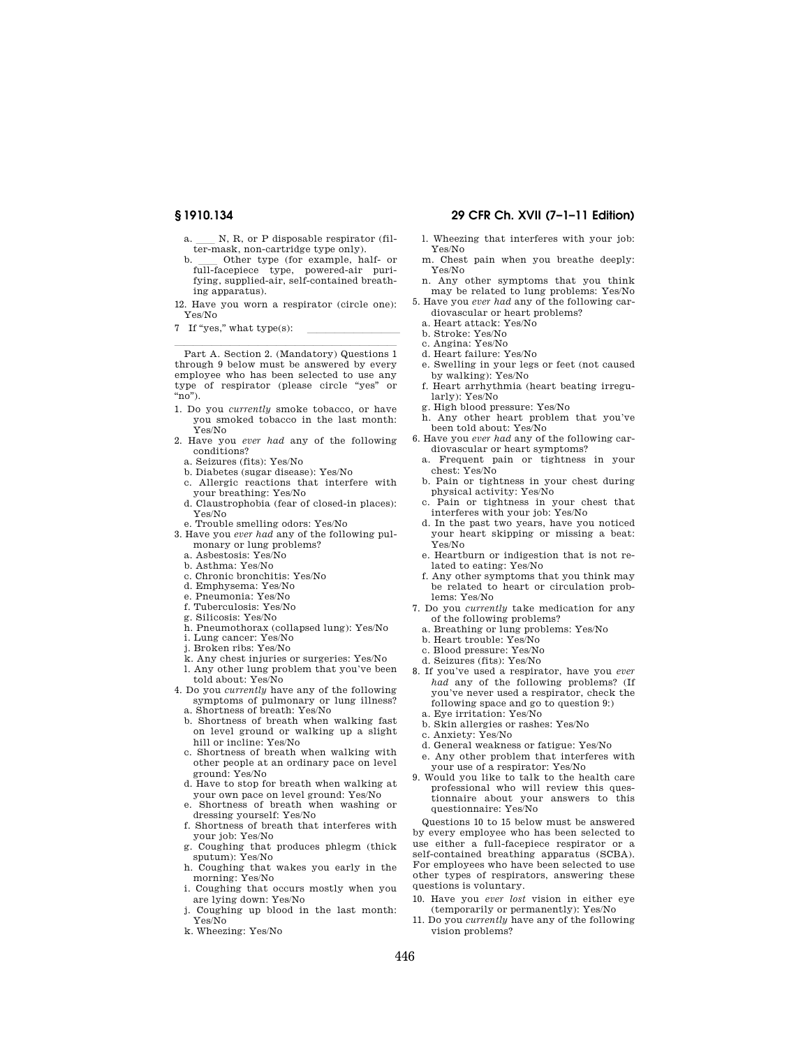a. ____ N, R, or P disposable respirator (filter-mask, non-cartridge type only).

b. ____ Other type (for example, half- or full-facepiece type, powered-air purifying, supplied-air, self-contained breathing apparatus).

12. Have you worn a respirator (circle one): Yes/No

7 If "yes," what type(s): ____________

Part A. Section 2. (Mandatory) Questions 1 through 9 below must be answered by every employee who has been selected to use any type of respirator (please circle "yes" or "no").

1. Do you *currently* smoke tobacco, or have you smoked tobacco in the last month: Yes/No
2. Have you *ever had* any of the following conditions?
   a. Seizures (fits): Yes/No
   b. Diabetes (sugar disease): Yes/No
   c. Allergic reactions that interfere with your breathing: Yes/No
   d. Claustrophobia (fear of closed-in places): Yes/No
   e. Trouble smelling odors: Yes/No
3. Have you *ever had* any of the following pulmonary or lung problems?
   a. Asbestosis: Yes/No
   b. Asthma: Yes/No
   c. Chronic bronchitis: Yes/No
   d. Emphysema: Yes/No
   e. Pneumonia: Yes/No
   f. Tuberculosis: Yes/No
   g. Silicosis: Yes/No
   h. Pneumothorax (collapsed lung): Yes/No
   i. Lung cancer: Yes/No
   j. Broken ribs: Yes/No
   k. Any chest injuries or surgeries: Yes/No
   l. Any other lung problem that you've been told about: Yes/No
4. Do you *currently* have any of the following symptoms of pulmonary or lung illness?
   a. Shortness of breath: Yes/No
   b. Shortness of breath when walking fast on level ground or walking up a slight hill or incline: Yes/No
   c. Shortness of breath when walking with other people at an ordinary pace on level ground: Yes/No
   d. Have to stop for breath when walking at your own pace on level ground: Yes/No
   e. Shortness of breath when washing or dressing yourself: Yes/No
   f. Shortness of breath that interferes with your job: Yes/No
   g. Coughing that produces phlegm (thick sputum): Yes/No
   h. Coughing that wakes you early in the morning: Yes/No
   i. Coughing that occurs mostly when you are lying down: Yes/No
   j. Coughing up blood in the last month: Yes/No
   k. Wheezing: Yes/No
   l. Wheezing that interferes with your job: Yes/No
   m. Chest pain when you breathe deeply: Yes/No
   n. Any other symptoms that you think may be related to lung problems: Yes/No
5. Have you *ever had* any of the following cardiovascular or heart problems?
   a. Heart attack: Yes/No
   b. Stroke: Yes/No
   c. Angina: Yes/No
   d. Heart failure: Yes/No
   e. Swelling in your legs or feet (not caused by walking): Yes/No
   f. Heart arrhythmia (heart beating irregularly): Yes/No
   g. High blood pressure: Yes/No
   h. Any other heart problem that you've been told about: Yes/No
6. Have you *ever had* any of the following cardiovascular or heart symptoms?
   a. Frequent pain or tightness in your chest: Yes/No
   b. Pain or tightness in your chest during physical activity: Yes/No
   c. Pain or tightness in your chest that interferes with your job: Yes/No
   d. In the past two years, have you noticed your heart skipping or missing a beat: Yes/No
   e. Heartburn or indigestion that is not related to eating: Yes/No
   f. Any other symptoms that you think may be related to heart or circulation problems: Yes/No
7. Do you *currently* take medication for any of the following problems?
   a. Breathing or lung problems: Yes/No
   b. Heart trouble: Yes/No
   c. Blood pressure: Yes/No
   d. Seizures (fits): Yes/No
8. If you've used a respirator, have you *ever had* any of the following problems? (If you've never used a respirator, check the following space and go to question 9:)
   a. Eye irritation: Yes/No
   b. Skin allergies or rashes: Yes/No
   c. Anxiety: Yes/No
   d. General weakness or fatigue: Yes/No
   e. Any other problem that interferes with your use of a respirator: Yes/No
9. Would you like to talk to the health care professional who will review this questionnaire about your answers to this questionnaire: Yes/No

Questions 10 to 15 below must be answered by every employee who has been selected to use either a full-facepiece respirator or a self-contained breathing apparatus (SCBA). For employees who have been selected to use other types of respirators, answering these questions is voluntary.

10. Have you *ever lost* vision in either eye (temporarily or permanently): Yes/No
11. Do you *currently* have any of the following vision problems?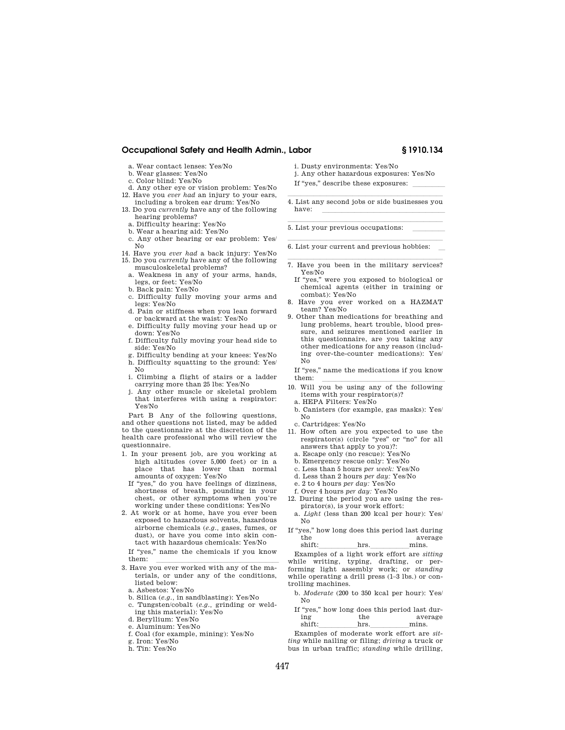a. Wear contact lenses: Yes/No
b. Wear glasses: Yes/No
c. Color blind: Yes/No
d. Any other eye or vision problem: Yes/No

12. Have you *ever had* an injury to your ears, including a broken ear drum: Yes/No
13. Do you *currently* have any of the following hearing problems?
   a. Difficulty hearing: Yes/No
   b. Wear a hearing aid: Yes/No
   c. Any other hearing or ear problem: Yes/No
14. Have you *ever had* a back injury: Yes/No
15. Do you *currently* have any of the following musculoskeletal problems?
   a. Weakness in any of your arms, hands, legs, or feet: Yes/No
   b. Back pain: Yes/No
   c. Difficulty fully moving your arms and legs: Yes/No
   d. Pain or stiffness when you lean forward or backward at the waist: Yes/No
   e. Difficulty fully moving your head up or down: Yes/No
   f. Difficulty fully moving your head side to side: Yes/No
   g. Difficulty bending at your knees: Yes/No
   h. Difficulty squatting to the ground: Yes/No
   i. Climbing a flight of stairs or a ladder carrying more than 25 lbs: Yes/No
   j. Any other muscle or skeletal problem that interferes with using a respirator: Yes/No

Part B Any of the following questions, and other questions not listed, may be added to the questionnaire at the discretion of the health care professional who will review the questionnaire.

1. In your present job, are you working at high altitudes (over 5,000 feet) or in a place that has lower than normal amounts of oxygen: Yes/No

   If "yes," do you have feelings of dizziness, shortness of breath, pounding in your chest, or other symptoms when you're working under these conditions: Yes/No

2. At work or at home, have you ever been exposed to hazardous solvents, hazardous airborne chemicals (*e.g.*, gases, fumes, or dust), or have you come into skin contact with hazardous chemicals: Yes/No

   If "yes," name the chemicals if you know them: \_\_\_\_\_\_\_\_\_\_\_\_\_\_\_\_\_\_\_\_

3. Have you ever worked with any of the materials, or under any of the conditions, listed below:
   a. Asbestos: Yes/No
   b. Silica (*e.g.*, in sandblasting): Yes/No
   c. Tungsten/cobalt (*e.g.*, grinding or welding this material): Yes/No
   d. Beryllium: Yes/No
   e. Aluminum: Yes/No
   f. Coal (for example, mining): Yes/No
   g. Iron: Yes/No
   h. Tin: Yes/No
   i. Dusty environments: Yes/No
   j. Any other hazardous exposures: Yes/No

   If "yes," describe these exposures: \_\_\_\_\_\_\_\_\_\_\_\_\_\_\_\_\_\_\_\_

4. List any second jobs or side businesses you have: \_\_\_\_\_\_\_\_\_\_\_\_\_\_\_\_\_\_\_\_
5. List your previous occupations: \_\_\_\_\_\_\_\_\_\_\_\_\_\_\_\_\_\_\_\_
6. List your current and previous hobbies: \_\_\_\_\_\_\_\_\_\_\_\_\_\_\_\_\_\_\_\_
7. Have you been in the military services? Yes/No

   If "yes," were you exposed to biological or chemical agents (either in training or combat): Yes/No

8. Have you ever worked on a HAZMAT team? Yes/No
9. Other than medications for breathing and lung problems, heart trouble, blood pressure, and seizures mentioned earlier in this questionnaire, are you taking any other medications for any reason (including over-the-counter medications): Yes/No

   If "yes," name the medications if you know them: \_\_\_\_\_\_\_\_\_\_\_\_\_\_\_\_\_\_\_\_

10. Will you be using any of the following items with your respirator(s)?
    a. HEPA Filters: Yes/No
    b. Canisters (for example, gas masks): Yes/No
    c. Cartridges: Yes/No
11. How often are you expected to use the respirator(s) (circle "yes" or "no" for all answers that apply to you)?:
    a. Escape only (no rescue): Yes/No
    b. Emergency rescue only: Yes/No
    c. Less than 5 hours *per week:* Yes/No
    d. Less than 2 hours *per day:* Yes/No
    e. 2 to 4 hours *per day:* Yes/No
    f. Over 4 hours *per day:* Yes/No
12. During the period you are using the respirator(s), is your work effort:
    a. *Light* (less than 200 kcal per hour): Yes/No

If "yes," how long does this period last during the average shift:\_\_\_\_\_\_\_\_\_\_hrs.\_\_\_\_\_\_\_\_\_\_mins.

Examples of a light work effort are *sitting* while writing, typing, drafting, or performing light assembly work; or *standing* while operating a drill press (1–3 lbs.) or controlling machines.

b. *Moderate* (200 to 350 kcal per hour): Yes/No

If "yes," how long does this period last during the average shift:\_\_\_\_\_\_\_\_\_\_hrs.\_\_\_\_\_\_\_\_\_\_mins.

Examples of moderate work effort are *sitting* while nailing or filing; *driving* a truck or bus in urban traffic; *standing* while drilling,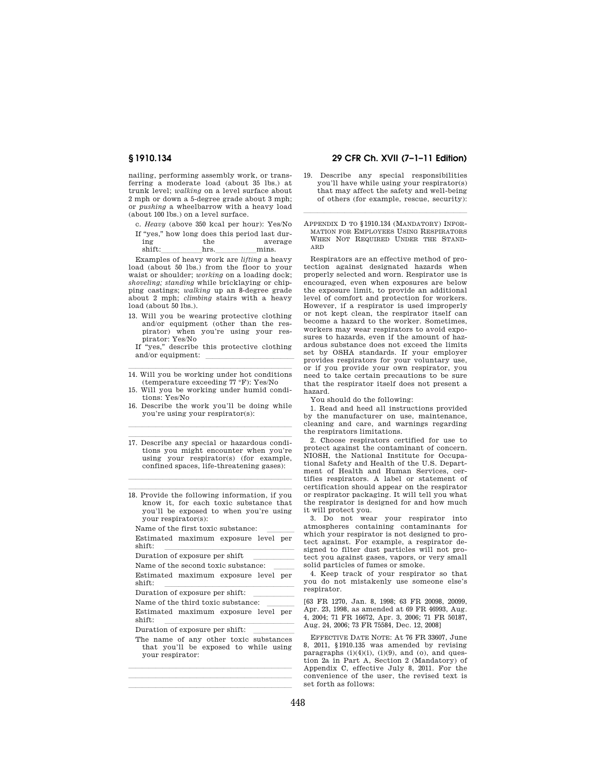nailing, performing assembly work, or transferring a moderate load (about 35 lbs.) at trunk level; *walking* on a level surface about 2 mph or down a 5-degree grade about 3 mph; or *pushing* a wheelbarrow with a heavy load (about 100 lbs.) on a level surface.

c. *Heavy* (above 350 kcal per hour): Yes/No

If "yes," how long does this period last during the average shift:\_\_\_\_\_\_\_\_\_\_hrs.\_\_\_\_\_\_\_\_\_\_mins.

Examples of heavy work are *lifting* a heavy load (about 50 lbs.) from the floor to your waist or shoulder; *working* on a loading dock; *shoveling; standing* while bricklaying or chipping castings; *walking* up an 8-degree grade about 2 mph; *climbing* stairs with a heavy load (about 50 lbs.).

13. Will you be wearing protective clothing and/or equipment (other than the respirator) when you're using your respirator: Yes/No

If "yes," describe this protective clothing and/or equipment: \_\_\_\_\_\_\_\_\_\_\_\_\_\_\_\_\_\_\_\_

\_\_\_\_\_\_\_\_\_\_\_\_\_\_\_\_\_\_\_\_\_\_\_\_\_\_\_\_\_\_\_\_\_\_\_\_\_\_\_\_

14. Will you be working under hot conditions (temperature exceeding 77 °F): Yes/No
15. Will you be working under humid conditions: Yes/No
16. Describe the work you'll be doing while you're using your respirator(s):

\_\_\_\_\_\_\_\_\_\_\_\_\_\_\_\_\_\_\_\_\_\_\_\_\_\_\_\_\_\_\_\_\_\_\_\_\_\_\_\_

\_\_\_\_\_\_\_\_\_\_\_\_\_\_\_\_\_\_\_\_\_\_\_\_\_\_\_\_\_\_\_\_\_\_\_\_\_\_\_\_

17. Describe any special or hazardous conditions you might encounter when you're using your respirator(s) (for example, confined spaces, life-threatening gases):

\_\_\_\_\_\_\_\_\_\_\_\_\_\_\_\_\_\_\_\_\_\_\_\_\_\_\_\_\_\_\_\_\_\_\_\_\_\_\_\_

\_\_\_\_\_\_\_\_\_\_\_\_\_\_\_\_\_\_\_\_\_\_\_\_\_\_\_\_\_\_\_\_\_\_\_\_\_\_\_\_

18. Provide the following information, if you know it, for each toxic substance that you'll be exposed to when you're using your respirator(s):

Name of the first toxic substance: \_\_\_\_\_\_\_\_

Estimated maximum exposure level per shift: \_\_\_\_\_\_\_\_\_\_\_\_\_\_\_\_\_\_\_\_\_\_\_\_\_\_\_\_

Duration of exposure per shift \_\_\_\_\_\_\_\_\_\_

Name of the second toxic substance: \_\_\_\_\_\_

Estimated maximum exposure level per shift: \_\_\_\_\_\_\_\_\_\_\_\_\_\_\_\_\_\_\_\_\_\_\_\_\_\_\_\_

Duration of exposure per shift: \_\_\_\_\_\_\_\_\_\_

Name of the third toxic substance: \_\_\_\_\_\_\_\_

Estimated maximum exposure level per shift: \_\_\_\_\_\_\_\_\_\_\_\_\_\_\_\_\_\_\_\_\_\_\_\_\_\_\_\_

Duration of exposure per shift: \_\_\_\_\_\_\_\_\_\_

The name of any other toxic substances that you'll be exposed to while using your respirator:

\_\_\_\_\_\_\_\_\_\_\_\_\_\_\_\_\_\_\_\_\_\_\_\_\_\_\_\_\_\_\_\_\_\_\_\_\_\_\_\_

\_\_\_\_\_\_\_\_\_\_\_\_\_\_\_\_\_\_\_\_\_\_\_\_\_\_\_\_\_\_\_\_\_\_\_\_\_\_\_\_

\_\_\_\_\_\_\_\_\_\_\_\_\_\_\_\_\_\_\_\_\_\_\_\_\_\_\_\_\_\_\_\_\_\_\_\_\_\_\_\_

19. Describe any special responsibilities you'll have while using your respirator(s) that may affect the safety and well-being of others (for example, rescue, security):

\_\_\_\_\_\_\_\_\_\_\_\_\_\_\_\_\_\_\_\_\_\_\_\_\_\_\_\_\_\_\_\_\_\_\_\_\_\_\_\_

## Appendix D to §1910.134 (Mandatory) Information for Employees Using Respirators When Not Required Under the Standard

Respirators are an effective method of protection against designated hazards when properly selected and worn. Respirator use is encouraged, even when exposures are below the exposure limit, to provide an additional level of comfort and protection for workers. However, if a respirator is used improperly or not kept clean, the respirator itself can become a hazard to the worker. Sometimes, workers may wear respirators to avoid exposures to hazards, even if the amount of hazardous substance does not exceed the limits set by OSHA standards. If your employer provides respirators for your voluntary use, or if you provide your own respirator, you need to take certain precautions to be sure that the respirator itself does not present a hazard.

You should do the following:

1. Read and heed all instructions provided by the manufacturer on use, maintenance, cleaning and care, and warnings regarding the respirators limitations.
2. Choose respirators certified for use to protect against the contaminant of concern. NIOSH, the National Institute for Occupational Safety and Health of the U.S. Department of Health and Human Services, certifies respirators. A label or statement of certification should appear on the respirator or respirator packaging. It will tell you what the respirator is designed for and how much it will protect you.
3. Do not wear your respirator into atmospheres containing contaminants for which your respirator is not designed to protect against. For example, a respirator designed to filter dust particles will not protect you against gases, vapors, or very small solid particles of fumes or smoke.
4. Keep track of your respirator so that you do not mistakenly use someone else's respirator.

[63 FR 1270, Jan. 8, 1998; 63 FR 20098, 20099, Apr. 23, 1998, as amended at 69 FR 46993, Aug. 4, 2004; 71 FR 16672, Apr. 3, 2006; 71 FR 50187, Aug. 24, 2006; 73 FR 75584, Dec. 12, 2008]

EFFECTIVE DATE NOTE: At 76 FR 33607, June 8, 2011, §1910.135 was amended by revising paragraphs (i)(4)(i), (i)(9), and (o), and question 2a in Part A, Section 2 (Mandatory) of Appendix C, effective July 8, 2011. For the convenience of the user, the revised text is set forth as follows: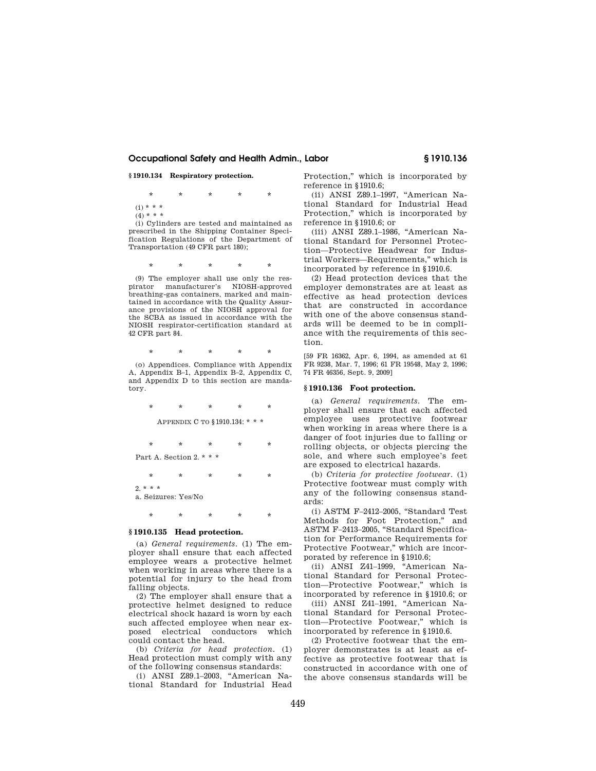## § 1910.134 Respiratory protection.

\* \* \* \* \*

(i) \* \* \*

(4) \* \* \*

(i) Cylinders are tested and maintained as prescribed in the Shipping Container Specification Regulations of the Department of Transportation (49 CFR part 180);

\* \* \* \* \*

(9) The employer shall use only the respirator manufacturer's NIOSH-approved breathing-gas containers, marked and maintained in accordance with the Quality Assurance provisions of the NIOSH approval for the SCBA as issued in accordance with the NIOSH respirator-certification standard at 42 CFR part 84.

\* \* \* \* \*

(o) Appendices. Compliance with Appendix A, Appendix B–1, Appendix B–2, Appendix C, and Appendix D to this section are mandatory.

\* \* \* \* \*

APPENDIX C TO § 1910.134: \* \* \*

\* \* \* \* \*

Part A. Section 2. \* \* \*

\* \* \* \* \*

2. \* \* \*

a. Seizures: Yes/No

\* \* \* \* \*

## § 1910.135 Head protection.

(a) *General requirements*. (1) The employer shall ensure that each affected employee wears a protective helmet when working in areas where there is a potential for injury to the head from falling objects.

(2) The employer shall ensure that a protective helmet designed to reduce electrical shock hazard is worn by each such affected employee when near exposed electrical conductors which could contact the head.

(b) *Criteria for head protection*. (1) Head protection must comply with any of the following consensus standards:

(i) ANSI Z89.1–2003, "American National Standard for Industrial Head Protection," which is incorporated by reference in § 1910.6;

(ii) ANSI Z89.1–1997, "American National Standard for Industrial Head Protection," which is incorporated by reference in § 1910.6; or

(iii) ANSI Z89.1–1986, "American National Standard for Personnel Protection—Protective Headwear for Industrial Workers—Requirements," which is incorporated by reference in § 1910.6.

(2) Head protection devices that the employer demonstrates are at least as effective as head protection devices that are constructed in accordance with one of the above consensus standards will be deemed to be in compliance with the requirements of this section.

[59 FR 16362, Apr. 6, 1994, as amended at 61 FR 9238, Mar. 7, 1996; 61 FR 19548, May 2, 1996; 74 FR 46356, Sept. 9, 2009]

## § 1910.136 Foot protection.

(a) *General requirements*. The employer shall ensure that each affected employee uses protective footwear when working in areas where there is a danger of foot injuries due to falling or rolling objects, or objects piercing the sole, and where such employee's feet are exposed to electrical hazards.

(b) *Criteria for protective footwear*. (1) Protective footwear must comply with any of the following consensus standards:

(i) ASTM F–2412–2005, "Standard Test Methods for Foot Protection," and ASTM F–2413–2005, "Standard Specification for Performance Requirements for Protective Footwear," which are incorporated by reference in § 1910.6;

(ii) ANSI Z41–1999, "American National Standard for Personal Protection—Protective Footwear," which is incorporated by reference in § 1910.6; or

(iii) ANSI Z41–1991, "American National Standard for Personal Protection—Protective Footwear," which is incorporated by reference in § 1910.6.

(2) Protective footwear that the employer demonstrates is at least as effective as protective footwear that is constructed in accordance with one of the above consensus standards will be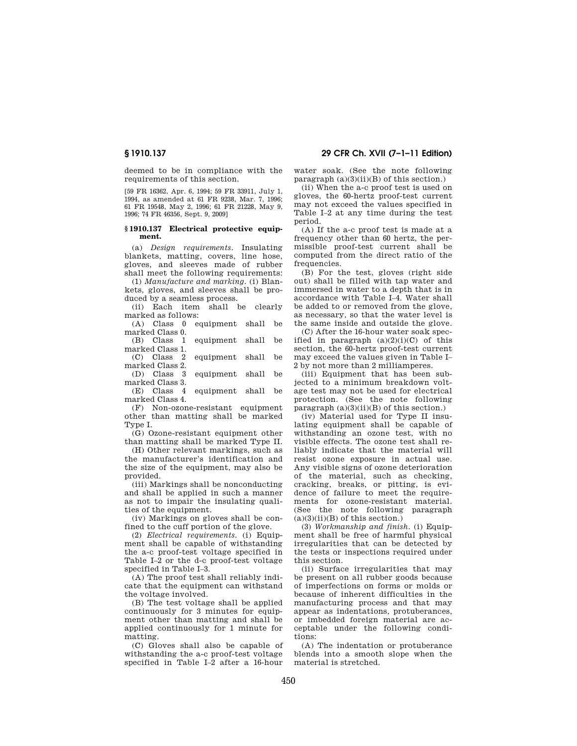deemed to be in compliance with the requirements of this section.

[59 FR 16362, Apr. 6, 1994; 59 FR 33911, July 1, 1994, as amended at 61 FR 9238, Mar. 7, 1996; 61 FR 19548, May 2, 1996; 61 FR 21228, May 9, 1996; 74 FR 46356, Sept. 9, 2009]

## § 1910.137 Electrical protective equipment.

(a) *Design requirements.* Insulating blankets, matting, covers, line hose, gloves, and sleeves made of rubber shall meet the following requirements:

(1) *Manufacture and marking.* (i) Blankets, gloves, and sleeves shall be produced by a seamless process.

(ii) Each item shall be clearly marked as follows:

(A) Class 0 equipment shall be marked Class 0.

(B) Class 1 equipment shall be marked Class 1.

(C) Class 2 equipment shall be marked Class 2.

(D) Class 3 equipment shall be marked Class 3.

(E) Class 4 equipment shall be marked Class 4.

(F) Non-ozone-resistant equipment other than matting shall be marked Type I.

(G) Ozone-resistant equipment other than matting shall be marked Type II.

(H) Other relevant markings, such as the manufacturer's identification and the size of the equipment, may also be provided.

(iii) Markings shall be nonconducting and shall be applied in such a manner as not to impair the insulating qualities of the equipment.

(iv) Markings on gloves shall be confined to the cuff portion of the glove.

(2) *Electrical requirements.* (i) Equipment shall be capable of withstanding the a-c proof-test voltage specified in Table I–2 or the d-c proof-test voltage specified in Table I–3.

(A) The proof test shall reliably indicate that the equipment can withstand the voltage involved.

(B) The test voltage shall be applied continuously for 3 minutes for equipment other than matting and shall be applied continuously for 1 minute for matting.

(C) Gloves shall also be capable of withstanding the a-c proof-test voltage specified in Table I–2 after a 16-hour water soak. (See the note following paragraph (a)(3)(ii)(B) of this section.)

(ii) When the a-c proof test is used on gloves, the 60-hertz proof-test current may not exceed the values specified in Table I–2 at any time during the test period.

(A) If the a-c proof test is made at a frequency other than 60 hertz, the permissible proof-test current shall be computed from the direct ratio of the frequencies.

(B) For the test, gloves (right side out) shall be filled with tap water and immersed in water to a depth that is in accordance with Table I–4. Water shall be added to or removed from the glove, as necessary, so that the water level is the same inside and outside the glove.

(C) After the 16-hour water soak specified in paragraph (a)(2)(i)(C) of this section, the 60-hertz proof-test current may exceed the values given in Table I–2 by not more than 2 milliamperes.

(iii) Equipment that has been subjected to a minimum breakdown voltage test may not be used for electrical protection. (See the note following paragraph (a)(3)(ii)(B) of this section.)

(iv) Material used for Type II insulating equipment shall be capable of withstanding an ozone test, with no visible effects. The ozone test shall reliably indicate that the material will resist ozone exposure in actual use. Any visible signs of ozone deterioration of the material, such as checking, cracking, breaks, or pitting, is evidence of failure to meet the requirements for ozone-resistant material. (See the note following paragraph (a)(3)(ii)(B) of this section.)

(3) *Workmanship and finish.* (i) Equipment shall be free of harmful physical irregularities that can be detected by the tests or inspections required under this section.

(ii) Surface irregularities that may be present on all rubber goods because of imperfections on forms or molds or because of inherent difficulties in the manufacturing process and that may appear as indentations, protuberances, or imbedded foreign material are acceptable under the following conditions:

(A) The indentation or protuberance blends into a smooth slope when the material is stretched.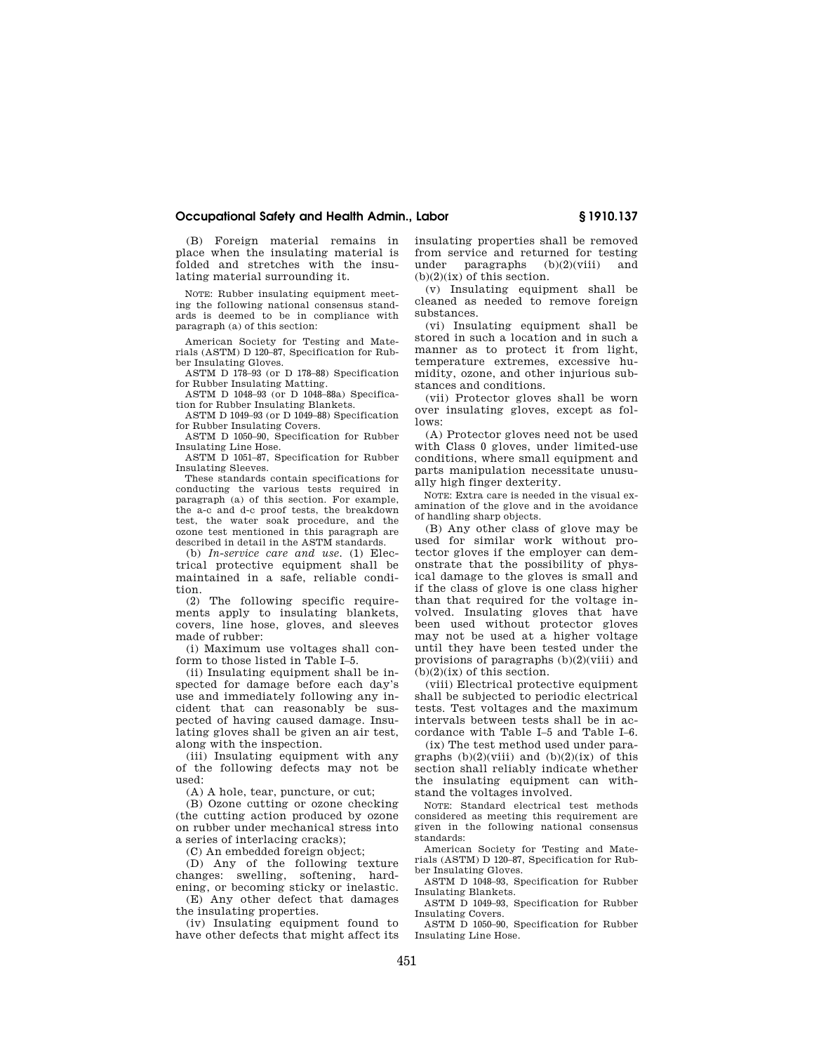(B) Foreign material remains in place when the insulating material is folded and stretches with the insulating material surrounding it.

NOTE: Rubber insulating equipment meeting the following national consensus standards is deemed to be in compliance with paragraph (a) of this section:

American Society for Testing and Materials (ASTM) D 120–87, Specification for Rubber Insulating Gloves.

ASTM D 178–93 (or D 178–88) Specification for Rubber Insulating Matting.

ASTM D 1048–93 (or D 1048–88a) Specification for Rubber Insulating Blankets.

ASTM D 1049–93 (or D 1049–88) Specification for Rubber Insulating Covers.

ASTM D 1050–90, Specification for Rubber Insulating Line Hose.

ASTM D 1051–87, Specification for Rubber Insulating Sleeves.

These standards contain specifications for conducting the various tests required in paragraph (a) of this section. For example, the a-c and d-c proof tests, the breakdown test, the water soak procedure, and the ozone test mentioned in this paragraph are described in detail in the ASTM standards.

(b) *In-service care and use.* (1) Electrical protective equipment shall be maintained in a safe, reliable condition.

(2) The following specific requirements apply to insulating blankets, covers, line hose, gloves, and sleeves made of rubber:

(i) Maximum use voltages shall conform to those listed in Table I–5.

(ii) Insulating equipment shall be inspected for damage before each day's use and immediately following any incident that can reasonably be suspected of having caused damage. Insulating gloves shall be given an air test, along with the inspection.

(iii) Insulating equipment with any of the following defects may not be used:

(A) A hole, tear, puncture, or cut;

(B) Ozone cutting or ozone checking (the cutting action produced by ozone on rubber under mechanical stress into a series of interlacing cracks);

(C) An embedded foreign object;

(D) Any of the following texture changes: swelling, softening, hardening, or becoming sticky or inelastic.

(E) Any other defect that damages the insulating properties.

(iv) Insulating equipment found to have other defects that might affect its insulating properties shall be removed from service and returned for testing under paragraphs (b)(2)(viii) and (b)(2)(ix) of this section.

(v) Insulating equipment shall be cleaned as needed to remove foreign substances.

(vi) Insulating equipment shall be stored in such a location and in such a manner as to protect it from light, temperature extremes, excessive humidity, ozone, and other injurious substances and conditions.

(vii) Protector gloves shall be worn over insulating gloves, except as follows:

(A) Protector gloves need not be used with Class 0 gloves, under limited-use conditions, where small equipment and parts manipulation necessitate unusually high finger dexterity.

NOTE: Extra care is needed in the visual examination of the glove and in the avoidance of handling sharp objects.

(B) Any other class of glove may be used for similar work without protector gloves if the employer can demonstrate that the possibility of physical damage to the gloves is small and if the class of glove is one class higher than that required for the voltage involved. Insulating gloves that have been used without protector gloves may not be used at a higher voltage until they have been tested under the provisions of paragraphs (b)(2)(viii) and (b)(2)(ix) of this section.

(viii) Electrical protective equipment shall be subjected to periodic electrical tests. Test voltages and the maximum intervals between tests shall be in accordance with Table I–5 and Table I–6.

(ix) The test method used under paragraphs (b)(2)(viii) and (b)(2)(ix) of this section shall reliably indicate whether the insulating equipment can withstand the voltages involved.

NOTE: Standard electrical test methods considered as meeting this requirement are given in the following national consensus standards:

American Society for Testing and Materials (ASTM) D 120–87, Specification for Rubber Insulating Gloves.

ASTM D 1048–93, Specification for Rubber Insulating Blankets.

ASTM D 1049–93, Specification for Rubber Insulating Covers.

ASTM D 1050–90, Specification for Rubber Insulating Line Hose.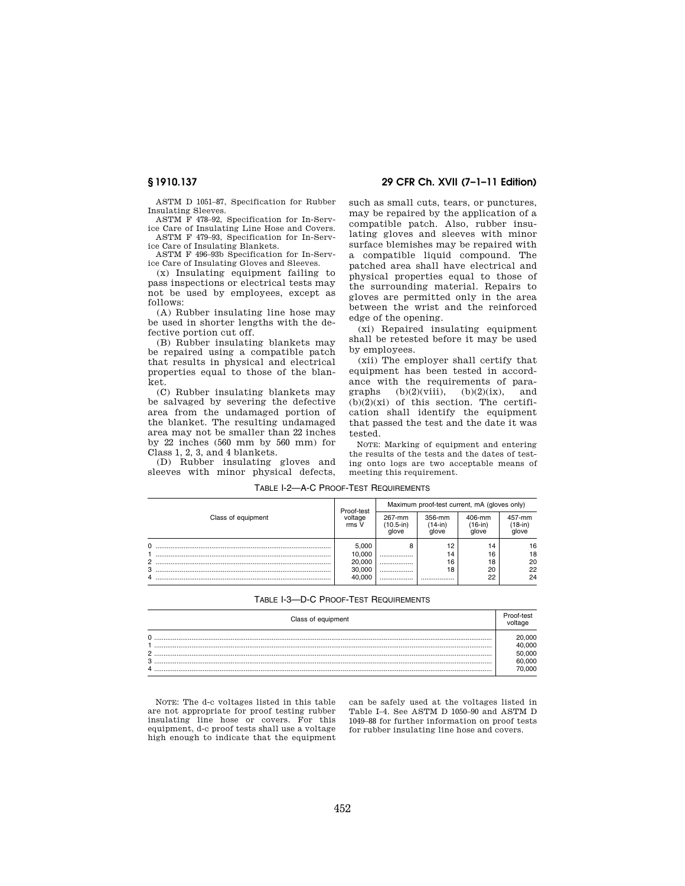ASTM D 1051–87, Specification for Rubber Insulating Sleeves.

ASTM F 478–92, Specification for In-Service Care of Insulating Line Hose and Covers.

ASTM F 479–93, Specification for In-Service Care of Insulating Blankets.

ASTM F 496–93b Specification for In-Service Care of Insulating Gloves and Sleeves.

(x) Insulating equipment failing to pass inspections or electrical tests may not be used by employees, except as follows:

(A) Rubber insulating line hose may be used in shorter lengths with the defective portion cut off.

(B) Rubber insulating blankets may be repaired using a compatible patch that results in physical and electrical properties equal to those of the blanket.

(C) Rubber insulating blankets may be salvaged by severing the defective area from the undamaged portion of the blanket. The resulting undamaged area may not be smaller than 22 inches by 22 inches (560 mm by 560 mm) for Class 1, 2, 3, and 4 blankets.

(D) Rubber insulating gloves and sleeves with minor physical defects, such as small cuts, tears, or punctures, may be repaired by the application of a compatible patch. Also, rubber insulating gloves and sleeves with minor surface blemishes may be repaired with a compatible liquid compound. The patched area shall have electrical and physical properties equal to those of the surrounding material. Repairs to gloves are permitted only in the area between the wrist and the reinforced edge of the opening.

(xi) Repaired insulating equipment shall be retested before it may be used by employees.

(xii) The employer shall certify that equipment has been tested in accordance with the requirements of paragraphs (b)(2)(viii), (b)(2)(ix), and (b)(2)(xi) of this section. The certification shall identify the equipment that passed the test and the date it was tested.

NOTE: Marking of equipment and entering the results of the tests and the dates of testing onto logs are two acceptable means of meeting this requirement.

TABLE I-2—A-C PROOF-TEST REQUIREMENTS

| Class of equipment | Proof-test voltage rms V | Maximum proof-test current, mA (gloves only) | | | |
|---|---|---|---|---|---|
| | | 267-mm (10.5-in) glove | 356-mm (14-in) glove | 406-mm (16-in) glove | 457-mm (18-in) glove |
| 0 | 5,000 | 8 | 12 | 14 | 16 |
| 1 | 10,000 | .................. | 14 | 16 | 18 |
| 2 | 20,000 | .................. | 16 | 18 | 20 |
| 3 | 30,000 | .................. | 18 | 20 | 22 |
| 4 | 40,000 | .................. | .................. | 22 | 24 |

TABLE I-3—D-C PROOF-TEST REQUIREMENTS

| Class of equipment | Proof-test voltage |
|---|---|
| 0 | 20,000 |
| 1 | 40,000 |
| 2 | 50,000 |
| 3 | 60,000 |
| 4 | 70,000 |

NOTE: The d-c voltages listed in this table are not appropriate for proof testing rubber insulating line hose or covers. For this equipment, d-c proof tests shall use a voltage high enough to indicate that the equipment can be safely used at the voltages listed in Table I–4. See ASTM D 1050–90 and ASTM D 1049–88 for further information on proof tests for rubber insulating line hose and covers.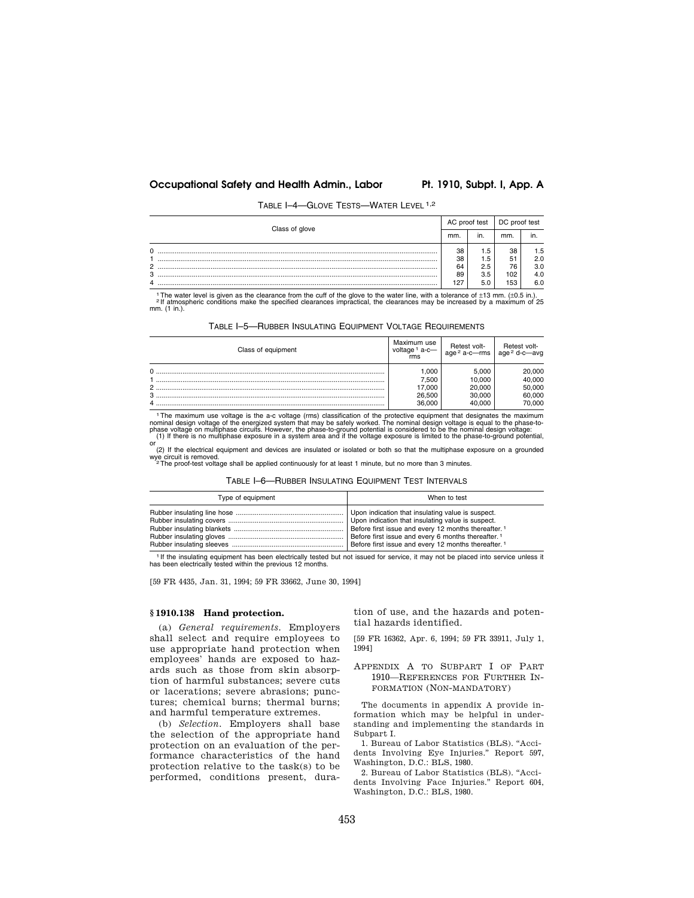TABLE I–4—GLOVE TESTS—WATER LEVEL [1,2]

| Class of glove | AC proof test | | DC proof test | |
|---|---|---|---|---|
| | mm. | in. | mm. | in. |
| 0 | 38 | 1.5 | 38 | 1.5 |
| 1 | 38 | 1.5 | 51 | 2.0 |
| 2 | 64 | 2.5 | 76 | 3.0 |
| 3 | 89 | 3.5 | 102 | 4.0 |
| 4 | 127 | 5.0 | 153 | 6.0 |

[1] The water level is given as the clearance from the cuff of the glove to the water line, with a tolerance of ±13 mm. (±0.5 in.).
[2] If atmospheric conditions make the specified clearances impractical, the clearances may be increased by a maximum of 25 mm. (1 in.).

TABLE I–5—RUBBER INSULATING EQUIPMENT VOLTAGE REQUIREMENTS

| Class of equipment | Maximum use voltage [1] a-c—rms | Retest voltage [2] a-c—rms | Retest voltage [2] d-c—avg |
|---|---|---|---|
| 0 | 1,000 | 5,000 | 20,000 |
| 1 | 7,500 | 10,000 | 40,000 |
| 2 | 17,000 | 20,000 | 50,000 |
| 3 | 26,500 | 30,000 | 60,000 |
| 4 | 36,000 | 40,000 | 70,000 |

[1] The maximum use voltage is the a-c voltage (rms) classification of the protective equipment that designates the maximum nominal design voltage of the energized system that may be safely worked. The nominal design voltage is equal to the phase-to-phase voltage on multiphase circuits. However, the phase-to-ground potential is considered to be the nominal design voltage:
(1) If there is no multiphase exposure in a system area and if the voltage exposure is limited to the phase-to-ground potential, or
(2) If the electrical equipment and devices are insulated or isolated or both so that the multiphase exposure on a grounded wye circuit is removed.
[2] The proof-test voltage shall be applied continuously for at least 1 minute, but no more than 3 minutes.

TABLE I–6—RUBBER INSULATING EQUIPMENT TEST INTERVALS

| Type of equipment | When to test |
|---|---|
| Rubber insulating line hose | Upon indication that insulating value is suspect. |
| Rubber insulating covers | Upon indication that insulating value is suspect. |
| Rubber insulating blankets | Before first issue and every 12 months thereafter. [1] |
| Rubber insulating gloves | Before first issue and every 6 months thereafter. [1] |
| Rubber insulating sleeves | Before first issue and every 12 months thereafter. [1] |

[1] If the insulating equipment has been electrically tested but not issued for service, it may not be placed into service unless it has been electrically tested within the previous 12 months.

[59 FR 4435, Jan. 31, 1994; 59 FR 33662, June 30, 1994]

## § 1910.138 Hand protection.

(a) *General requirements.* Employers shall select and require employees to use appropriate hand protection when employees' hands are exposed to hazards such as those from skin absorption of harmful substances; severe cuts or lacerations; severe abrasions; punctures; chemical burns; thermal burns; and harmful temperature extremes.

(b) *Selection.* Employers shall base the selection of the appropriate hand protection on an evaluation of the performance characteristics of the hand protection relative to the task(s) to be performed, conditions present, duration of use, and the hazards and potential hazards identified.

[59 FR 16362, Apr. 6, 1994; 59 FR 33911, July 1, 1994]

## APPENDIX A TO SUBPART I OF PART 1910—REFERENCES FOR FURTHER INFORMATION (NON-MANDATORY)

The documents in appendix A provide information which may be helpful in understanding and implementing the standards in Subpart I.

1. Bureau of Labor Statistics (BLS). "Accidents Involving Eye Injuries." Report 597, Washington, D.C.: BLS, 1980.

2. Bureau of Labor Statistics (BLS). "Accidents Involving Face Injuries." Report 604, Washington, D.C.: BLS, 1980.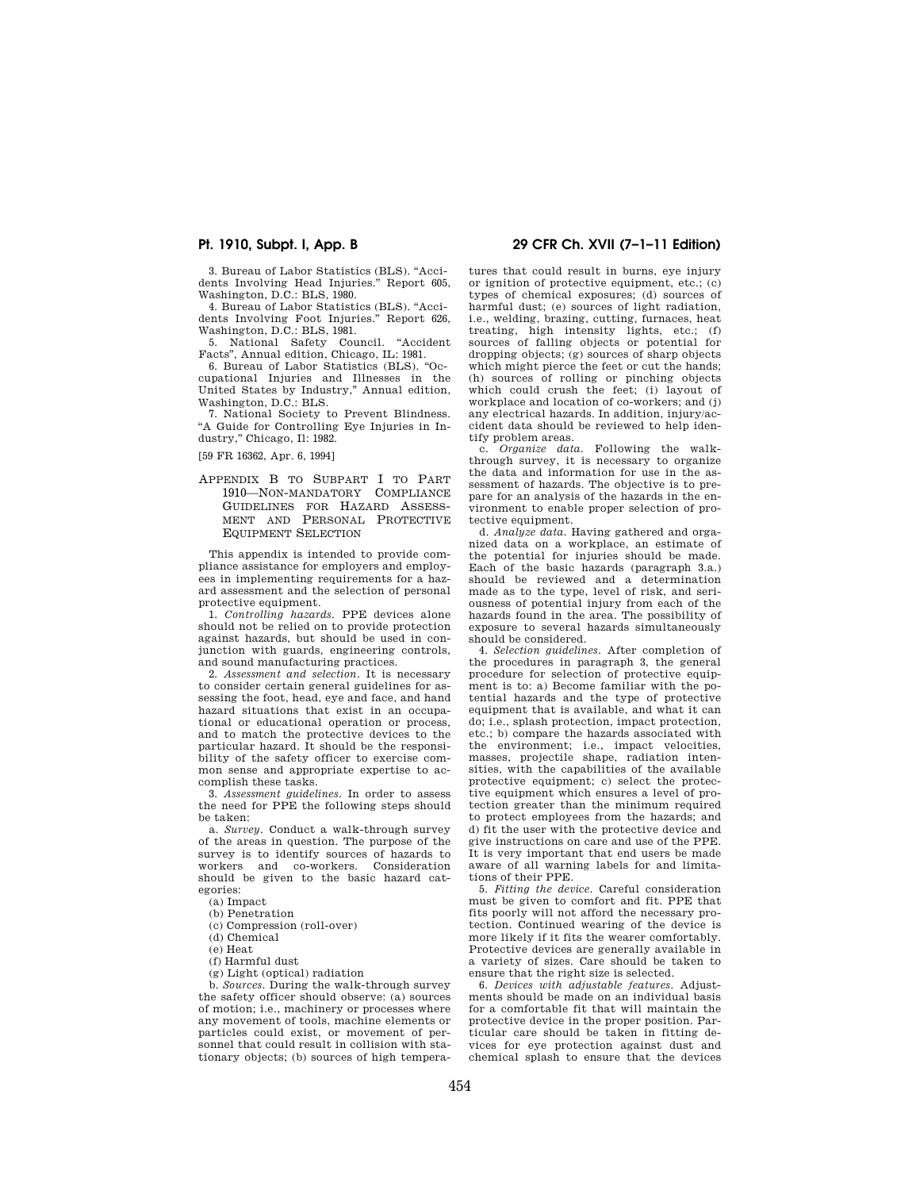3. Bureau of Labor Statistics (BLS). "Accidents Involving Head Injuries." Report 605, Washington, D.C.: BLS, 1980.

4. Bureau of Labor Statistics (BLS). "Accidents Involving Foot Injuries." Report 626, Washington, D.C.: BLS, 1981.

5. National Safety Council. "Accident Facts", Annual edition, Chicago, IL: 1981.

6. Bureau of Labor Statistics (BLS). "Occupational Injuries and Illnesses in the United States by Industry," Annual edition, Washington, D.C.: BLS.

7. National Society to Prevent Blindness. "A Guide for Controlling Eye Injuries in Industry," Chicago, Il: 1982.

[59 FR 16362, Apr. 6, 1994]

## APPENDIX B TO SUBPART I TO PART 1910—NON-MANDATORY COMPLIANCE GUIDELINES FOR HAZARD ASSESSMENT AND PERSONAL PROTECTIVE EQUIPMENT SELECTION

This appendix is intended to provide compliance assistance for employers and employees in implementing requirements for a hazard assessment and the selection of personal protective equipment.

1. *Controlling hazards.* PPE devices alone should not be relied on to provide protection against hazards, but should be used in conjunction with guards, engineering controls, and sound manufacturing practices.

2. *Assessment and selection.* It is necessary to consider certain general guidelines for assessing the foot, head, eye and face, and hand hazard situations that exist in an occupational or educational operation or process, and to match the protective devices to the particular hazard. It should be the responsibility of the safety officer to exercise common sense and appropriate expertise to accomplish these tasks.

3. *Assessment guidelines.* In order to assess the need for PPE the following steps should be taken:

a. *Survey.* Conduct a walk-through survey of the areas in question. The purpose of the survey is to identify sources of hazards to workers and co-workers. Consideration should be given to the basic hazard categories:

(a) Impact
(b) Penetration
(c) Compression (roll-over)
(d) Chemical
(e) Heat
(f) Harmful dust
(g) Light (optical) radiation

b. *Sources.* During the walk-through survey the safety officer should observe: (a) sources of motion; i.e., machinery or processes where any movement of tools, machine elements or particles could exist, or movement of personnel that could result in collision with stationary objects; (b) sources of high temperatures that could result in burns, eye injury or ignition of protective equipment, etc.; (c) types of chemical exposures; (d) sources of harmful dust; (e) sources of light radiation, i.e., welding, brazing, cutting, furnaces, heat treating, high intensity lights, etc.; (f) sources of falling objects or potential for dropping objects; (g) sources of sharp objects which might pierce the feet or cut the hands; (h) sources of rolling or pinching objects which could crush the feet; (i) layout of workplace and location of co-workers; and (j) any electrical hazards. In addition, injury/accident data should be reviewed to help identify problem areas.

c. *Organize data.* Following the walk-through survey, it is necessary to organize the data and information for use in the assessment of hazards. The objective is to prepare for an analysis of the hazards in the environment to enable proper selection of protective equipment.

d. *Analyze data.* Having gathered and organized data on a workplace, an estimate of the potential for injuries should be made. Each of the basic hazards (paragraph 3.a.) should be reviewed and a determination made as to the type, level of risk, and seriousness of potential injury from each of the hazards found in the area. The possibility of exposure to several hazards simultaneously should be considered.

4. *Selection guidelines.* After completion of the procedures in paragraph 3, the general procedure for selection of protective equipment is to: a) Become familiar with the potential hazards and the type of protective equipment that is available, and what it can do; i.e., splash protection, impact protection, etc.; b) compare the hazards associated with the environment; i.e., impact velocities, masses, projectile shape, radiation intensities, with the capabilities of the available protective equipment; c) select the protective equipment which ensures a level of protection greater than the minimum required to protect employees from the hazards; and d) fit the user with the protective device and give instructions on care and use of the PPE. It is very important that end users be made aware of all warning labels for and limitations of their PPE.

5. *Fitting the device.* Careful consideration must be given to comfort and fit. PPE that fits poorly will not afford the necessary protection. Continued wearing of the device is more likely if it fits the wearer comfortably. Protective devices are generally available in a variety of sizes. Care should be taken to ensure that the right size is selected.

6. *Devices with adjustable features.* Adjustments should be made on an individual basis for a comfortable fit that will maintain the protective device in the proper position. Particular care should be taken in fitting devices for eye protection against dust and chemical splash to ensure that the devices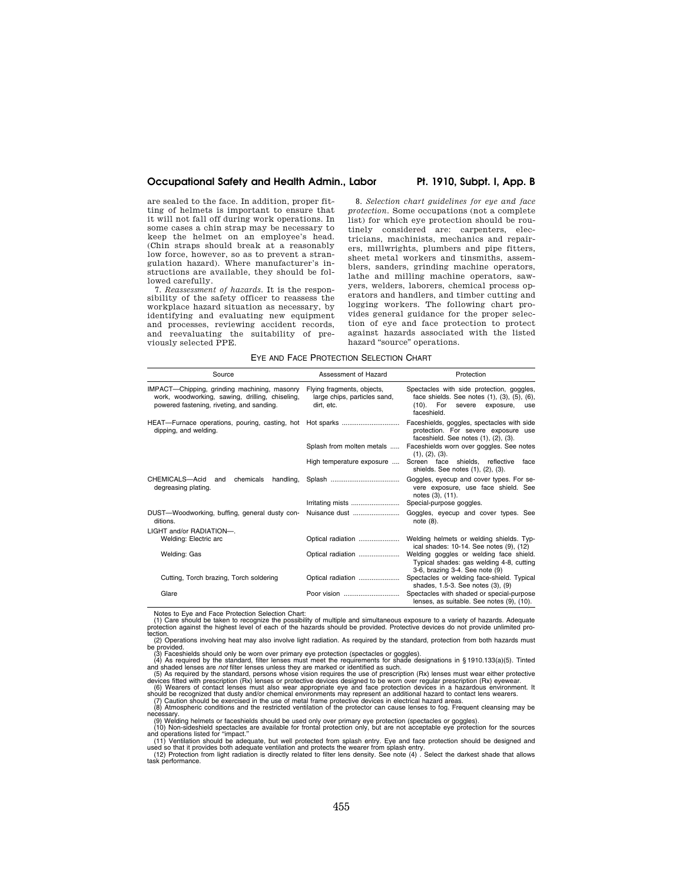are sealed to the face. In addition, proper fitting of helmets is important to ensure that it will not fall off during work operations. In some cases a chin strap may be necessary to keep the helmet on an employee's head. (Chin straps should break at a reasonably low force, however, so as to prevent a strangulation hazard). Where manufacturer's instructions are available, they should be followed carefully.

7. *Reassessment of hazards.* It is the responsibility of the safety officer to reassess the workplace hazard situation as necessary, by identifying and evaluating new equipment and processes, reviewing accident records, and reevaluating the suitability of previously selected PPE.

8. *Selection chart guidelines for eye and face protection.* Some occupations (not a complete list) for which eye protection should be routinely considered are: carpenters, electricians, machinists, mechanics and repairers, millwrights, plumbers and pipe fitters, sheet metal workers and tinsmiths, assemblers, sanders, grinding machine operators, lathe and milling machine operators, sawyers, welders, laborers, chemical process operators and handlers, and timber cutting and logging workers. The following chart provides general guidance for the proper selection of eye and face protection to protect against hazards associated with the listed hazard "source" operations.

EYE AND FACE PROTECTION SELECTION CHART

| Source | Assessment of Hazard | Protection |
|---|---|---|
| IMPACT—Chipping, grinding machining, masonry work, woodworking, sawing, drilling, chiseling, powered fastening, riveting, and sanding. | Flying fragments, objects, large chips, particles sand, dirt, etc. | Spectacles with side protection, goggles, face shields. See notes (1), (3), (5), (6), (10). For severe exposure, use faceshield. |
| HEAT—Furnace operations, pouring, casting, hot dipping, and welding. | Hot sparks | Faceshields, goggles, spectacles with side protection. For severe exposure use faceshield. See notes (1), (2), (3). |
| | Splash from molten metals | Faceshields worn over goggles. See notes (1), (2), (3). |
| | High temperature exposure | Screen face shields, reflective face shields. See notes (1), (2), (3). |
| CHEMICALS—Acid and chemicals handling, degreasing plating. | Splash | Goggles, eyecup and cover types. For severe exposure, use face shield. See notes (3), (11). |
| | Irritating mists | Special-purpose goggles. |
| DUST—Woodworking, buffing, general dusty conditions. | Nuisance dust | Goggles, eyecup and cover types. See note (8). |
| LIGHT and/or RADIATION—. | | |
| Welding: Electric arc | Optical radiation | Welding helmets or welding shields. Typical shades: 10-14. See notes (9), (12) |
| Welding: Gas | Optical radiation | Welding goggles or welding face shield. Typical shades: gas welding 4-8, cutting 3-6, brazing 3-4. See note (9) |
| Cutting, Torch brazing, Torch soldering | Optical radiation | Spectacles or welding face-shield. Typical shades, 1.5-3. See notes (3), (9) |
| Glare | Poor vision | Spectacles with shaded or special-purpose lenses, as suitable. See notes (9), (10). |

Notes to Eye and Face Protection Selection Chart:

(1) Care should be taken to recognize the possibility of multiple and simultaneous exposure to a variety of hazards. Adequate protection against the highest level of each of the hazards should be provided. Protective devices do not provide unlimited protection.

(2) Operations involving heat may also involve light radiation. As required by the standard, protection from both hazards must be provided.

(3) Faceshields should only be worn over primary eye protection (spectacles or goggles).

(4) As required by the standard, filter lenses must meet the requirements for shade designations in §1910.133(a)(5). Tinted and shaded lenses are *not* filter lenses unless they are marked or identified as such.

(5) As required by the standard, persons whose vision requires the use of prescription (Rx) lenses must wear either protective devices fitted with prescription (Rx) lenses or protective devices designed to be worn over regular prescription (Rx) eyewear.

(6) Wearers of contact lenses must also wear appropriate eye and face protection devices in a hazardous environment. It should be recognized that dusty and/or chemical environments may represent an additional hazard to contact lens wearers.

(7) Caution should be exercised in the use of metal frame protective devices in electrical hazard areas.

(8) Atmospheric conditions and the restricted ventilation of the protector can cause lenses to fog. Frequent cleansing may be necessary.

(9) Welding helmets or faceshields should be used only over primary eye protection (spectacles or goggles).

(10) Non-sideshield spectacles are available for frontal protection only, but are not acceptable eye protection for the sources and operations listed for "impact."

(11) Ventilation should be adequate, but well protected from splash entry. Eye and face protection should be designed and used so that it provides both adequate ventilation and protects the wearer from splash entry.

(12) Protection from light radiation is directly related to filter lens density. See note (4) . Select the darkest shade that allows task performance.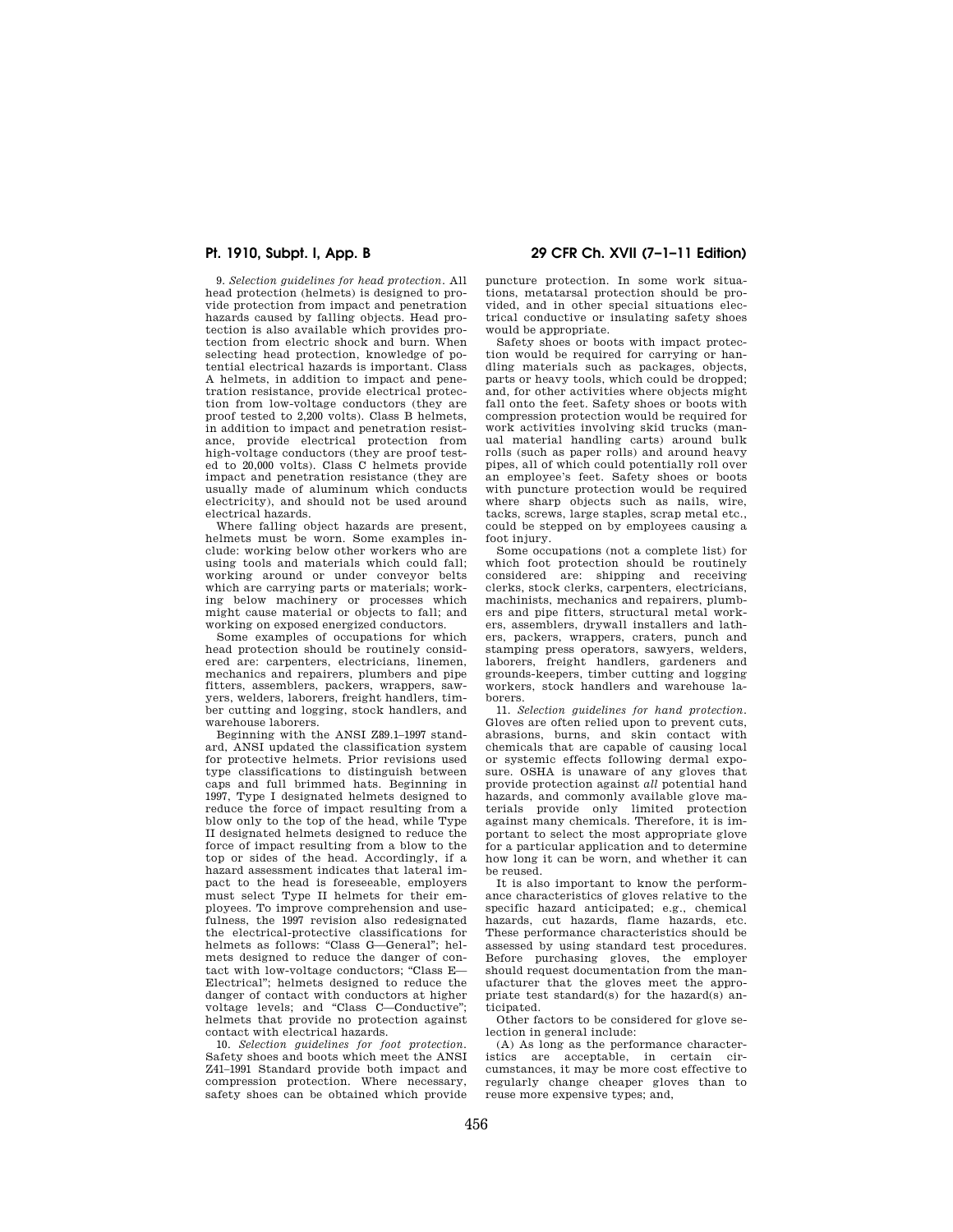9. *Selection guidelines for head protection.* All head protection (helmets) is designed to provide protection from impact and penetration hazards caused by falling objects. Head protection is also available which provides protection from electric shock and burn. When selecting head protection, knowledge of potential electrical hazards is important. Class A helmets, in addition to impact and penetration resistance, provide electrical protection from low-voltage conductors (they are proof tested to 2,200 volts). Class B helmets, in addition to impact and penetration resistance, provide electrical protection from high-voltage conductors (they are proof tested to 20,000 volts). Class C helmets provide impact and penetration resistance (they are usually made of aluminum which conducts electricity), and should not be used around electrical hazards.

Where falling object hazards are present, helmets must be worn. Some examples include: working below other workers who are using tools and materials which could fall; working around or under conveyor belts which are carrying parts or materials; working below machinery or processes which might cause material or objects to fall; and working on exposed energized conductors.

Some examples of occupations for which head protection should be routinely considered are: carpenters, electricians, linemen, mechanics and repairers, plumbers and pipe fitters, assemblers, packers, wrappers, sawyers, welders, laborers, freight handlers, timber cutting and logging, stock handlers, and warehouse laborers.

Beginning with the ANSI Z89.1–1997 standard, ANSI updated the classification system for protective helmets. Prior revisions used type classifications to distinguish between caps and full brimmed hats. Beginning in 1997, Type I designated helmets designed to reduce the force of impact resulting from a blow only to the top of the head, while Type II designated helmets designed to reduce the force of impact resulting from a blow to the top or sides of the head. Accordingly, if a hazard assessment indicates that lateral impact to the head is foreseeable, employers must select Type II helmets for their employees. To improve comprehension and usefulness, the 1997 revision also redesignated the electrical-protective classifications for helmets as follows: "Class G—General"; helmets designed to reduce the danger of contact with low-voltage conductors; "Class E—Electrical"; helmets designed to reduce the danger of contact with conductors at higher voltage levels; and "Class C—Conductive"; helmets that provide no protection against contact with electrical hazards.

10. *Selection guidelines for foot protection.* Safety shoes and boots which meet the ANSI Z41–1991 Standard provide both impact and compression protection. Where necessary, safety shoes can be obtained which provide puncture protection. In some work situations, metatarsal protection should be provided, and in other special situations electrical conductive or insulating safety shoes would be appropriate.

Safety shoes or boots with impact protection would be required for carrying or handling materials such as packages, objects, parts or heavy tools, which could be dropped; and, for other activities where objects might fall onto the feet. Safety shoes or boots with compression protection would be required for work activities involving skid trucks (manual material handling carts) around bulk rolls (such as paper rolls) and around heavy pipes, all of which could potentially roll over an employee's feet. Safety shoes or boots with puncture protection would be required where sharp objects such as nails, wire, tacks, screws, large staples, scrap metal etc., could be stepped on by employees causing a foot injury.

Some occupations (not a complete list) for which foot protection should be routinely considered are: shipping and receiving clerks, stock clerks, carpenters, electricians, machinists, mechanics and repairers, plumbers and pipe fitters, structural metal workers, assemblers, drywall installers and lathers, packers, wrappers, craters, punch and stamping press operators, sawyers, welders, laborers, freight handlers, gardeners and grounds-keepers, timber cutting and logging workers, stock handlers and warehouse laborers.

11. *Selection guidelines for hand protection.* Gloves are often relied upon to prevent cuts, abrasions, burns, and skin contact with chemicals that are capable of causing local or systemic effects following dermal exposure. OSHA is unaware of any gloves that provide protection against *all* potential hand hazards, and commonly available glove materials provide only limited protection against many chemicals. Therefore, it is important to select the most appropriate glove for a particular application and to determine how long it can be worn, and whether it can be reused.

It is also important to know the performance characteristics of gloves relative to the specific hazard anticipated; e.g., chemical hazards, cut hazards, flame hazards, etc. These performance characteristics should be assessed by using standard test procedures. Before purchasing gloves, the employer should request documentation from the manufacturer that the gloves meet the appropriate test standard(s) for the hazard(s) anticipated.

Other factors to be considered for glove selection in general include:

(A) As long as the performance characteristics are acceptable, in certain circumstances, it may be more cost effective to regularly change cheaper gloves than to reuse more expensive types; and,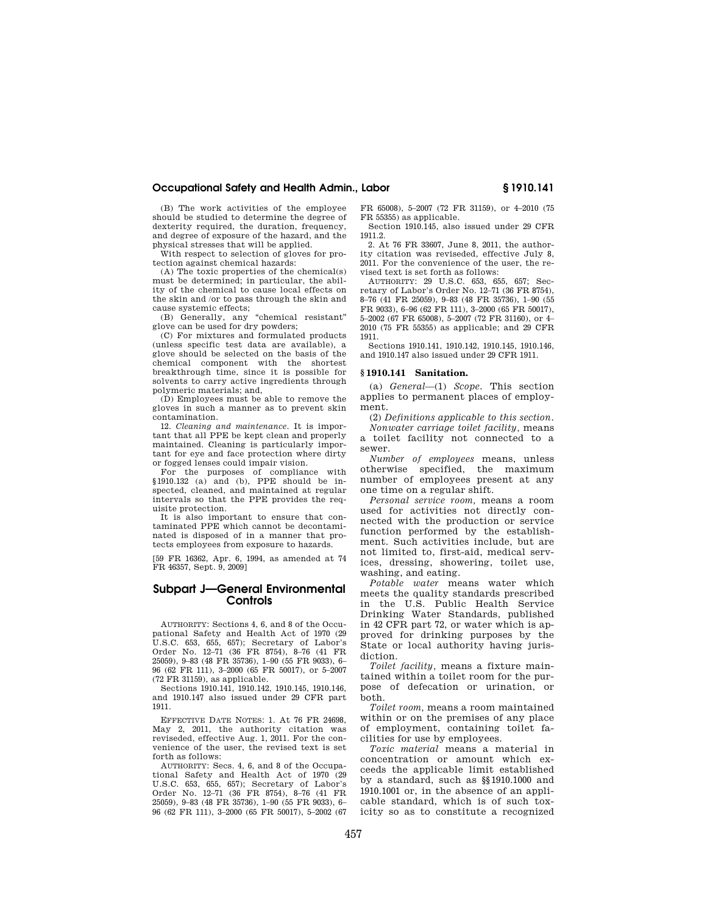(B) The work activities of the employee should be studied to determine the degree of dexterity required, the duration, frequency, and degree of exposure of the hazard, and the physical stresses that will be applied.

With respect to selection of gloves for protection against chemical hazards:

(A) The toxic properties of the chemical(s) must be determined; in particular, the ability of the chemical to cause local effects on the skin and /or to pass through the skin and cause systemic effects;

(B) Generally, any "chemical resistant" glove can be used for dry powders;

(C) For mixtures and formulated products (unless specific test data are available), a glove should be selected on the basis of the chemical component with the shortest breakthrough time, since it is possible for solvents to carry active ingredients through polymeric materials; and,

(D) Employees must be able to remove the gloves in such a manner as to prevent skin contamination.

12. *Cleaning and maintenance.* It is important that all PPE be kept clean and properly maintained. Cleaning is particularly important for eye and face protection where dirty or fogged lenses could impair vision.

For the purposes of compliance with §1910.132 (a) and (b), PPE should be inspected, cleaned, and maintained at regular intervals so that the PPE provides the requisite protection.

It is also important to ensure that contaminated PPE which cannot be decontaminated is disposed of in a manner that protects employees from exposure to hazards.

[59 FR 16362, Apr. 6, 1994, as amended at 74 FR 46357, Sept. 9, 2009]

## Subpart J—General Environmental Controls

AUTHORITY: Sections 4, 6, and 8 of the Occupational Safety and Health Act of 1970 (29 U.S.C. 653, 655, 657); Secretary of Labor's Order No. 12–71 (36 FR 8754), 8–76 (41 FR 25059), 9–83 (48 FR 35736), 1–90 (55 FR 9033), 6–96 (62 FR 111), 3–2000 (65 FR 50017), or 5–2007 (72 FR 31159), as applicable.

Sections 1910.141, 1910.142, 1910.145, 1910.146, and 1910.147 also issued under 29 CFR part 1911.

EFFECTIVE DATE NOTES: 1. At 76 FR 24698, May 2, 2011, the authority citation was reviseded, effective Aug. 1, 2011. For the convenience of the user, the revised text is set forth as follows:

AUTHORITY: Secs. 4, 6, and 8 of the Occupational Safety and Health Act of 1970 (29 U.S.C. 653, 655, 657); Secretary of Labor's Order No. 12–71 (36 FR 8754), 8–76 (41 FR 25059), 9–83 (48 FR 35736), 1–90 (55 FR 9033), 6–96 (62 FR 111), 3–2000 (65 FR 50017), 5–2002 (67 FR 65008), 5–2007 (72 FR 31159), or 4–2010 (75 FR 55355) as applicable.

Section 1910.145, also issued under 29 CFR 1911.2.

2. At 76 FR 33607, June 8, 2011, the authority citation was reviseded, effective July 8, 2011. For the convenience of the user, the revised text is set forth as follows:

AUTHORITY: 29 U.S.C. 653, 655, 657; Secretary of Labor's Order No. 12–71 (36 FR 8754), 8–76 (41 FR 25059), 9–83 (48 FR 35736), 1–90 (55 FR 9033), 6–96 (62 FR 111), 3–2000 (65 FR 50017), 5–2002 (67 FR 65008), 5–2007 (72 FR 31160), or 4–2010 (75 FR 55355) as applicable; and 29 CFR 1911.

Sections 1910.141, 1910.142, 1910.145, 1910.146, and 1910.147 also issued under 29 CFR 1911.

### § 1910.141 Sanitation.

(a) *General*—(1) *Scope.* This section applies to permanent places of employment.

(2) *Definitions applicable to this section.*

*Nonwater carriage toilet facility,* means a toilet facility not connected to a sewer.

*Number of employees* means, unless otherwise specified, the maximum number of employees present at any one time on a regular shift.

*Personal service room,* means a room used for activities not directly connected with the production or service function performed by the establishment. Such activities include, but are not limited to, first-aid, medical services, dressing, showering, toilet use, washing, and eating.

*Potable water* means water which meets the quality standards prescribed in the U.S. Public Health Service Drinking Water Standards, published in 42 CFR part 72, or water which is approved for drinking purposes by the State or local authority having jurisdiction.

*Toilet facility,* means a fixture maintained within a toilet room for the purpose of defecation or urination, or both.

*Toilet room,* means a room maintained within or on the premises of any place of employment, containing toilet facilities for use by employees.

*Toxic material* means a material in concentration or amount which exceeds the applicable limit established by a standard, such as §§1910.1000 and 1910.1001 or, in the absence of an applicable standard, which is of such toxicity so as to constitute a recognized